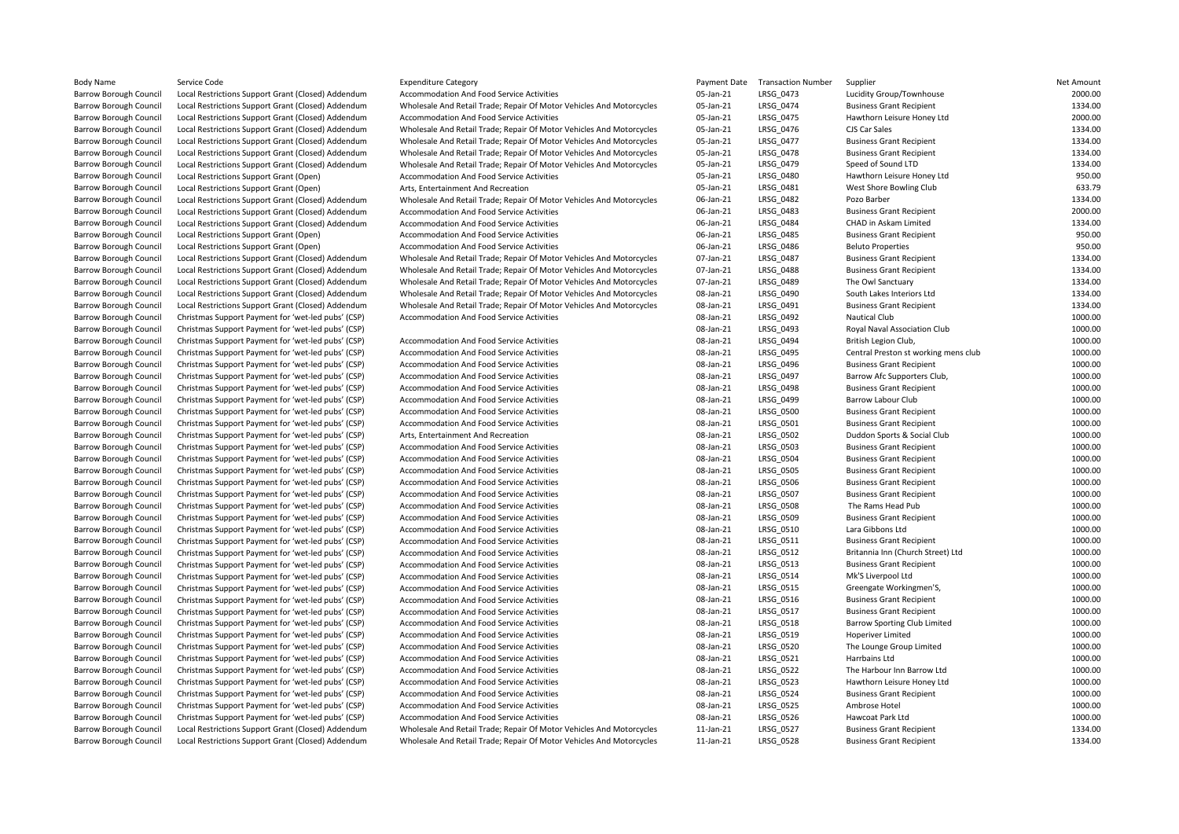| Body Name | Service Code | Expenditure Category | Payment Date | Transaction Number | Supplier | Net Amount |
|---|---|---|---|---|---|---|
| Barrow Borough Council | Local Restrictions Support Grant (Closed) Addendum | Accommodation And Food Service Activities | 05-Jan-21 | LRSG_0473 | Lucidity Group/Townhouse | 2000.00 |
| Barrow Borough Council | Local Restrictions Support Grant (Closed) Addendum | Wholesale And Retail Trade; Repair Of Motor Vehicles And Motorcycles | 05-Jan-21 | LRSG_0474 | Business Grant Recipient | 1334.00 |
| Barrow Borough Council | Local Restrictions Support Grant (Closed) Addendum | Accommodation And Food Service Activities | 05-Jan-21 | LRSG_0475 | Hawthorn Leisure Honey Ltd | 2000.00 |
| Barrow Borough Council | Local Restrictions Support Grant (Closed) Addendum | Wholesale And Retail Trade; Repair Of Motor Vehicles And Motorcycles | 05-Jan-21 | LRSG_0476 | CJS Car Sales | 1334.00 |
| Barrow Borough Council | Local Restrictions Support Grant (Closed) Addendum | Wholesale And Retail Trade; Repair Of Motor Vehicles And Motorcycles | 05-Jan-21 | LRSG_0477 | Business Grant Recipient | 1334.00 |
| Barrow Borough Council | Local Restrictions Support Grant (Closed) Addendum | Wholesale And Retail Trade; Repair Of Motor Vehicles And Motorcycles | 05-Jan-21 | LRSG_0478 | Business Grant Recipient | 1334.00 |
| Barrow Borough Council | Local Restrictions Support Grant (Closed) Addendum | Wholesale And Retail Trade; Repair Of Motor Vehicles And Motorcycles | 05-Jan-21 | LRSG_0479 | Speed of Sound LTD | 1334.00 |
| Barrow Borough Council | Local Restrictions Support Grant (Open) | Accommodation And Food Service Activities | 05-Jan-21 | LRSG_0480 | Hawthorn Leisure Honey Ltd | 950.00 |
| Barrow Borough Council | Local Restrictions Support Grant (Open) | Arts, Entertainment And Recreation | 05-Jan-21 | LRSG_0481 | West Shore Bowling Club | 633.79 |
| Barrow Borough Council | Local Restrictions Support Grant (Closed) Addendum | Wholesale And Retail Trade; Repair Of Motor Vehicles And Motorcycles | 06-Jan-21 | LRSG_0482 | Pozo Barber | 1334.00 |
| Barrow Borough Council | Local Restrictions Support Grant (Closed) Addendum | Accommodation And Food Service Activities | 06-Jan-21 | LRSG_0483 | Business Grant Recipient | 2000.00 |
| Barrow Borough Council | Local Restrictions Support Grant (Closed) Addendum | Accommodation And Food Service Activities | 06-Jan-21 | LRSG_0484 | CHAD in Askam Limited | 1334.00 |
| Barrow Borough Council | Local Restrictions Support Grant (Open) | Accommodation And Food Service Activities | 06-Jan-21 | LRSG_0485 | Business Grant Recipient | 950.00 |
| Barrow Borough Council | Local Restrictions Support Grant (Open) | Accommodation And Food Service Activities | 06-Jan-21 | LRSG_0486 | Beluto Properties | 950.00 |
| Barrow Borough Council | Local Restrictions Support Grant (Closed) Addendum | Wholesale And Retail Trade; Repair Of Motor Vehicles And Motorcycles | 07-Jan-21 | LRSG_0487 | Business Grant Recipient | 1334.00 |
| Barrow Borough Council | Local Restrictions Support Grant (Closed) Addendum | Wholesale And Retail Trade; Repair Of Motor Vehicles And Motorcycles | 07-Jan-21 | LRSG_0488 | Business Grant Recipient | 1334.00 |
| Barrow Borough Council | Local Restrictions Support Grant (Closed) Addendum | Wholesale And Retail Trade; Repair Of Motor Vehicles And Motorcycles | 07-Jan-21 | LRSG_0489 | The Owl Sanctuary | 1334.00 |
| Barrow Borough Council | Local Restrictions Support Grant (Closed) Addendum | Wholesale And Retail Trade; Repair Of Motor Vehicles And Motorcycles | 08-Jan-21 | LRSG_0490 | South Lakes Interiors Ltd | 1334.00 |
| Barrow Borough Council | Local Restrictions Support Grant (Closed) Addendum | Wholesale And Retail Trade; Repair Of Motor Vehicles And Motorcycles | 08-Jan-21 | LRSG_0491 | Business Grant Recipient | 1334.00 |
| Barrow Borough Council | Christmas Support Payment for 'wet-led pubs' (CSP) | Accommodation And Food Service Activities | 08-Jan-21 | LRSG_0492 | Nautical Club | 1000.00 |
| Barrow Borough Council | Christmas Support Payment for 'wet-led pubs' (CSP) | | 08-Jan-21 | LRSG_0493 | Royal Naval Association Club | 1000.00 |
| Barrow Borough Council | Christmas Support Payment for 'wet-led pubs' (CSP) | Accommodation And Food Service Activities | 08-Jan-21 | LRSG_0494 | British Legion Club, | 1000.00 |
| Barrow Borough Council | Christmas Support Payment for 'wet-led pubs' (CSP) | Accommodation And Food Service Activities | 08-Jan-21 | LRSG_0495 | Central Preston st working mens club | 1000.00 |
| Barrow Borough Council | Christmas Support Payment for 'wet-led pubs' (CSP) | Accommodation And Food Service Activities | 08-Jan-21 | LRSG_0496 | Business Grant Recipient | 1000.00 |
| Barrow Borough Council | Christmas Support Payment for 'wet-led pubs' (CSP) | Accommodation And Food Service Activities | 08-Jan-21 | LRSG_0497 | Barrow Afc Supporters Club, | 1000.00 |
| Barrow Borough Council | Christmas Support Payment for 'wet-led pubs' (CSP) | Accommodation And Food Service Activities | 08-Jan-21 | LRSG_0498 | Business Grant Recipient | 1000.00 |
| Barrow Borough Council | Christmas Support Payment for 'wet-led pubs' (CSP) | Accommodation And Food Service Activities | 08-Jan-21 | LRSG_0499 | Barrow Labour Club | 1000.00 |
| Barrow Borough Council | Christmas Support Payment for 'wet-led pubs' (CSP) | Accommodation And Food Service Activities | 08-Jan-21 | LRSG_0500 | Business Grant Recipient | 1000.00 |
| Barrow Borough Council | Christmas Support Payment for 'wet-led pubs' (CSP) | Accommodation And Food Service Activities | 08-Jan-21 | LRSG_0501 | Business Grant Recipient | 1000.00 |
| Barrow Borough Council | Christmas Support Payment for 'wet-led pubs' (CSP) | Arts, Entertainment And Recreation | 08-Jan-21 | LRSG_0502 | Duddon Sports & Social Club | 1000.00 |
| Barrow Borough Council | Christmas Support Payment for 'wet-led pubs' (CSP) | Accommodation And Food Service Activities | 08-Jan-21 | LRSG_0503 | Business Grant Recipient | 1000.00 |
| Barrow Borough Council | Christmas Support Payment for 'wet-led pubs' (CSP) | Accommodation And Food Service Activities | 08-Jan-21 | LRSG_0504 | Business Grant Recipient | 1000.00 |
| Barrow Borough Council | Christmas Support Payment for 'wet-led pubs' (CSP) | Accommodation And Food Service Activities | 08-Jan-21 | LRSG_0505 | Business Grant Recipient | 1000.00 |
| Barrow Borough Council | Christmas Support Payment for 'wet-led pubs' (CSP) | Accommodation And Food Service Activities | 08-Jan-21 | LRSG_0506 | Business Grant Recipient | 1000.00 |
| Barrow Borough Council | Christmas Support Payment for 'wet-led pubs' (CSP) | Accommodation And Food Service Activities | 08-Jan-21 | LRSG_0507 | Business Grant Recipient | 1000.00 |
| Barrow Borough Council | Christmas Support Payment for 'wet-led pubs' (CSP) | Accommodation And Food Service Activities | 08-Jan-21 | LRSG_0508 | The Rams Head Pub | 1000.00 |
| Barrow Borough Council | Christmas Support Payment for 'wet-led pubs' (CSP) | Accommodation And Food Service Activities | 08-Jan-21 | LRSG_0509 | Business Grant Recipient | 1000.00 |
| Barrow Borough Council | Christmas Support Payment for 'wet-led pubs' (CSP) | Accommodation And Food Service Activities | 08-Jan-21 | LRSG_0510 | Lara Gibbons Ltd | 1000.00 |
| Barrow Borough Council | Christmas Support Payment for 'wet-led pubs' (CSP) | Accommodation And Food Service Activities | 08-Jan-21 | LRSG_0511 | Business Grant Recipient | 1000.00 |
| Barrow Borough Council | Christmas Support Payment for 'wet-led pubs' (CSP) | Accommodation And Food Service Activities | 08-Jan-21 | LRSG_0512 | Britannia Inn (Church Street) Ltd | 1000.00 |
| Barrow Borough Council | Christmas Support Payment for 'wet-led pubs' (CSP) | Accommodation And Food Service Activities | 08-Jan-21 | LRSG_0513 | Business Grant Recipient | 1000.00 |
| Barrow Borough Council | Christmas Support Payment for 'wet-led pubs' (CSP) | Accommodation And Food Service Activities | 08-Jan-21 | LRSG_0514 | Mk'S Liverpool Ltd | 1000.00 |
| Barrow Borough Council | Christmas Support Payment for 'wet-led pubs' (CSP) | Accommodation And Food Service Activities | 08-Jan-21 | LRSG_0515 | Greengate Workingmen'S, | 1000.00 |
| Barrow Borough Council | Christmas Support Payment for 'wet-led pubs' (CSP) | Accommodation And Food Service Activities | 08-Jan-21 | LRSG_0516 | Business Grant Recipient | 1000.00 |
| Barrow Borough Council | Christmas Support Payment for 'wet-led pubs' (CSP) | Accommodation And Food Service Activities | 08-Jan-21 | LRSG_0517 | Business Grant Recipient | 1000.00 |
| Barrow Borough Council | Christmas Support Payment for 'wet-led pubs' (CSP) | Accommodation And Food Service Activities | 08-Jan-21 | LRSG_0518 | Barrow Sporting Club Limited | 1000.00 |
| Barrow Borough Council | Christmas Support Payment for 'wet-led pubs' (CSP) | Accommodation And Food Service Activities | 08-Jan-21 | LRSG_0519 | Hoperiver Limited | 1000.00 |
| Barrow Borough Council | Christmas Support Payment for 'wet-led pubs' (CSP) | Accommodation And Food Service Activities | 08-Jan-21 | LRSG_0520 | The Lounge Group Limited | 1000.00 |
| Barrow Borough Council | Christmas Support Payment for 'wet-led pubs' (CSP) | Accommodation And Food Service Activities | 08-Jan-21 | LRSG_0521 | Harrbains Ltd | 1000.00 |
| Barrow Borough Council | Christmas Support Payment for 'wet-led pubs' (CSP) | Accommodation And Food Service Activities | 08-Jan-21 | LRSG_0522 | The Harbour Inn Barrow Ltd | 1000.00 |
| Barrow Borough Council | Christmas Support Payment for 'wet-led pubs' (CSP) | Accommodation And Food Service Activities | 08-Jan-21 | LRSG_0523 | Hawthorn Leisure Honey Ltd | 1000.00 |
| Barrow Borough Council | Christmas Support Payment for 'wet-led pubs' (CSP) | Accommodation And Food Service Activities | 08-Jan-21 | LRSG_0524 | Business Grant Recipient | 1000.00 |
| Barrow Borough Council | Christmas Support Payment for 'wet-led pubs' (CSP) | Accommodation And Food Service Activities | 08-Jan-21 | LRSG_0525 | Ambrose Hotel | 1000.00 |
| Barrow Borough Council | Christmas Support Payment for 'wet-led pubs' (CSP) | Accommodation And Food Service Activities | 08-Jan-21 | LRSG_0526 | Hawcoat Park Ltd | 1000.00 |
| Barrow Borough Council | Local Restrictions Support Grant (Closed) Addendum | Wholesale And Retail Trade; Repair Of Motor Vehicles And Motorcycles | 11-Jan-21 | LRSG_0527 | Business Grant Recipient | 1334.00 |
| Barrow Borough Council | Local Restrictions Support Grant (Closed) Addendum | Wholesale And Retail Trade; Repair Of Motor Vehicles And Motorcycles | 11-Jan-21 | LRSG_0528 | Business Grant Recipient | 1334.00 |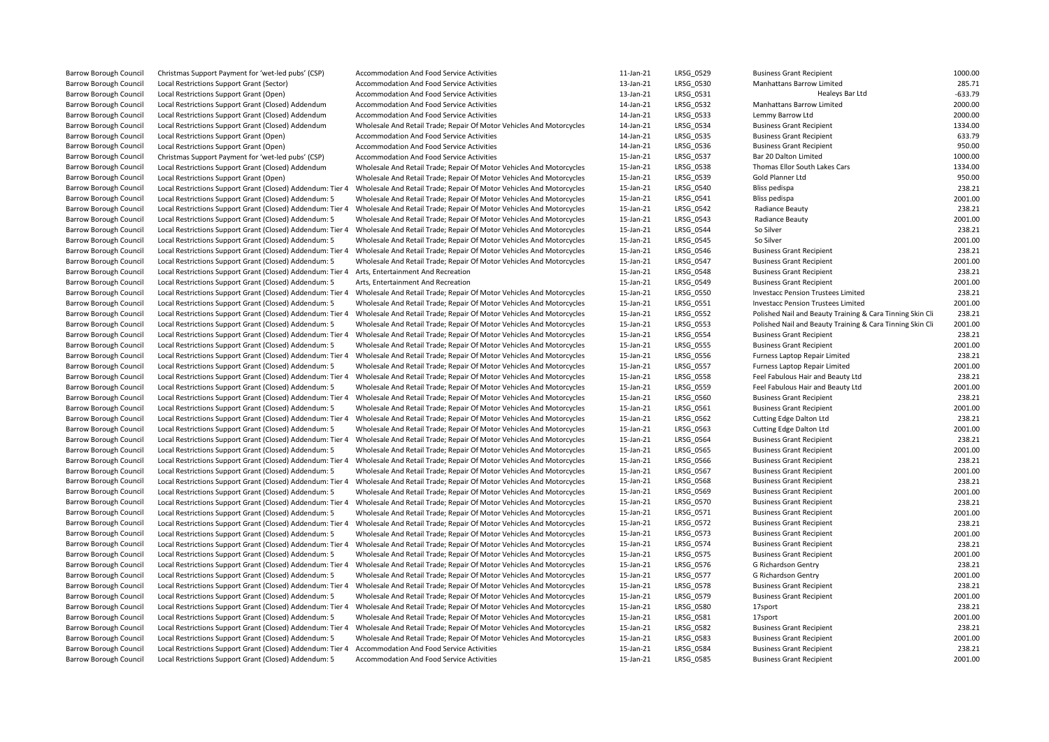| | | | | | | |
|---|---|---|---|---|---|---|
| Barrow Borough Council | Christmas Support Payment for 'wet-led pubs' (CSP) | Accommodation And Food Service Activities | 11-Jan-21 | LRSG_0529 | Business Grant Recipient | 1000.00 |
| Barrow Borough Council | Local Restrictions Support Grant (Sector) | Accommodation And Food Service Activities | 13-Jan-21 | LRSG_0530 | Manhattans Barrow Limited | 285.71 |
| Barrow Borough Council | Local Restrictions Support Grant (Open) | Accommodation And Food Service Activities | 13-Jan-21 | LRSG_0531 | Healeys Bar Ltd | -633.79 |
| Barrow Borough Council | Local Restrictions Support Grant (Closed) Addendum | Accommodation And Food Service Activities | 14-Jan-21 | LRSG_0532 | Manhattans Barrow Limited | 2000.00 |
| Barrow Borough Council | Local Restrictions Support Grant (Closed) Addendum | Accommodation And Food Service Activities | 14-Jan-21 | LRSG_0533 | Lemmy Barrow Ltd | 2000.00 |
| Barrow Borough Council | Local Restrictions Support Grant (Closed) Addendum | Wholesale And Retail Trade; Repair Of Motor Vehicles And Motorcycles | 14-Jan-21 | LRSG_0534 | Business Grant Recipient | 1334.00 |
| Barrow Borough Council | Local Restrictions Support Grant (Open) | Accommodation And Food Service Activities | 14-Jan-21 | LRSG_0535 | Business Grant Recipient | 633.79 |
| Barrow Borough Council | Local Restrictions Support Grant (Open) | Accommodation And Food Service Activities | 14-Jan-21 | LRSG_0536 | Business Grant Recipient | 950.00 |
| Barrow Borough Council | Christmas Support Payment for 'wet-led pubs' (CSP) | Accommodation And Food Service Activities | 15-Jan-21 | LRSG_0537 | Bar 20 Dalton Limited | 1000.00 |
| Barrow Borough Council | Local Restrictions Support Grant (Closed) Addendum | Wholesale And Retail Trade; Repair Of Motor Vehicles And Motorcycles | 15-Jan-21 | LRSG_0538 | Thomas Ellor South Lakes Cars | 1334.00 |
| Barrow Borough Council | Local Restrictions Support Grant (Open) | Wholesale And Retail Trade; Repair Of Motor Vehicles And Motorcycles | 15-Jan-21 | LRSG_0539 | Gold Planner Ltd | 950.00 |
| Barrow Borough Council | Local Restrictions Support Grant (Closed) Addendum: Tier 4 | Wholesale And Retail Trade; Repair Of Motor Vehicles And Motorcycles | 15-Jan-21 | LRSG_0540 | Bliss pedispa | 238.21 |
| Barrow Borough Council | Local Restrictions Support Grant (Closed) Addendum: 5 | Wholesale And Retail Trade; Repair Of Motor Vehicles And Motorcycles | 15-Jan-21 | LRSG_0541 | Bliss pedispa | 2001.00 |
| Barrow Borough Council | Local Restrictions Support Grant (Closed) Addendum: Tier 4 | Wholesale And Retail Trade; Repair Of Motor Vehicles And Motorcycles | 15-Jan-21 | LRSG_0542 | Radiance Beauty | 238.21 |
| Barrow Borough Council | Local Restrictions Support Grant (Closed) Addendum: 5 | Wholesale And Retail Trade; Repair Of Motor Vehicles And Motorcycles | 15-Jan-21 | LRSG_0543 | Radiance Beauty | 2001.00 |
| Barrow Borough Council | Local Restrictions Support Grant (Closed) Addendum: Tier 4 | Wholesale And Retail Trade; Repair Of Motor Vehicles And Motorcycles | 15-Jan-21 | LRSG_0544 | So Silver | 238.21 |
| Barrow Borough Council | Local Restrictions Support Grant (Closed) Addendum: 5 | Wholesale And Retail Trade; Repair Of Motor Vehicles And Motorcycles | 15-Jan-21 | LRSG_0545 | So Silver | 2001.00 |
| Barrow Borough Council | Local Restrictions Support Grant (Closed) Addendum: Tier 4 | Wholesale And Retail Trade; Repair Of Motor Vehicles And Motorcycles | 15-Jan-21 | LRSG_0546 | Business Grant Recipient | 238.21 |
| Barrow Borough Council | Local Restrictions Support Grant (Closed) Addendum: 5 | Wholesale And Retail Trade; Repair Of Motor Vehicles And Motorcycles | 15-Jan-21 | LRSG_0547 | Business Grant Recipient | 2001.00 |
| Barrow Borough Council | Local Restrictions Support Grant (Closed) Addendum: Tier 4 | Arts, Entertainment And Recreation | 15-Jan-21 | LRSG_0548 | Business Grant Recipient | 238.21 |
| Barrow Borough Council | Local Restrictions Support Grant (Closed) Addendum: 5 | Arts, Entertainment And Recreation | 15-Jan-21 | LRSG_0549 | Business Grant Recipient | 2001.00 |
| Barrow Borough Council | Local Restrictions Support Grant (Closed) Addendum: Tier 4 | Wholesale And Retail Trade; Repair Of Motor Vehicles And Motorcycles | 15-Jan-21 | LRSG_0550 | Investacc Pension Trustees Limited | 238.21 |
| Barrow Borough Council | Local Restrictions Support Grant (Closed) Addendum: 5 | Wholesale And Retail Trade; Repair Of Motor Vehicles And Motorcycles | 15-Jan-21 | LRSG_0551 | Investacc Pension Trustees Limited | 2001.00 |
| Barrow Borough Council | Local Restrictions Support Grant (Closed) Addendum: Tier 4 | Wholesale And Retail Trade; Repair Of Motor Vehicles And Motorcycles | 15-Jan-21 | LRSG_0552 | Polished Nail and Beauty Training & Cara Tinning Skin Cli | 238.21 |
| Barrow Borough Council | Local Restrictions Support Grant (Closed) Addendum: 5 | Wholesale And Retail Trade; Repair Of Motor Vehicles And Motorcycles | 15-Jan-21 | LRSG_0553 | Polished Nail and Beauty Training & Cara Tinning Skin Cli | 2001.00 |
| Barrow Borough Council | Local Restrictions Support Grant (Closed) Addendum: Tier 4 | Wholesale And Retail Trade; Repair Of Motor Vehicles And Motorcycles | 15-Jan-21 | LRSG_0554 | Business Grant Recipient | 238.21 |
| Barrow Borough Council | Local Restrictions Support Grant (Closed) Addendum: 5 | Wholesale And Retail Trade; Repair Of Motor Vehicles And Motorcycles | 15-Jan-21 | LRSG_0555 | Business Grant Recipient | 2001.00 |
| Barrow Borough Council | Local Restrictions Support Grant (Closed) Addendum: Tier 4 | Wholesale And Retail Trade; Repair Of Motor Vehicles And Motorcycles | 15-Jan-21 | LRSG_0556 | Furness Laptop Repair Limited | 238.21 |
| Barrow Borough Council | Local Restrictions Support Grant (Closed) Addendum: 5 | Wholesale And Retail Trade; Repair Of Motor Vehicles And Motorcycles | 15-Jan-21 | LRSG_0557 | Furness Laptop Repair Limited | 2001.00 |
| Barrow Borough Council | Local Restrictions Support Grant (Closed) Addendum: Tier 4 | Wholesale And Retail Trade; Repair Of Motor Vehicles And Motorcycles | 15-Jan-21 | LRSG_0558 | Feel Fabulous Hair and Beauty Ltd | 238.21 |
| Barrow Borough Council | Local Restrictions Support Grant (Closed) Addendum: 5 | Wholesale And Retail Trade; Repair Of Motor Vehicles And Motorcycles | 15-Jan-21 | LRSG_0559 | Feel Fabulous Hair and Beauty Ltd | 2001.00 |
| Barrow Borough Council | Local Restrictions Support Grant (Closed) Addendum: Tier 4 | Wholesale And Retail Trade; Repair Of Motor Vehicles And Motorcycles | 15-Jan-21 | LRSG_0560 | Business Grant Recipient | 238.21 |
| Barrow Borough Council | Local Restrictions Support Grant (Closed) Addendum: 5 | Wholesale And Retail Trade; Repair Of Motor Vehicles And Motorcycles | 15-Jan-21 | LRSG_0561 | Business Grant Recipient | 2001.00 |
| Barrow Borough Council | Local Restrictions Support Grant (Closed) Addendum: Tier 4 | Wholesale And Retail Trade; Repair Of Motor Vehicles And Motorcycles | 15-Jan-21 | LRSG_0562 | Cutting Edge Dalton Ltd | 238.21 |
| Barrow Borough Council | Local Restrictions Support Grant (Closed) Addendum: 5 | Wholesale And Retail Trade; Repair Of Motor Vehicles And Motorcycles | 15-Jan-21 | LRSG_0563 | Cutting Edge Dalton Ltd | 2001.00 |
| Barrow Borough Council | Local Restrictions Support Grant (Closed) Addendum: Tier 4 | Wholesale And Retail Trade; Repair Of Motor Vehicles And Motorcycles | 15-Jan-21 | LRSG_0564 | Business Grant Recipient | 238.21 |
| Barrow Borough Council | Local Restrictions Support Grant (Closed) Addendum: 5 | Wholesale And Retail Trade; Repair Of Motor Vehicles And Motorcycles | 15-Jan-21 | LRSG_0565 | Business Grant Recipient | 2001.00 |
| Barrow Borough Council | Local Restrictions Support Grant (Closed) Addendum: Tier 4 | Wholesale And Retail Trade; Repair Of Motor Vehicles And Motorcycles | 15-Jan-21 | LRSG_0566 | Business Grant Recipient | 238.21 |
| Barrow Borough Council | Local Restrictions Support Grant (Closed) Addendum: 5 | Wholesale And Retail Trade; Repair Of Motor Vehicles And Motorcycles | 15-Jan-21 | LRSG_0567 | Business Grant Recipient | 2001.00 |
| Barrow Borough Council | Local Restrictions Support Grant (Closed) Addendum: Tier 4 | Wholesale And Retail Trade; Repair Of Motor Vehicles And Motorcycles | 15-Jan-21 | LRSG_0568 | Business Grant Recipient | 238.21 |
| Barrow Borough Council | Local Restrictions Support Grant (Closed) Addendum: 5 | Wholesale And Retail Trade; Repair Of Motor Vehicles And Motorcycles | 15-Jan-21 | LRSG_0569 | Business Grant Recipient | 2001.00 |
| Barrow Borough Council | Local Restrictions Support Grant (Closed) Addendum: Tier 4 | Wholesale And Retail Trade; Repair Of Motor Vehicles And Motorcycles | 15-Jan-21 | LRSG_0570 | Business Grant Recipient | 238.21 |
| Barrow Borough Council | Local Restrictions Support Grant (Closed) Addendum: 5 | Wholesale And Retail Trade; Repair Of Motor Vehicles And Motorcycles | 15-Jan-21 | LRSG_0571 | Business Grant Recipient | 2001.00 |
| Barrow Borough Council | Local Restrictions Support Grant (Closed) Addendum: Tier 4 | Wholesale And Retail Trade; Repair Of Motor Vehicles And Motorcycles | 15-Jan-21 | LRSG_0572 | Business Grant Recipient | 238.21 |
| Barrow Borough Council | Local Restrictions Support Grant (Closed) Addendum: 5 | Wholesale And Retail Trade; Repair Of Motor Vehicles And Motorcycles | 15-Jan-21 | LRSG_0573 | Business Grant Recipient | 2001.00 |
| Barrow Borough Council | Local Restrictions Support Grant (Closed) Addendum: Tier 4 | Wholesale And Retail Trade; Repair Of Motor Vehicles And Motorcycles | 15-Jan-21 | LRSG_0574 | Business Grant Recipient | 238.21 |
| Barrow Borough Council | Local Restrictions Support Grant (Closed) Addendum: 5 | Wholesale And Retail Trade; Repair Of Motor Vehicles And Motorcycles | 15-Jan-21 | LRSG_0575 | Business Grant Recipient | 2001.00 |
| Barrow Borough Council | Local Restrictions Support Grant (Closed) Addendum: Tier 4 | Wholesale And Retail Trade; Repair Of Motor Vehicles And Motorcycles | 15-Jan-21 | LRSG_0576 | G Richardson Gentry | 238.21 |
| Barrow Borough Council | Local Restrictions Support Grant (Closed) Addendum: 5 | Wholesale And Retail Trade; Repair Of Motor Vehicles And Motorcycles | 15-Jan-21 | LRSG_0577 | G Richardson Gentry | 2001.00 |
| Barrow Borough Council | Local Restrictions Support Grant (Closed) Addendum: Tier 4 | Wholesale And Retail Trade; Repair Of Motor Vehicles And Motorcycles | 15-Jan-21 | LRSG_0578 | Business Grant Recipient | 238.21 |
| Barrow Borough Council | Local Restrictions Support Grant (Closed) Addendum: 5 | Wholesale And Retail Trade; Repair Of Motor Vehicles And Motorcycles | 15-Jan-21 | LRSG_0579 | Business Grant Recipient | 2001.00 |
| Barrow Borough Council | Local Restrictions Support Grant (Closed) Addendum: Tier 4 | Wholesale And Retail Trade; Repair Of Motor Vehicles And Motorcycles | 15-Jan-21 | LRSG_0580 | 17sport | 238.21 |
| Barrow Borough Council | Local Restrictions Support Grant (Closed) Addendum: 5 | Wholesale And Retail Trade; Repair Of Motor Vehicles And Motorcycles | 15-Jan-21 | LRSG_0581 | 17sport | 2001.00 |
| Barrow Borough Council | Local Restrictions Support Grant (Closed) Addendum: Tier 4 | Wholesale And Retail Trade; Repair Of Motor Vehicles And Motorcycles | 15-Jan-21 | LRSG_0582 | Business Grant Recipient | 238.21 |
| Barrow Borough Council | Local Restrictions Support Grant (Closed) Addendum: 5 | Wholesale And Retail Trade; Repair Of Motor Vehicles And Motorcycles | 15-Jan-21 | LRSG_0583 | Business Grant Recipient | 2001.00 |
| Barrow Borough Council | Local Restrictions Support Grant (Closed) Addendum: Tier 4 | Accommodation And Food Service Activities | 15-Jan-21 | LRSG_0584 | Business Grant Recipient | 238.21 |
| Barrow Borough Council | Local Restrictions Support Grant (Closed) Addendum: 5 | Accommodation And Food Service Activities | 15-Jan-21 | LRSG_0585 | Business Grant Recipient | 2001.00 |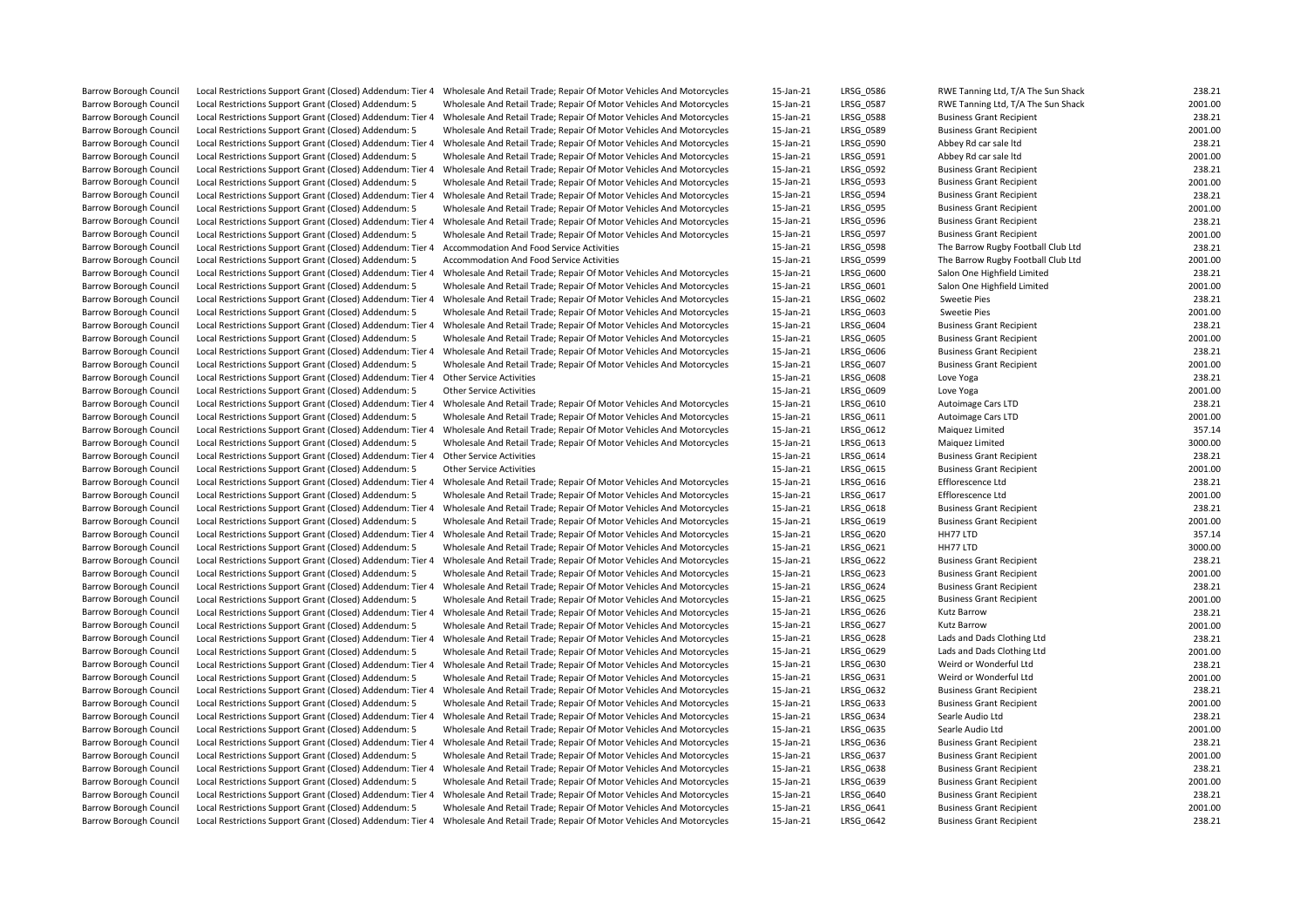| | | | | | | |
|---|---|---|---|---|---|---|
| Barrow Borough Council | Local Restrictions Support Grant (Closed) Addendum: Tier 4 | Wholesale And Retail Trade; Repair Of Motor Vehicles And Motorcycles | 15-Jan-21 | LRSG_0586 | RWE Tanning Ltd, T/A The Sun Shack | 238.21 |
| Barrow Borough Council | Local Restrictions Support Grant (Closed) Addendum: 5 | Wholesale And Retail Trade; Repair Of Motor Vehicles And Motorcycles | 15-Jan-21 | LRSG_0587 | RWE Tanning Ltd, T/A The Sun Shack | 2001.00 |
| Barrow Borough Council | Local Restrictions Support Grant (Closed) Addendum: Tier 4 | Wholesale And Retail Trade; Repair Of Motor Vehicles And Motorcycles | 15-Jan-21 | LRSG_0588 | Business Grant Recipient | 238.21 |
| Barrow Borough Council | Local Restrictions Support Grant (Closed) Addendum: 5 | Wholesale And Retail Trade; Repair Of Motor Vehicles And Motorcycles | 15-Jan-21 | LRSG_0589 | Business Grant Recipient | 2001.00 |
| Barrow Borough Council | Local Restrictions Support Grant (Closed) Addendum: Tier 4 | Wholesale And Retail Trade; Repair Of Motor Vehicles And Motorcycles | 15-Jan-21 | LRSG_0590 | Abbey Rd car sale ltd | 238.21 |
| Barrow Borough Council | Local Restrictions Support Grant (Closed) Addendum: 5 | Wholesale And Retail Trade; Repair Of Motor Vehicles And Motorcycles | 15-Jan-21 | LRSG_0591 | Abbey Rd car sale ltd | 2001.00 |
| Barrow Borough Council | Local Restrictions Support Grant (Closed) Addendum: Tier 4 | Wholesale And Retail Trade; Repair Of Motor Vehicles And Motorcycles | 15-Jan-21 | LRSG_0592 | Business Grant Recipient | 238.21 |
| Barrow Borough Council | Local Restrictions Support Grant (Closed) Addendum: 5 | Wholesale And Retail Trade; Repair Of Motor Vehicles And Motorcycles | 15-Jan-21 | LRSG_0593 | Business Grant Recipient | 2001.00 |
| Barrow Borough Council | Local Restrictions Support Grant (Closed) Addendum: Tier 4 | Wholesale And Retail Trade; Repair Of Motor Vehicles And Motorcycles | 15-Jan-21 | LRSG_0594 | Business Grant Recipient | 238.21 |
| Barrow Borough Council | Local Restrictions Support Grant (Closed) Addendum: 5 | Wholesale And Retail Trade; Repair Of Motor Vehicles And Motorcycles | 15-Jan-21 | LRSG_0595 | Business Grant Recipient | 2001.00 |
| Barrow Borough Council | Local Restrictions Support Grant (Closed) Addendum: Tier 4 | Wholesale And Retail Trade; Repair Of Motor Vehicles And Motorcycles | 15-Jan-21 | LRSG_0596 | Business Grant Recipient | 238.21 |
| Barrow Borough Council | Local Restrictions Support Grant (Closed) Addendum: 5 | Wholesale And Retail Trade; Repair Of Motor Vehicles And Motorcycles | 15-Jan-21 | LRSG_0597 | Business Grant Recipient | 2001.00 |
| Barrow Borough Council | Local Restrictions Support Grant (Closed) Addendum: Tier 4 | Accommodation And Food Service Activities | 15-Jan-21 | LRSG_0598 | The Barrow Rugby Football Club Ltd | 238.21 |
| Barrow Borough Council | Local Restrictions Support Grant (Closed) Addendum: 5 | Accommodation And Food Service Activities | 15-Jan-21 | LRSG_0599 | The Barrow Rugby Football Club Ltd | 2001.00 |
| Barrow Borough Council | Local Restrictions Support Grant (Closed) Addendum: Tier 4 | Wholesale And Retail Trade; Repair Of Motor Vehicles And Motorcycles | 15-Jan-21 | LRSG_0600 | Salon One Highfield Limited | 238.21 |
| Barrow Borough Council | Local Restrictions Support Grant (Closed) Addendum: 5 | Wholesale And Retail Trade; Repair Of Motor Vehicles And Motorcycles | 15-Jan-21 | LRSG_0601 | Salon One Highfield Limited | 2001.00 |
| Barrow Borough Council | Local Restrictions Support Grant (Closed) Addendum: Tier 4 | Wholesale And Retail Trade; Repair Of Motor Vehicles And Motorcycles | 15-Jan-21 | LRSG_0602 | Sweetie Pies | 238.21 |
| Barrow Borough Council | Local Restrictions Support Grant (Closed) Addendum: 5 | Wholesale And Retail Trade; Repair Of Motor Vehicles And Motorcycles | 15-Jan-21 | LRSG_0603 | Sweetie Pies | 2001.00 |
| Barrow Borough Council | Local Restrictions Support Grant (Closed) Addendum: Tier 4 | Wholesale And Retail Trade; Repair Of Motor Vehicles And Motorcycles | 15-Jan-21 | LRSG_0604 | Business Grant Recipient | 238.21 |
| Barrow Borough Council | Local Restrictions Support Grant (Closed) Addendum: 5 | Wholesale And Retail Trade; Repair Of Motor Vehicles And Motorcycles | 15-Jan-21 | LRSG_0605 | Business Grant Recipient | 2001.00 |
| Barrow Borough Council | Local Restrictions Support Grant (Closed) Addendum: Tier 4 | Wholesale And Retail Trade; Repair Of Motor Vehicles And Motorcycles | 15-Jan-21 | LRSG_0606 | Business Grant Recipient | 238.21 |
| Barrow Borough Council | Local Restrictions Support Grant (Closed) Addendum: 5 | Wholesale And Retail Trade; Repair Of Motor Vehicles And Motorcycles | 15-Jan-21 | LRSG_0607 | Business Grant Recipient | 2001.00 |
| Barrow Borough Council | Local Restrictions Support Grant (Closed) Addendum: Tier 4 | Other Service Activities | 15-Jan-21 | LRSG_0608 | Love Yoga | 238.21 |
| Barrow Borough Council | Local Restrictions Support Grant (Closed) Addendum: 5 | Other Service Activities | 15-Jan-21 | LRSG_0609 | Love Yoga | 2001.00 |
| Barrow Borough Council | Local Restrictions Support Grant (Closed) Addendum: Tier 4 | Wholesale And Retail Trade; Repair Of Motor Vehicles And Motorcycles | 15-Jan-21 | LRSG_0610 | Autoimage Cars LTD | 238.21 |
| Barrow Borough Council | Local Restrictions Support Grant (Closed) Addendum: 5 | Wholesale And Retail Trade; Repair Of Motor Vehicles And Motorcycles | 15-Jan-21 | LRSG_0611 | Autoimage Cars LTD | 2001.00 |
| Barrow Borough Council | Local Restrictions Support Grant (Closed) Addendum: Tier 4 | Wholesale And Retail Trade; Repair Of Motor Vehicles And Motorcycles | 15-Jan-21 | LRSG_0612 | Maiquez Limited | 357.14 |
| Barrow Borough Council | Local Restrictions Support Grant (Closed) Addendum: 5 | Wholesale And Retail Trade; Repair Of Motor Vehicles And Motorcycles | 15-Jan-21 | LRSG_0613 | Maiquez Limited | 3000.00 |
| Barrow Borough Council | Local Restrictions Support Grant (Closed) Addendum: Tier 4 | Other Service Activities | 15-Jan-21 | LRSG_0614 | Business Grant Recipient | 238.21 |
| Barrow Borough Council | Local Restrictions Support Grant (Closed) Addendum: 5 | Other Service Activities | 15-Jan-21 | LRSG_0615 | Business Grant Recipient | 2001.00 |
| Barrow Borough Council | Local Restrictions Support Grant (Closed) Addendum: Tier 4 | Wholesale And Retail Trade; Repair Of Motor Vehicles And Motorcycles | 15-Jan-21 | LRSG_0616 | Efflorescence Ltd | 238.21 |
| Barrow Borough Council | Local Restrictions Support Grant (Closed) Addendum: 5 | Wholesale And Retail Trade; Repair Of Motor Vehicles And Motorcycles | 15-Jan-21 | LRSG_0617 | Efflorescence Ltd | 2001.00 |
| Barrow Borough Council | Local Restrictions Support Grant (Closed) Addendum: Tier 4 | Wholesale And Retail Trade; Repair Of Motor Vehicles And Motorcycles | 15-Jan-21 | LRSG_0618 | Business Grant Recipient | 238.21 |
| Barrow Borough Council | Local Restrictions Support Grant (Closed) Addendum: 5 | Wholesale And Retail Trade; Repair Of Motor Vehicles And Motorcycles | 15-Jan-21 | LRSG_0619 | Business Grant Recipient | 2001.00 |
| Barrow Borough Council | Local Restrictions Support Grant (Closed) Addendum: Tier 4 | Wholesale And Retail Trade; Repair Of Motor Vehicles And Motorcycles | 15-Jan-21 | LRSG_0620 | HH77 LTD | 357.14 |
| Barrow Borough Council | Local Restrictions Support Grant (Closed) Addendum: 5 | Wholesale And Retail Trade; Repair Of Motor Vehicles And Motorcycles | 15-Jan-21 | LRSG_0621 | HH77 LTD | 3000.00 |
| Barrow Borough Council | Local Restrictions Support Grant (Closed) Addendum: Tier 4 | Wholesale And Retail Trade; Repair Of Motor Vehicles And Motorcycles | 15-Jan-21 | LRSG_0622 | Business Grant Recipient | 238.21 |
| Barrow Borough Council | Local Restrictions Support Grant (Closed) Addendum: 5 | Wholesale And Retail Trade; Repair Of Motor Vehicles And Motorcycles | 15-Jan-21 | LRSG_0623 | Business Grant Recipient | 2001.00 |
| Barrow Borough Council | Local Restrictions Support Grant (Closed) Addendum: Tier 4 | Wholesale And Retail Trade; Repair Of Motor Vehicles And Motorcycles | 15-Jan-21 | LRSG_0624 | Business Grant Recipient | 238.21 |
| Barrow Borough Council | Local Restrictions Support Grant (Closed) Addendum: 5 | Wholesale And Retail Trade; Repair Of Motor Vehicles And Motorcycles | 15-Jan-21 | LRSG_0625 | Business Grant Recipient | 2001.00 |
| Barrow Borough Council | Local Restrictions Support Grant (Closed) Addendum: Tier 4 | Wholesale And Retail Trade; Repair Of Motor Vehicles And Motorcycles | 15-Jan-21 | LRSG_0626 | Kutz Barrow | 238.21 |
| Barrow Borough Council | Local Restrictions Support Grant (Closed) Addendum: 5 | Wholesale And Retail Trade; Repair Of Motor Vehicles And Motorcycles | 15-Jan-21 | LRSG_0627 | Kutz Barrow | 2001.00 |
| Barrow Borough Council | Local Restrictions Support Grant (Closed) Addendum: Tier 4 | Wholesale And Retail Trade; Repair Of Motor Vehicles And Motorcycles | 15-Jan-21 | LRSG_0628 | Lads and Dads Clothing Ltd | 238.21 |
| Barrow Borough Council | Local Restrictions Support Grant (Closed) Addendum: 5 | Wholesale And Retail Trade; Repair Of Motor Vehicles And Motorcycles | 15-Jan-21 | LRSG_0629 | Lads and Dads Clothing Ltd | 2001.00 |
| Barrow Borough Council | Local Restrictions Support Grant (Closed) Addendum: Tier 4 | Wholesale And Retail Trade; Repair Of Motor Vehicles And Motorcycles | 15-Jan-21 | LRSG_0630 | Weird or Wonderful Ltd | 238.21 |
| Barrow Borough Council | Local Restrictions Support Grant (Closed) Addendum: 5 | Wholesale And Retail Trade; Repair Of Motor Vehicles And Motorcycles | 15-Jan-21 | LRSG_0631 | Weird or Wonderful Ltd | 2001.00 |
| Barrow Borough Council | Local Restrictions Support Grant (Closed) Addendum: Tier 4 | Wholesale And Retail Trade; Repair Of Motor Vehicles And Motorcycles | 15-Jan-21 | LRSG_0632 | Business Grant Recipient | 238.21 |
| Barrow Borough Council | Local Restrictions Support Grant (Closed) Addendum: 5 | Wholesale And Retail Trade; Repair Of Motor Vehicles And Motorcycles | 15-Jan-21 | LRSG_0633 | Business Grant Recipient | 2001.00 |
| Barrow Borough Council | Local Restrictions Support Grant (Closed) Addendum: Tier 4 | Wholesale And Retail Trade; Repair Of Motor Vehicles And Motorcycles | 15-Jan-21 | LRSG_0634 | Searle Audio Ltd | 238.21 |
| Barrow Borough Council | Local Restrictions Support Grant (Closed) Addendum: 5 | Wholesale And Retail Trade; Repair Of Motor Vehicles And Motorcycles | 15-Jan-21 | LRSG_0635 | Searle Audio Ltd | 2001.00 |
| Barrow Borough Council | Local Restrictions Support Grant (Closed) Addendum: Tier 4 | Wholesale And Retail Trade; Repair Of Motor Vehicles And Motorcycles | 15-Jan-21 | LRSG_0636 | Business Grant Recipient | 238.21 |
| Barrow Borough Council | Local Restrictions Support Grant (Closed) Addendum: 5 | Wholesale And Retail Trade; Repair Of Motor Vehicles And Motorcycles | 15-Jan-21 | LRSG_0637 | Business Grant Recipient | 2001.00 |
| Barrow Borough Council | Local Restrictions Support Grant (Closed) Addendum: Tier 4 | Wholesale And Retail Trade; Repair Of Motor Vehicles And Motorcycles | 15-Jan-21 | LRSG_0638 | Business Grant Recipient | 238.21 |
| Barrow Borough Council | Local Restrictions Support Grant (Closed) Addendum: 5 | Wholesale And Retail Trade; Repair Of Motor Vehicles And Motorcycles | 15-Jan-21 | LRSG_0639 | Business Grant Recipient | 2001.00 |
| Barrow Borough Council | Local Restrictions Support Grant (Closed) Addendum: Tier 4 | Wholesale And Retail Trade; Repair Of Motor Vehicles And Motorcycles | 15-Jan-21 | LRSG_0640 | Business Grant Recipient | 238.21 |
| Barrow Borough Council | Local Restrictions Support Grant (Closed) Addendum: 5 | Wholesale And Retail Trade; Repair Of Motor Vehicles And Motorcycles | 15-Jan-21 | LRSG_0641 | Business Grant Recipient | 2001.00 |
| Barrow Borough Council | Local Restrictions Support Grant (Closed) Addendum: Tier 4 | Wholesale And Retail Trade; Repair Of Motor Vehicles And Motorcycles | 15-Jan-21 | LRSG_0642 | Business Grant Recipient | 238.21 |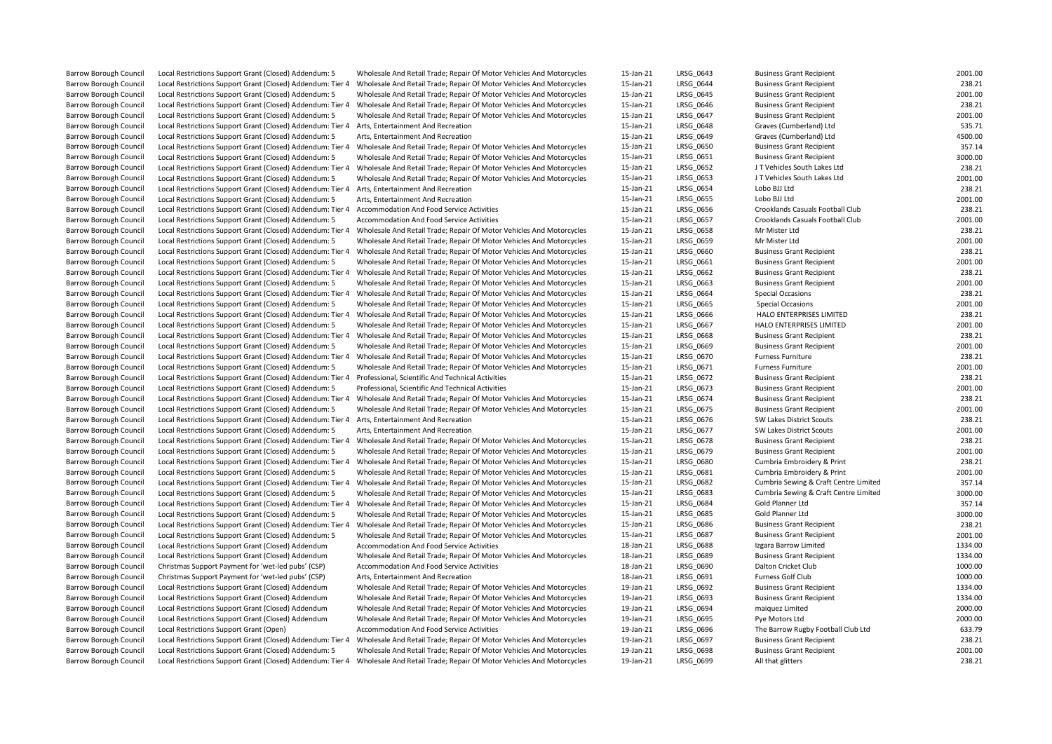| | | | | | | |
|---|---|---|---|---|---|---|
| Barrow Borough Council | Local Restrictions Support Grant (Closed) Addendum: 5 | Wholesale And Retail Trade; Repair Of Motor Vehicles And Motorcycles | 15-Jan-21 | LRSG_0643 | Business Grant Recipient | 2001.00 |
| Barrow Borough Council | Local Restrictions Support Grant (Closed) Addendum: Tier 4 | Wholesale And Retail Trade; Repair Of Motor Vehicles And Motorcycles | 15-Jan-21 | LRSG_0644 | Business Grant Recipient | 238.21 |
| Barrow Borough Council | Local Restrictions Support Grant (Closed) Addendum: 5 | Wholesale And Retail Trade; Repair Of Motor Vehicles And Motorcycles | 15-Jan-21 | LRSG_0645 | Business Grant Recipient | 2001.00 |
| Barrow Borough Council | Local Restrictions Support Grant (Closed) Addendum: Tier 4 | Wholesale And Retail Trade; Repair Of Motor Vehicles And Motorcycles | 15-Jan-21 | LRSG_0646 | Business Grant Recipient | 238.21 |
| Barrow Borough Council | Local Restrictions Support Grant (Closed) Addendum: 5 | Wholesale And Retail Trade; Repair Of Motor Vehicles And Motorcycles | 15-Jan-21 | LRSG_0647 | Business Grant Recipient | 2001.00 |
| Barrow Borough Council | Local Restrictions Support Grant (Closed) Addendum: Tier 4 | Arts, Entertainment And Recreation | 15-Jan-21 | LRSG_0648 | Graves (Cumberland) Ltd | 535.71 |
| Barrow Borough Council | Local Restrictions Support Grant (Closed) Addendum: 5 | Arts, Entertainment And Recreation | 15-Jan-21 | LRSG_0649 | Graves (Cumberland) Ltd | 4500.00 |
| Barrow Borough Council | Local Restrictions Support Grant (Closed) Addendum: Tier 4 | Wholesale And Retail Trade; Repair Of Motor Vehicles And Motorcycles | 15-Jan-21 | LRSG_0650 | Business Grant Recipient | 357.14 |
| Barrow Borough Council | Local Restrictions Support Grant (Closed) Addendum: 5 | Wholesale And Retail Trade; Repair Of Motor Vehicles And Motorcycles | 15-Jan-21 | LRSG_0651 | Business Grant Recipient | 3000.00 |
| Barrow Borough Council | Local Restrictions Support Grant (Closed) Addendum: Tier 4 | Wholesale And Retail Trade; Repair Of Motor Vehicles And Motorcycles | 15-Jan-21 | LRSG_0652 | J T Vehicles South Lakes Ltd | 238.21 |
| Barrow Borough Council | Local Restrictions Support Grant (Closed) Addendum: 5 | Wholesale And Retail Trade; Repair Of Motor Vehicles And Motorcycles | 15-Jan-21 | LRSG_0653 | J T Vehicles South Lakes Ltd | 2001.00 |
| Barrow Borough Council | Local Restrictions Support Grant (Closed) Addendum: Tier 4 | Arts, Entertainment And Recreation | 15-Jan-21 | LRSG_0654 | Lobo BJJ Ltd | 238.21 |
| Barrow Borough Council | Local Restrictions Support Grant (Closed) Addendum: 5 | Arts, Entertainment And Recreation | 15-Jan-21 | LRSG_0655 | Lobo BJJ Ltd | 2001.00 |
| Barrow Borough Council | Local Restrictions Support Grant (Closed) Addendum: Tier 4 | Accommodation And Food Service Activities | 15-Jan-21 | LRSG_0656 | Crooklands Casuals Football Club | 238.21 |
| Barrow Borough Council | Local Restrictions Support Grant (Closed) Addendum: 5 | Accommodation And Food Service Activities | 15-Jan-21 | LRSG_0657 | Crooklands Casuals Football Club | 2001.00 |
| Barrow Borough Council | Local Restrictions Support Grant (Closed) Addendum: Tier 4 | Wholesale And Retail Trade; Repair Of Motor Vehicles And Motorcycles | 15-Jan-21 | LRSG_0658 | Mr Mister Ltd | 238.21 |
| Barrow Borough Council | Local Restrictions Support Grant (Closed) Addendum: 5 | Wholesale And Retail Trade; Repair Of Motor Vehicles And Motorcycles | 15-Jan-21 | LRSG_0659 | Mr Mister Ltd | 2001.00 |
| Barrow Borough Council | Local Restrictions Support Grant (Closed) Addendum: Tier 4 | Wholesale And Retail Trade; Repair Of Motor Vehicles And Motorcycles | 15-Jan-21 | LRSG_0660 | Business Grant Recipient | 238.21 |
| Barrow Borough Council | Local Restrictions Support Grant (Closed) Addendum: 5 | Wholesale And Retail Trade; Repair Of Motor Vehicles And Motorcycles | 15-Jan-21 | LRSG_0661 | Business Grant Recipient | 2001.00 |
| Barrow Borough Council | Local Restrictions Support Grant (Closed) Addendum: Tier 4 | Wholesale And Retail Trade; Repair Of Motor Vehicles And Motorcycles | 15-Jan-21 | LRSG_0662 | Business Grant Recipient | 238.21 |
| Barrow Borough Council | Local Restrictions Support Grant (Closed) Addendum: 5 | Wholesale And Retail Trade; Repair Of Motor Vehicles And Motorcycles | 15-Jan-21 | LRSG_0663 | Business Grant Recipient | 2001.00 |
| Barrow Borough Council | Local Restrictions Support Grant (Closed) Addendum: Tier 4 | Wholesale And Retail Trade; Repair Of Motor Vehicles And Motorcycles | 15-Jan-21 | LRSG_0664 | Special Occasions | 238.21 |
| Barrow Borough Council | Local Restrictions Support Grant (Closed) Addendum: 5 | Wholesale And Retail Trade; Repair Of Motor Vehicles And Motorcycles | 15-Jan-21 | LRSG_0665 | Special Occasions | 2001.00 |
| Barrow Borough Council | Local Restrictions Support Grant (Closed) Addendum: Tier 4 | Wholesale And Retail Trade; Repair Of Motor Vehicles And Motorcycles | 15-Jan-21 | LRSG_0666 | HALO ENTERPRISES LIMITED | 238.21 |
| Barrow Borough Council | Local Restrictions Support Grant (Closed) Addendum: 5 | Wholesale And Retail Trade; Repair Of Motor Vehicles And Motorcycles | 15-Jan-21 | LRSG_0667 | HALO ENTERPRISES LIMITED | 2001.00 |
| Barrow Borough Council | Local Restrictions Support Grant (Closed) Addendum: Tier 4 | Wholesale And Retail Trade; Repair Of Motor Vehicles And Motorcycles | 15-Jan-21 | LRSG_0668 | Business Grant Recipient | 238.21 |
| Barrow Borough Council | Local Restrictions Support Grant (Closed) Addendum: 5 | Wholesale And Retail Trade; Repair Of Motor Vehicles And Motorcycles | 15-Jan-21 | LRSG_0669 | Business Grant Recipient | 2001.00 |
| Barrow Borough Council | Local Restrictions Support Grant (Closed) Addendum: Tier 4 | Wholesale And Retail Trade; Repair Of Motor Vehicles And Motorcycles | 15-Jan-21 | LRSG_0670 | Furness Furniture | 238.21 |
| Barrow Borough Council | Local Restrictions Support Grant (Closed) Addendum: 5 | Wholesale And Retail Trade; Repair Of Motor Vehicles And Motorcycles | 15-Jan-21 | LRSG_0671 | Furness Furniture | 2001.00 |
| Barrow Borough Council | Local Restrictions Support Grant (Closed) Addendum: Tier 4 | Professional, Scientific And Technical Activities | 15-Jan-21 | LRSG_0672 | Business Grant Recipient | 238.21 |
| Barrow Borough Council | Local Restrictions Support Grant (Closed) Addendum: 5 | Professional, Scientific And Technical Activities | 15-Jan-21 | LRSG_0673 | Business Grant Recipient | 2001.00 |
| Barrow Borough Council | Local Restrictions Support Grant (Closed) Addendum: Tier 4 | Wholesale And Retail Trade; Repair Of Motor Vehicles And Motorcycles | 15-Jan-21 | LRSG_0674 | Business Grant Recipient | 238.21 |
| Barrow Borough Council | Local Restrictions Support Grant (Closed) Addendum: 5 | Wholesale And Retail Trade; Repair Of Motor Vehicles And Motorcycles | 15-Jan-21 | LRSG_0675 | Business Grant Recipient | 2001.00 |
| Barrow Borough Council | Local Restrictions Support Grant (Closed) Addendum: Tier 4 | Arts, Entertainment And Recreation | 15-Jan-21 | LRSG_0676 | SW Lakes District Scouts | 238.21 |
| Barrow Borough Council | Local Restrictions Support Grant (Closed) Addendum: 5 | Arts, Entertainment And Recreation | 15-Jan-21 | LRSG_0677 | SW Lakes District Scouts | 2001.00 |
| Barrow Borough Council | Local Restrictions Support Grant (Closed) Addendum: Tier 4 | Wholesale And Retail Trade; Repair Of Motor Vehicles And Motorcycles | 15-Jan-21 | LRSG_0678 | Business Grant Recipient | 238.21 |
| Barrow Borough Council | Local Restrictions Support Grant (Closed) Addendum: 5 | Wholesale And Retail Trade; Repair Of Motor Vehicles And Motorcycles | 15-Jan-21 | LRSG_0679 | Business Grant Recipient | 2001.00 |
| Barrow Borough Council | Local Restrictions Support Grant (Closed) Addendum: Tier 4 | Wholesale And Retail Trade; Repair Of Motor Vehicles And Motorcycles | 15-Jan-21 | LRSG_0680 | Cumbria Embroidery & Print | 238.21 |
| Barrow Borough Council | Local Restrictions Support Grant (Closed) Addendum: 5 | Wholesale And Retail Trade; Repair Of Motor Vehicles And Motorcycles | 15-Jan-21 | LRSG_0681 | Cumbria Embroidery & Print | 2001.00 |
| Barrow Borough Council | Local Restrictions Support Grant (Closed) Addendum: Tier 4 | Wholesale And Retail Trade; Repair Of Motor Vehicles And Motorcycles | 15-Jan-21 | LRSG_0682 | Cumbria Sewing & Craft Centre Limited | 357.14 |
| Barrow Borough Council | Local Restrictions Support Grant (Closed) Addendum: 5 | Wholesale And Retail Trade; Repair Of Motor Vehicles And Motorcycles | 15-Jan-21 | LRSG_0683 | Cumbria Sewing & Craft Centre Limited | 3000.00 |
| Barrow Borough Council | Local Restrictions Support Grant (Closed) Addendum: Tier 4 | Wholesale And Retail Trade; Repair Of Motor Vehicles And Motorcycles | 15-Jan-21 | LRSG_0684 | Gold Planner Ltd | 357.14 |
| Barrow Borough Council | Local Restrictions Support Grant (Closed) Addendum: 5 | Wholesale And Retail Trade; Repair Of Motor Vehicles And Motorcycles | 15-Jan-21 | LRSG_0685 | Gold Planner Ltd | 3000.00 |
| Barrow Borough Council | Local Restrictions Support Grant (Closed) Addendum: Tier 4 | Wholesale And Retail Trade; Repair Of Motor Vehicles And Motorcycles | 15-Jan-21 | LRSG_0686 | Business Grant Recipient | 238.21 |
| Barrow Borough Council | Local Restrictions Support Grant (Closed) Addendum: 5 | Wholesale And Retail Trade; Repair Of Motor Vehicles And Motorcycles | 15-Jan-21 | LRSG_0687 | Business Grant Recipient | 2001.00 |
| Barrow Borough Council | Local Restrictions Support Grant (Closed) Addendum | Accommodation And Food Service Activities | 18-Jan-21 | LRSG_0688 | Izgara Barrow Limited | 1334.00 |
| Barrow Borough Council | Local Restrictions Support Grant (Closed) Addendum | Wholesale And Retail Trade; Repair Of Motor Vehicles And Motorcycles | 18-Jan-21 | LRSG_0689 | Business Grant Recipient | 1334.00 |
| Barrow Borough Council | Christmas Support Payment for 'wet-led pubs' (CSP) | Accommodation And Food Service Activities | 18-Jan-21 | LRSG_0690 | Dalton Cricket Club | 1000.00 |
| Barrow Borough Council | Christmas Support Payment for 'wet-led pubs' (CSP) | Arts, Entertainment And Recreation | 18-Jan-21 | LRSG_0691 | Furness Golf Club | 1000.00 |
| Barrow Borough Council | Local Restrictions Support Grant (Closed) Addendum | Wholesale And Retail Trade; Repair Of Motor Vehicles And Motorcycles | 19-Jan-21 | LRSG_0692 | Business Grant Recipient | 1334.00 |
| Barrow Borough Council | Local Restrictions Support Grant (Closed) Addendum | Wholesale And Retail Trade; Repair Of Motor Vehicles And Motorcycles | 19-Jan-21 | LRSG_0693 | Business Grant Recipient | 1334.00 |
| Barrow Borough Council | Local Restrictions Support Grant (Closed) Addendum | Wholesale And Retail Trade; Repair Of Motor Vehicles And Motorcycles | 19-Jan-21 | LRSG_0694 | maiquez Limited | 2000.00 |
| Barrow Borough Council | Local Restrictions Support Grant (Closed) Addendum | Wholesale And Retail Trade; Repair Of Motor Vehicles And Motorcycles | 19-Jan-21 | LRSG_0695 | Pye Motors Ltd | 2000.00 |
| Barrow Borough Council | Local Restrictions Support Grant (Open) | Accommodation And Food Service Activities | 19-Jan-21 | LRSG_0696 | The Barrow Rugby Football Club Ltd | 633.79 |
| Barrow Borough Council | Local Restrictions Support Grant (Closed) Addendum: Tier 4 | Wholesale And Retail Trade; Repair Of Motor Vehicles And Motorcycles | 19-Jan-21 | LRSG_0697 | Business Grant Recipient | 238.21 |
| Barrow Borough Council | Local Restrictions Support Grant (Closed) Addendum: 5 | Wholesale And Retail Trade; Repair Of Motor Vehicles And Motorcycles | 19-Jan-21 | LRSG_0698 | Business Grant Recipient | 2001.00 |
| Barrow Borough Council | Local Restrictions Support Grant (Closed) Addendum: Tier 4 | Wholesale And Retail Trade; Repair Of Motor Vehicles And Motorcycles | 19-Jan-21 | LRSG_0699 | All that glitters | 238.21 |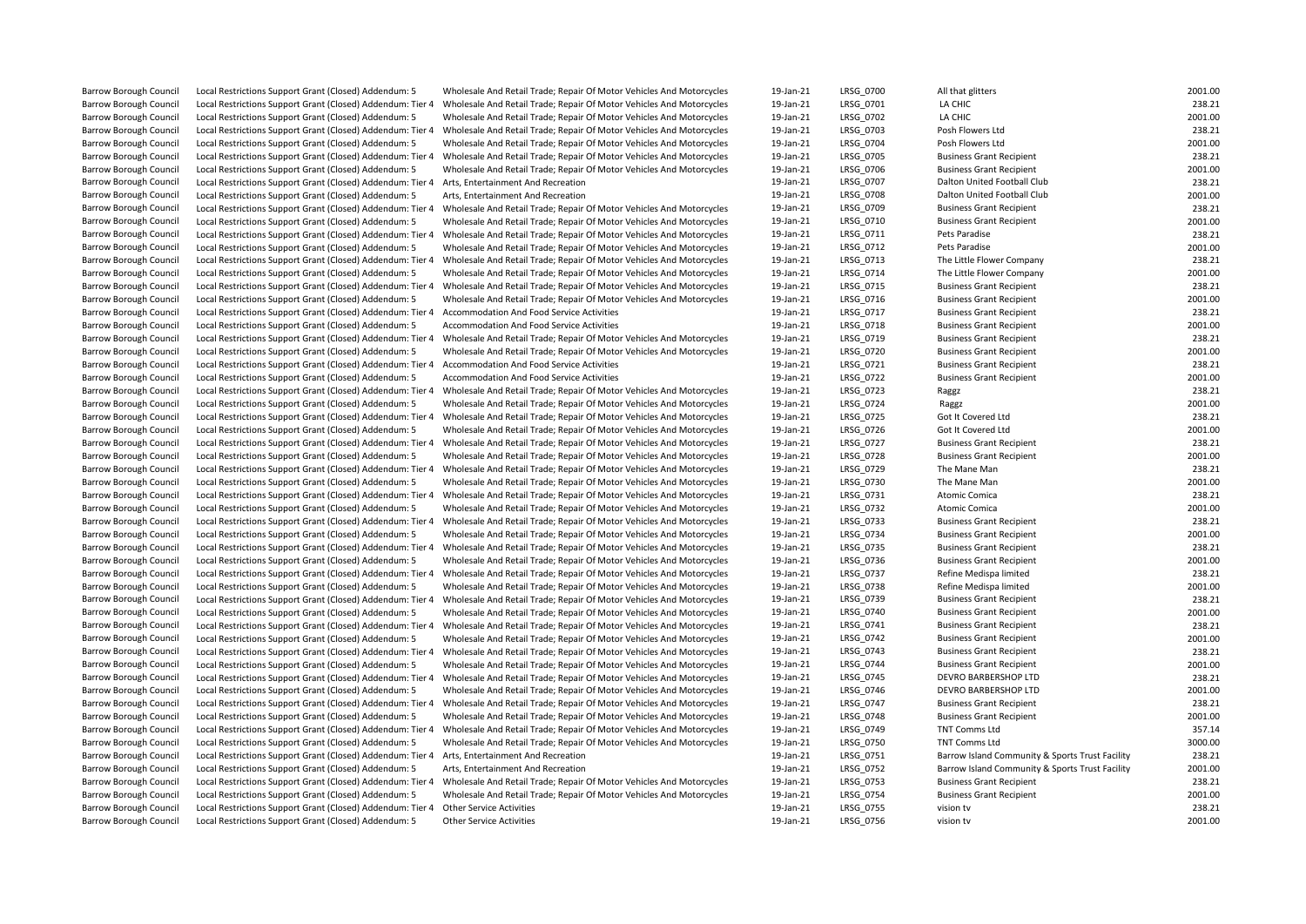| | | | | | | |
|---|---|---|---|---|---|---|
| Barrow Borough Council | Local Restrictions Support Grant (Closed) Addendum: 5 | Wholesale And Retail Trade; Repair Of Motor Vehicles And Motorcycles | 19-Jan-21 | LRSG_0700 | All that glitters | 2001.00 |
| Barrow Borough Council | Local Restrictions Support Grant (Closed) Addendum: Tier 4 | Wholesale And Retail Trade; Repair Of Motor Vehicles And Motorcycles | 19-Jan-21 | LRSG_0701 | LA CHIC | 238.21 |
| Barrow Borough Council | Local Restrictions Support Grant (Closed) Addendum: 5 | Wholesale And Retail Trade; Repair Of Motor Vehicles And Motorcycles | 19-Jan-21 | LRSG_0702 | LA CHIC | 2001.00 |
| Barrow Borough Council | Local Restrictions Support Grant (Closed) Addendum: Tier 4 | Wholesale And Retail Trade; Repair Of Motor Vehicles And Motorcycles | 19-Jan-21 | LRSG_0703 | Posh Flowers Ltd | 238.21 |
| Barrow Borough Council | Local Restrictions Support Grant (Closed) Addendum: 5 | Wholesale And Retail Trade; Repair Of Motor Vehicles And Motorcycles | 19-Jan-21 | LRSG_0704 | Posh Flowers Ltd | 2001.00 |
| Barrow Borough Council | Local Restrictions Support Grant (Closed) Addendum: Tier 4 | Wholesale And Retail Trade; Repair Of Motor Vehicles And Motorcycles | 19-Jan-21 | LRSG_0705 | Business Grant Recipient | 238.21 |
| Barrow Borough Council | Local Restrictions Support Grant (Closed) Addendum: 5 | Wholesale And Retail Trade; Repair Of Motor Vehicles And Motorcycles | 19-Jan-21 | LRSG_0706 | Business Grant Recipient | 2001.00 |
| Barrow Borough Council | Local Restrictions Support Grant (Closed) Addendum: Tier 4 | Arts, Entertainment And Recreation | 19-Jan-21 | LRSG_0707 | Dalton United Football Club | 238.21 |
| Barrow Borough Council | Local Restrictions Support Grant (Closed) Addendum: 5 | Arts, Entertainment And Recreation | 19-Jan-21 | LRSG_0708 | Dalton United Football Club | 2001.00 |
| Barrow Borough Council | Local Restrictions Support Grant (Closed) Addendum: Tier 4 | Wholesale And Retail Trade; Repair Of Motor Vehicles And Motorcycles | 19-Jan-21 | LRSG_0709 | Business Grant Recipient | 238.21 |
| Barrow Borough Council | Local Restrictions Support Grant (Closed) Addendum: 5 | Wholesale And Retail Trade; Repair Of Motor Vehicles And Motorcycles | 19-Jan-21 | LRSG_0710 | Business Grant Recipient | 2001.00 |
| Barrow Borough Council | Local Restrictions Support Grant (Closed) Addendum: Tier 4 | Wholesale And Retail Trade; Repair Of Motor Vehicles And Motorcycles | 19-Jan-21 | LRSG_0711 | Pets Paradise | 238.21 |
| Barrow Borough Council | Local Restrictions Support Grant (Closed) Addendum: 5 | Wholesale And Retail Trade; Repair Of Motor Vehicles And Motorcycles | 19-Jan-21 | LRSG_0712 | Pets Paradise | 2001.00 |
| Barrow Borough Council | Local Restrictions Support Grant (Closed) Addendum: Tier 4 | Wholesale And Retail Trade; Repair Of Motor Vehicles And Motorcycles | 19-Jan-21 | LRSG_0713 | The Little Flower Company | 238.21 |
| Barrow Borough Council | Local Restrictions Support Grant (Closed) Addendum: 5 | Wholesale And Retail Trade; Repair Of Motor Vehicles And Motorcycles | 19-Jan-21 | LRSG_0714 | The Little Flower Company | 2001.00 |
| Barrow Borough Council | Local Restrictions Support Grant (Closed) Addendum: Tier 4 | Wholesale And Retail Trade; Repair Of Motor Vehicles And Motorcycles | 19-Jan-21 | LRSG_0715 | Business Grant Recipient | 238.21 |
| Barrow Borough Council | Local Restrictions Support Grant (Closed) Addendum: 5 | Wholesale And Retail Trade; Repair Of Motor Vehicles And Motorcycles | 19-Jan-21 | LRSG_0716 | Business Grant Recipient | 2001.00 |
| Barrow Borough Council | Local Restrictions Support Grant (Closed) Addendum: Tier 4 | Accommodation And Food Service Activities | 19-Jan-21 | LRSG_0717 | Business Grant Recipient | 238.21 |
| Barrow Borough Council | Local Restrictions Support Grant (Closed) Addendum: 5 | Accommodation And Food Service Activities | 19-Jan-21 | LRSG_0718 | Business Grant Recipient | 2001.00 |
| Barrow Borough Council | Local Restrictions Support Grant (Closed) Addendum: Tier 4 | Wholesale And Retail Trade; Repair Of Motor Vehicles And Motorcycles | 19-Jan-21 | LRSG_0719 | Business Grant Recipient | 238.21 |
| Barrow Borough Council | Local Restrictions Support Grant (Closed) Addendum: 5 | Wholesale And Retail Trade; Repair Of Motor Vehicles And Motorcycles | 19-Jan-21 | LRSG_0720 | Business Grant Recipient | 2001.00 |
| Barrow Borough Council | Local Restrictions Support Grant (Closed) Addendum: Tier 4 | Accommodation And Food Service Activities | 19-Jan-21 | LRSG_0721 | Business Grant Recipient | 238.21 |
| Barrow Borough Council | Local Restrictions Support Grant (Closed) Addendum: 5 | Accommodation And Food Service Activities | 19-Jan-21 | LRSG_0722 | Business Grant Recipient | 2001.00 |
| Barrow Borough Council | Local Restrictions Support Grant (Closed) Addendum: Tier 4 | Wholesale And Retail Trade; Repair Of Motor Vehicles And Motorcycles | 19-Jan-21 | LRSG_0723 | Raggz | 238.21 |
| Barrow Borough Council | Local Restrictions Support Grant (Closed) Addendum: 5 | Wholesale And Retail Trade; Repair Of Motor Vehicles And Motorcycles | 19-Jan-21 | LRSG_0724 | Raggz | 2001.00 |
| Barrow Borough Council | Local Restrictions Support Grant (Closed) Addendum: Tier 4 | Wholesale And Retail Trade; Repair Of Motor Vehicles And Motorcycles | 19-Jan-21 | LRSG_0725 | Got It Covered Ltd | 238.21 |
| Barrow Borough Council | Local Restrictions Support Grant (Closed) Addendum: 5 | Wholesale And Retail Trade; Repair Of Motor Vehicles And Motorcycles | 19-Jan-21 | LRSG_0726 | Got It Covered Ltd | 2001.00 |
| Barrow Borough Council | Local Restrictions Support Grant (Closed) Addendum: Tier 4 | Wholesale And Retail Trade; Repair Of Motor Vehicles And Motorcycles | 19-Jan-21 | LRSG_0727 | Business Grant Recipient | 238.21 |
| Barrow Borough Council | Local Restrictions Support Grant (Closed) Addendum: 5 | Wholesale And Retail Trade; Repair Of Motor Vehicles And Motorcycles | 19-Jan-21 | LRSG_0728 | Business Grant Recipient | 2001.00 |
| Barrow Borough Council | Local Restrictions Support Grant (Closed) Addendum: Tier 4 | Wholesale And Retail Trade; Repair Of Motor Vehicles And Motorcycles | 19-Jan-21 | LRSG_0729 | The Mane Man | 238.21 |
| Barrow Borough Council | Local Restrictions Support Grant (Closed) Addendum: 5 | Wholesale And Retail Trade; Repair Of Motor Vehicles And Motorcycles | 19-Jan-21 | LRSG_0730 | The Mane Man | 2001.00 |
| Barrow Borough Council | Local Restrictions Support Grant (Closed) Addendum: Tier 4 | Wholesale And Retail Trade; Repair Of Motor Vehicles And Motorcycles | 19-Jan-21 | LRSG_0731 | Atomic Comica | 238.21 |
| Barrow Borough Council | Local Restrictions Support Grant (Closed) Addendum: 5 | Wholesale And Retail Trade; Repair Of Motor Vehicles And Motorcycles | 19-Jan-21 | LRSG_0732 | Atomic Comica | 2001.00 |
| Barrow Borough Council | Local Restrictions Support Grant (Closed) Addendum: Tier 4 | Wholesale And Retail Trade; Repair Of Motor Vehicles And Motorcycles | 19-Jan-21 | LRSG_0733 | Business Grant Recipient | 238.21 |
| Barrow Borough Council | Local Restrictions Support Grant (Closed) Addendum: 5 | Wholesale And Retail Trade; Repair Of Motor Vehicles And Motorcycles | 19-Jan-21 | LRSG_0734 | Business Grant Recipient | 2001.00 |
| Barrow Borough Council | Local Restrictions Support Grant (Closed) Addendum: Tier 4 | Wholesale And Retail Trade; Repair Of Motor Vehicles And Motorcycles | 19-Jan-21 | LRSG_0735 | Business Grant Recipient | 238.21 |
| Barrow Borough Council | Local Restrictions Support Grant (Closed) Addendum: 5 | Wholesale And Retail Trade; Repair Of Motor Vehicles And Motorcycles | 19-Jan-21 | LRSG_0736 | Business Grant Recipient | 2001.00 |
| Barrow Borough Council | Local Restrictions Support Grant (Closed) Addendum: Tier 4 | Wholesale And Retail Trade; Repair Of Motor Vehicles And Motorcycles | 19-Jan-21 | LRSG_0737 | Refine Medispa limited | 238.21 |
| Barrow Borough Council | Local Restrictions Support Grant (Closed) Addendum: 5 | Wholesale And Retail Trade; Repair Of Motor Vehicles And Motorcycles | 19-Jan-21 | LRSG_0738 | Refine Medispa limited | 2001.00 |
| Barrow Borough Council | Local Restrictions Support Grant (Closed) Addendum: Tier 4 | Wholesale And Retail Trade; Repair Of Motor Vehicles And Motorcycles | 19-Jan-21 | LRSG_0739 | Business Grant Recipient | 238.21 |
| Barrow Borough Council | Local Restrictions Support Grant (Closed) Addendum: 5 | Wholesale And Retail Trade; Repair Of Motor Vehicles And Motorcycles | 19-Jan-21 | LRSG_0740 | Business Grant Recipient | 2001.00 |
| Barrow Borough Council | Local Restrictions Support Grant (Closed) Addendum: Tier 4 | Wholesale And Retail Trade; Repair Of Motor Vehicles And Motorcycles | 19-Jan-21 | LRSG_0741 | Business Grant Recipient | 238.21 |
| Barrow Borough Council | Local Restrictions Support Grant (Closed) Addendum: 5 | Wholesale And Retail Trade; Repair Of Motor Vehicles And Motorcycles | 19-Jan-21 | LRSG_0742 | Business Grant Recipient | 2001.00 |
| Barrow Borough Council | Local Restrictions Support Grant (Closed) Addendum: Tier 4 | Wholesale And Retail Trade; Repair Of Motor Vehicles And Motorcycles | 19-Jan-21 | LRSG_0743 | Business Grant Recipient | 238.21 |
| Barrow Borough Council | Local Restrictions Support Grant (Closed) Addendum: 5 | Wholesale And Retail Trade; Repair Of Motor Vehicles And Motorcycles | 19-Jan-21 | LRSG_0744 | Business Grant Recipient | 2001.00 |
| Barrow Borough Council | Local Restrictions Support Grant (Closed) Addendum: Tier 4 | Wholesale And Retail Trade; Repair Of Motor Vehicles And Motorcycles | 19-Jan-21 | LRSG_0745 | DEVRO BARBERSHOP LTD | 238.21 |
| Barrow Borough Council | Local Restrictions Support Grant (Closed) Addendum: 5 | Wholesale And Retail Trade; Repair Of Motor Vehicles And Motorcycles | 19-Jan-21 | LRSG_0746 | DEVRO BARBERSHOP LTD | 2001.00 |
| Barrow Borough Council | Local Restrictions Support Grant (Closed) Addendum: Tier 4 | Wholesale And Retail Trade; Repair Of Motor Vehicles And Motorcycles | 19-Jan-21 | LRSG_0747 | Business Grant Recipient | 238.21 |
| Barrow Borough Council | Local Restrictions Support Grant (Closed) Addendum: 5 | Wholesale And Retail Trade; Repair Of Motor Vehicles And Motorcycles | 19-Jan-21 | LRSG_0748 | Business Grant Recipient | 2001.00 |
| Barrow Borough Council | Local Restrictions Support Grant (Closed) Addendum: Tier 4 | Wholesale And Retail Trade; Repair Of Motor Vehicles And Motorcycles | 19-Jan-21 | LRSG_0749 | TNT Comms Ltd | 357.14 |
| Barrow Borough Council | Local Restrictions Support Grant (Closed) Addendum: 5 | Wholesale And Retail Trade; Repair Of Motor Vehicles And Motorcycles | 19-Jan-21 | LRSG_0750 | TNT Comms Ltd | 3000.00 |
| Barrow Borough Council | Local Restrictions Support Grant (Closed) Addendum: Tier 4 | Arts, Entertainment And Recreation | 19-Jan-21 | LRSG_0751 | Barrow Island Community & Sports Trust Facility | 238.21 |
| Barrow Borough Council | Local Restrictions Support Grant (Closed) Addendum: 5 | Arts, Entertainment And Recreation | 19-Jan-21 | LRSG_0752 | Barrow Island Community & Sports Trust Facility | 2001.00 |
| Barrow Borough Council | Local Restrictions Support Grant (Closed) Addendum: Tier 4 | Wholesale And Retail Trade; Repair Of Motor Vehicles And Motorcycles | 19-Jan-21 | LRSG_0753 | Business Grant Recipient | 238.21 |
| Barrow Borough Council | Local Restrictions Support Grant (Closed) Addendum: 5 | Wholesale And Retail Trade; Repair Of Motor Vehicles And Motorcycles | 19-Jan-21 | LRSG_0754 | Business Grant Recipient | 2001.00 |
| Barrow Borough Council | Local Restrictions Support Grant (Closed) Addendum: Tier 4 | Other Service Activities | 19-Jan-21 | LRSG_0755 | vision tv | 238.21 |
| Barrow Borough Council | Local Restrictions Support Grant (Closed) Addendum: 5 | Other Service Activities | 19-Jan-21 | LRSG_0756 | vision tv | 2001.00 |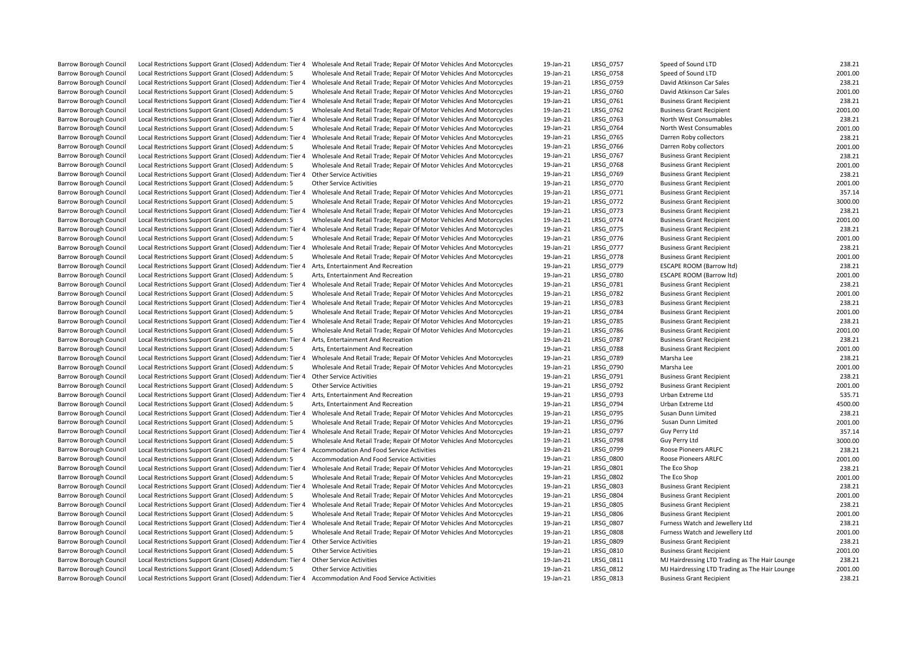| | | | | | | |
|---|---|---|---|---|---|---|
| Barrow Borough Council | Local Restrictions Support Grant (Closed) Addendum: Tier 4 | Wholesale And Retail Trade; Repair Of Motor Vehicles And Motorcycles | 19-Jan-21 | LRSG_0757 | Speed of Sound LTD | 238.21 |
| Barrow Borough Council | Local Restrictions Support Grant (Closed) Addendum: 5 | Wholesale And Retail Trade; Repair Of Motor Vehicles And Motorcycles | 19-Jan-21 | LRSG_0758 | Speed of Sound LTD | 2001.00 |
| Barrow Borough Council | Local Restrictions Support Grant (Closed) Addendum: Tier 4 | Wholesale And Retail Trade; Repair Of Motor Vehicles And Motorcycles | 19-Jan-21 | LRSG_0759 | David Atkinson Car Sales | 238.21 |
| Barrow Borough Council | Local Restrictions Support Grant (Closed) Addendum: 5 | Wholesale And Retail Trade; Repair Of Motor Vehicles And Motorcycles | 19-Jan-21 | LRSG_0760 | David Atkinson Car Sales | 2001.00 |
| Barrow Borough Council | Local Restrictions Support Grant (Closed) Addendum: Tier 4 | Wholesale And Retail Trade; Repair Of Motor Vehicles And Motorcycles | 19-Jan-21 | LRSG_0761 | Business Grant Recipient | 238.21 |
| Barrow Borough Council | Local Restrictions Support Grant (Closed) Addendum: 5 | Wholesale And Retail Trade; Repair Of Motor Vehicles And Motorcycles | 19-Jan-21 | LRSG_0762 | Business Grant Recipient | 2001.00 |
| Barrow Borough Council | Local Restrictions Support Grant (Closed) Addendum: Tier 4 | Wholesale And Retail Trade; Repair Of Motor Vehicles And Motorcycles | 19-Jan-21 | LRSG_0763 | North West Consumables | 238.21 |
| Barrow Borough Council | Local Restrictions Support Grant (Closed) Addendum: 5 | Wholesale And Retail Trade; Repair Of Motor Vehicles And Motorcycles | 19-Jan-21 | LRSG_0764 | North West Consumables | 2001.00 |
| Barrow Borough Council | Local Restrictions Support Grant (Closed) Addendum: Tier 4 | Wholesale And Retail Trade; Repair Of Motor Vehicles And Motorcycles | 19-Jan-21 | LRSG_0765 | Darren Roby collectors | 238.21 |
| Barrow Borough Council | Local Restrictions Support Grant (Closed) Addendum: 5 | Wholesale And Retail Trade; Repair Of Motor Vehicles And Motorcycles | 19-Jan-21 | LRSG_0766 | Darren Roby collectors | 2001.00 |
| Barrow Borough Council | Local Restrictions Support Grant (Closed) Addendum: Tier 4 | Wholesale And Retail Trade; Repair Of Motor Vehicles And Motorcycles | 19-Jan-21 | LRSG_0767 | Business Grant Recipient | 238.21 |
| Barrow Borough Council | Local Restrictions Support Grant (Closed) Addendum: 5 | Wholesale And Retail Trade; Repair Of Motor Vehicles And Motorcycles | 19-Jan-21 | LRSG_0768 | Business Grant Recipient | 2001.00 |
| Barrow Borough Council | Local Restrictions Support Grant (Closed) Addendum: Tier 4 | Other Service Activities | 19-Jan-21 | LRSG_0769 | Business Grant Recipient | 238.21 |
| Barrow Borough Council | Local Restrictions Support Grant (Closed) Addendum: 5 | Other Service Activities | 19-Jan-21 | LRSG_0770 | Business Grant Recipient | 2001.00 |
| Barrow Borough Council | Local Restrictions Support Grant (Closed) Addendum: Tier 4 | Wholesale And Retail Trade; Repair Of Motor Vehicles And Motorcycles | 19-Jan-21 | LRSG_0771 | Business Grant Recipient | 357.14 |
| Barrow Borough Council | Local Restrictions Support Grant (Closed) Addendum: 5 | Wholesale And Retail Trade; Repair Of Motor Vehicles And Motorcycles | 19-Jan-21 | LRSG_0772 | Business Grant Recipient | 3000.00 |
| Barrow Borough Council | Local Restrictions Support Grant (Closed) Addendum: Tier 4 | Wholesale And Retail Trade; Repair Of Motor Vehicles And Motorcycles | 19-Jan-21 | LRSG_0773 | Business Grant Recipient | 238.21 |
| Barrow Borough Council | Local Restrictions Support Grant (Closed) Addendum: 5 | Wholesale And Retail Trade; Repair Of Motor Vehicles And Motorcycles | 19-Jan-21 | LRSG_0774 | Business Grant Recipient | 2001.00 |
| Barrow Borough Council | Local Restrictions Support Grant (Closed) Addendum: Tier 4 | Wholesale And Retail Trade; Repair Of Motor Vehicles And Motorcycles | 19-Jan-21 | LRSG_0775 | Business Grant Recipient | 238.21 |
| Barrow Borough Council | Local Restrictions Support Grant (Closed) Addendum: 5 | Wholesale And Retail Trade; Repair Of Motor Vehicles And Motorcycles | 19-Jan-21 | LRSG_0776 | Business Grant Recipient | 2001.00 |
| Barrow Borough Council | Local Restrictions Support Grant (Closed) Addendum: Tier 4 | Wholesale And Retail Trade; Repair Of Motor Vehicles And Motorcycles | 19-Jan-21 | LRSG_0777 | Business Grant Recipient | 238.21 |
| Barrow Borough Council | Local Restrictions Support Grant (Closed) Addendum: 5 | Wholesale And Retail Trade; Repair Of Motor Vehicles And Motorcycles | 19-Jan-21 | LRSG_0778 | Business Grant Recipient | 2001.00 |
| Barrow Borough Council | Local Restrictions Support Grant (Closed) Addendum: Tier 4 | Arts, Entertainment And Recreation | 19-Jan-21 | LRSG_0779 | ESCAPE ROOM (Barrow ltd) | 238.21 |
| Barrow Borough Council | Local Restrictions Support Grant (Closed) Addendum: 5 | Arts, Entertainment And Recreation | 19-Jan-21 | LRSG_0780 | ESCAPE ROOM (Barrow ltd) | 2001.00 |
| Barrow Borough Council | Local Restrictions Support Grant (Closed) Addendum: Tier 4 | Wholesale And Retail Trade; Repair Of Motor Vehicles And Motorcycles | 19-Jan-21 | LRSG_0781 | Business Grant Recipient | 238.21 |
| Barrow Borough Council | Local Restrictions Support Grant (Closed) Addendum: 5 | Wholesale And Retail Trade; Repair Of Motor Vehicles And Motorcycles | 19-Jan-21 | LRSG_0782 | Business Grant Recipient | 2001.00 |
| Barrow Borough Council | Local Restrictions Support Grant (Closed) Addendum: Tier 4 | Wholesale And Retail Trade; Repair Of Motor Vehicles And Motorcycles | 19-Jan-21 | LRSG_0783 | Business Grant Recipient | 238.21 |
| Barrow Borough Council | Local Restrictions Support Grant (Closed) Addendum: 5 | Wholesale And Retail Trade; Repair Of Motor Vehicles And Motorcycles | 19-Jan-21 | LRSG_0784 | Business Grant Recipient | 2001.00 |
| Barrow Borough Council | Local Restrictions Support Grant (Closed) Addendum: Tier 4 | Wholesale And Retail Trade; Repair Of Motor Vehicles And Motorcycles | 19-Jan-21 | LRSG_0785 | Business Grant Recipient | 238.21 |
| Barrow Borough Council | Local Restrictions Support Grant (Closed) Addendum: 5 | Wholesale And Retail Trade; Repair Of Motor Vehicles And Motorcycles | 19-Jan-21 | LRSG_0786 | Business Grant Recipient | 2001.00 |
| Barrow Borough Council | Local Restrictions Support Grant (Closed) Addendum: Tier 4 | Arts, Entertainment And Recreation | 19-Jan-21 | LRSG_0787 | Business Grant Recipient | 238.21 |
| Barrow Borough Council | Local Restrictions Support Grant (Closed) Addendum: 5 | Arts, Entertainment And Recreation | 19-Jan-21 | LRSG_0788 | Business Grant Recipient | 2001.00 |
| Barrow Borough Council | Local Restrictions Support Grant (Closed) Addendum: Tier 4 | Wholesale And Retail Trade; Repair Of Motor Vehicles And Motorcycles | 19-Jan-21 | LRSG_0789 | Marsha Lee | 238.21 |
| Barrow Borough Council | Local Restrictions Support Grant (Closed) Addendum: 5 | Wholesale And Retail Trade; Repair Of Motor Vehicles And Motorcycles | 19-Jan-21 | LRSG_0790 | Marsha Lee | 2001.00 |
| Barrow Borough Council | Local Restrictions Support Grant (Closed) Addendum: Tier 4 | Other Service Activities | 19-Jan-21 | LRSG_0791 | Business Grant Recipient | 238.21 |
| Barrow Borough Council | Local Restrictions Support Grant (Closed) Addendum: 5 | Other Service Activities | 19-Jan-21 | LRSG_0792 | Business Grant Recipient | 2001.00 |
| Barrow Borough Council | Local Restrictions Support Grant (Closed) Addendum: Tier 4 | Arts, Entertainment And Recreation | 19-Jan-21 | LRSG_0793 | Urban Extreme Ltd | 535.71 |
| Barrow Borough Council | Local Restrictions Support Grant (Closed) Addendum: 5 | Arts, Entertainment And Recreation | 19-Jan-21 | LRSG_0794 | Urban Extreme Ltd | 4500.00 |
| Barrow Borough Council | Local Restrictions Support Grant (Closed) Addendum: Tier 4 | Wholesale And Retail Trade; Repair Of Motor Vehicles And Motorcycles | 19-Jan-21 | LRSG_0795 | Susan Dunn Limited | 238.21 |
| Barrow Borough Council | Local Restrictions Support Grant (Closed) Addendum: 5 | Wholesale And Retail Trade; Repair Of Motor Vehicles And Motorcycles | 19-Jan-21 | LRSG_0796 | Susan Dunn Limited | 2001.00 |
| Barrow Borough Council | Local Restrictions Support Grant (Closed) Addendum: Tier 4 | Wholesale And Retail Trade; Repair Of Motor Vehicles And Motorcycles | 19-Jan-21 | LRSG_0797 | Guy Perry Ltd | 357.14 |
| Barrow Borough Council | Local Restrictions Support Grant (Closed) Addendum: 5 | Wholesale And Retail Trade; Repair Of Motor Vehicles And Motorcycles | 19-Jan-21 | LRSG_0798 | Guy Perry Ltd | 3000.00 |
| Barrow Borough Council | Local Restrictions Support Grant (Closed) Addendum: Tier 4 | Accommodation And Food Service Activities | 19-Jan-21 | LRSG_0799 | Roose Pioneers ARLFC | 238.21 |
| Barrow Borough Council | Local Restrictions Support Grant (Closed) Addendum: 5 | Accommodation And Food Service Activities | 19-Jan-21 | LRSG_0800 | Roose Pioneers ARLFC | 2001.00 |
| Barrow Borough Council | Local Restrictions Support Grant (Closed) Addendum: Tier 4 | Wholesale And Retail Trade; Repair Of Motor Vehicles And Motorcycles | 19-Jan-21 | LRSG_0801 | The Eco Shop | 238.21 |
| Barrow Borough Council | Local Restrictions Support Grant (Closed) Addendum: 5 | Wholesale And Retail Trade; Repair Of Motor Vehicles And Motorcycles | 19-Jan-21 | LRSG_0802 | The Eco Shop | 2001.00 |
| Barrow Borough Council | Local Restrictions Support Grant (Closed) Addendum: Tier 4 | Wholesale And Retail Trade; Repair Of Motor Vehicles And Motorcycles | 19-Jan-21 | LRSG_0803 | Business Grant Recipient | 238.21 |
| Barrow Borough Council | Local Restrictions Support Grant (Closed) Addendum: 5 | Wholesale And Retail Trade; Repair Of Motor Vehicles And Motorcycles | 19-Jan-21 | LRSG_0804 | Business Grant Recipient | 2001.00 |
| Barrow Borough Council | Local Restrictions Support Grant (Closed) Addendum: Tier 4 | Wholesale And Retail Trade; Repair Of Motor Vehicles And Motorcycles | 19-Jan-21 | LRSG_0805 | Business Grant Recipient | 238.21 |
| Barrow Borough Council | Local Restrictions Support Grant (Closed) Addendum: 5 | Wholesale And Retail Trade; Repair Of Motor Vehicles And Motorcycles | 19-Jan-21 | LRSG_0806 | Business Grant Recipient | 2001.00 |
| Barrow Borough Council | Local Restrictions Support Grant (Closed) Addendum: Tier 4 | Wholesale And Retail Trade; Repair Of Motor Vehicles And Motorcycles | 19-Jan-21 | LRSG_0807 | Furness Watch and Jewellery Ltd | 238.21 |
| Barrow Borough Council | Local Restrictions Support Grant (Closed) Addendum: 5 | Wholesale And Retail Trade; Repair Of Motor Vehicles And Motorcycles | 19-Jan-21 | LRSG_0808 | Furness Watch and Jewellery Ltd | 2001.00 |
| Barrow Borough Council | Local Restrictions Support Grant (Closed) Addendum: Tier 4 | Other Service Activities | 19-Jan-21 | LRSG_0809 | Business Grant Recipient | 238.21 |
| Barrow Borough Council | Local Restrictions Support Grant (Closed) Addendum: 5 | Other Service Activities | 19-Jan-21 | LRSG_0810 | Business Grant Recipient | 2001.00 |
| Barrow Borough Council | Local Restrictions Support Grant (Closed) Addendum: Tier 4 | Other Service Activities | 19-Jan-21 | LRSG_0811 | MJ Hairdressing LTD Trading as The Hair Lounge | 238.21 |
| Barrow Borough Council | Local Restrictions Support Grant (Closed) Addendum: 5 | Other Service Activities | 19-Jan-21 | LRSG_0812 | MJ Hairdressing LTD Trading as The Hair Lounge | 2001.00 |
| Barrow Borough Council | Local Restrictions Support Grant (Closed) Addendum: Tier 4 | Accommodation And Food Service Activities | 19-Jan-21 | LRSG_0813 | Business Grant Recipient | 238.21 |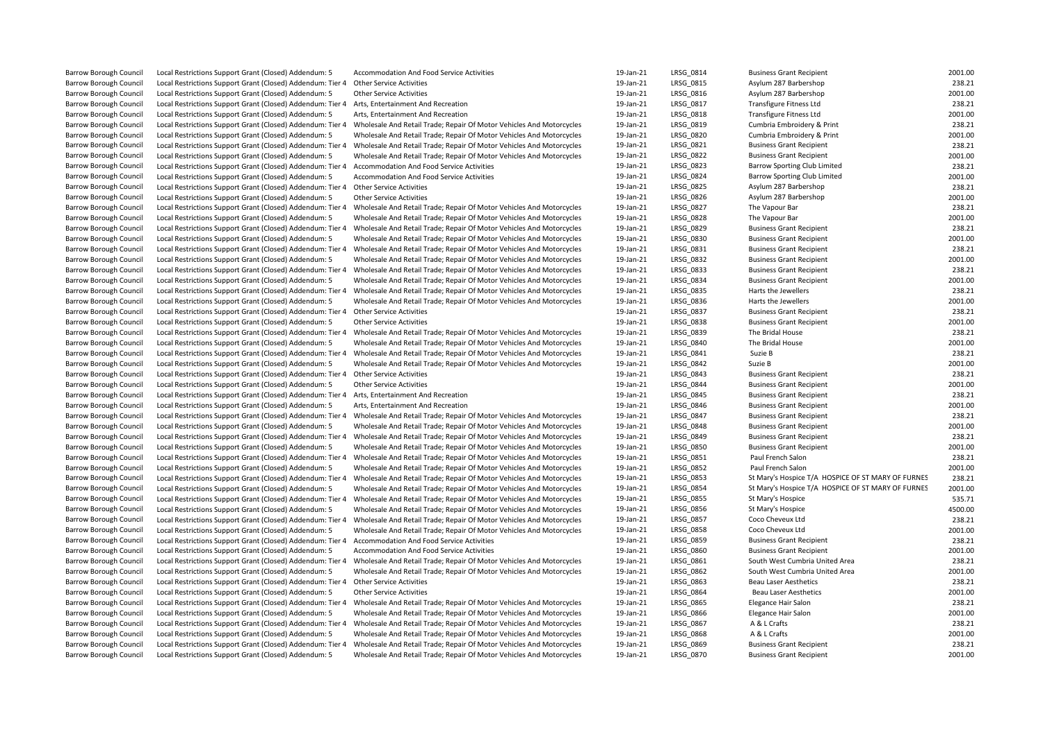| | | | | | | |
|---|---|---|---|---|---|---|
| Barrow Borough Council | Local Restrictions Support Grant (Closed) Addendum: 5 | Accommodation And Food Service Activities | 19-Jan-21 | LRSG_0814 | Business Grant Recipient | 2001.00 |
| Barrow Borough Council | Local Restrictions Support Grant (Closed) Addendum: Tier 4 | Other Service Activities | 19-Jan-21 | LRSG_0815 | Asylum 287 Barbershop | 238.21 |
| Barrow Borough Council | Local Restrictions Support Grant (Closed) Addendum: 5 | Other Service Activities | 19-Jan-21 | LRSG_0816 | Asylum 287 Barbershop | 2001.00 |
| Barrow Borough Council | Local Restrictions Support Grant (Closed) Addendum: Tier 4 | Arts, Entertainment And Recreation | 19-Jan-21 | LRSG_0817 | Transfigure Fitness Ltd | 238.21 |
| Barrow Borough Council | Local Restrictions Support Grant (Closed) Addendum: 5 | Arts, Entertainment And Recreation | 19-Jan-21 | LRSG_0818 | Transfigure Fitness Ltd | 2001.00 |
| Barrow Borough Council | Local Restrictions Support Grant (Closed) Addendum: Tier 4 | Wholesale And Retail Trade; Repair Of Motor Vehicles And Motorcycles | 19-Jan-21 | LRSG_0819 | Cumbria Embroidery & Print | 238.21 |
| Barrow Borough Council | Local Restrictions Support Grant (Closed) Addendum: 5 | Wholesale And Retail Trade; Repair Of Motor Vehicles And Motorcycles | 19-Jan-21 | LRSG_0820 | Cumbria Embroidery & Print | 2001.00 |
| Barrow Borough Council | Local Restrictions Support Grant (Closed) Addendum: Tier 4 | Wholesale And Retail Trade; Repair Of Motor Vehicles And Motorcycles | 19-Jan-21 | LRSG_0821 | Business Grant Recipient | 238.21 |
| Barrow Borough Council | Local Restrictions Support Grant (Closed) Addendum: 5 | Wholesale And Retail Trade; Repair Of Motor Vehicles And Motorcycles | 19-Jan-21 | LRSG_0822 | Business Grant Recipient | 2001.00 |
| Barrow Borough Council | Local Restrictions Support Grant (Closed) Addendum: Tier 4 | Accommodation And Food Service Activities | 19-Jan-21 | LRSG_0823 | Barrow Sporting Club Limited | 238.21 |
| Barrow Borough Council | Local Restrictions Support Grant (Closed) Addendum: 5 | Accommodation And Food Service Activities | 19-Jan-21 | LRSG_0824 | Barrow Sporting Club Limited | 2001.00 |
| Barrow Borough Council | Local Restrictions Support Grant (Closed) Addendum: Tier 4 | Other Service Activities | 19-Jan-21 | LRSG_0825 | Asylum 287 Barbershop | 238.21 |
| Barrow Borough Council | Local Restrictions Support Grant (Closed) Addendum: 5 | Other Service Activities | 19-Jan-21 | LRSG_0826 | Asylum 287 Barbershop | 2001.00 |
| Barrow Borough Council | Local Restrictions Support Grant (Closed) Addendum: Tier 4 | Wholesale And Retail Trade; Repair Of Motor Vehicles And Motorcycles | 19-Jan-21 | LRSG_0827 | The Vapour Bar | 238.21 |
| Barrow Borough Council | Local Restrictions Support Grant (Closed) Addendum: 5 | Wholesale And Retail Trade; Repair Of Motor Vehicles And Motorcycles | 19-Jan-21 | LRSG_0828 | The Vapour Bar | 2001.00 |
| Barrow Borough Council | Local Restrictions Support Grant (Closed) Addendum: Tier 4 | Wholesale And Retail Trade; Repair Of Motor Vehicles And Motorcycles | 19-Jan-21 | LRSG_0829 | Business Grant Recipient | 238.21 |
| Barrow Borough Council | Local Restrictions Support Grant (Closed) Addendum: 5 | Wholesale And Retail Trade; Repair Of Motor Vehicles And Motorcycles | 19-Jan-21 | LRSG_0830 | Business Grant Recipient | 2001.00 |
| Barrow Borough Council | Local Restrictions Support Grant (Closed) Addendum: Tier 4 | Wholesale And Retail Trade; Repair Of Motor Vehicles And Motorcycles | 19-Jan-21 | LRSG_0831 | Business Grant Recipient | 238.21 |
| Barrow Borough Council | Local Restrictions Support Grant (Closed) Addendum: 5 | Wholesale And Retail Trade; Repair Of Motor Vehicles And Motorcycles | 19-Jan-21 | LRSG_0832 | Business Grant Recipient | 2001.00 |
| Barrow Borough Council | Local Restrictions Support Grant (Closed) Addendum: Tier 4 | Wholesale And Retail Trade; Repair Of Motor Vehicles And Motorcycles | 19-Jan-21 | LRSG_0833 | Business Grant Recipient | 238.21 |
| Barrow Borough Council | Local Restrictions Support Grant (Closed) Addendum: 5 | Wholesale And Retail Trade; Repair Of Motor Vehicles And Motorcycles | 19-Jan-21 | LRSG_0834 | Business Grant Recipient | 2001.00 |
| Barrow Borough Council | Local Restrictions Support Grant (Closed) Addendum: Tier 4 | Wholesale And Retail Trade; Repair Of Motor Vehicles And Motorcycles | 19-Jan-21 | LRSG_0835 | Harts the Jewellers | 238.21 |
| Barrow Borough Council | Local Restrictions Support Grant (Closed) Addendum: 5 | Wholesale And Retail Trade; Repair Of Motor Vehicles And Motorcycles | 19-Jan-21 | LRSG_0836 | Harts the Jewellers | 2001.00 |
| Barrow Borough Council | Local Restrictions Support Grant (Closed) Addendum: Tier 4 | Other Service Activities | 19-Jan-21 | LRSG_0837 | Business Grant Recipient | 238.21 |
| Barrow Borough Council | Local Restrictions Support Grant (Closed) Addendum: 5 | Other Service Activities | 19-Jan-21 | LRSG_0838 | Business Grant Recipient | 2001.00 |
| Barrow Borough Council | Local Restrictions Support Grant (Closed) Addendum: Tier 4 | Wholesale And Retail Trade; Repair Of Motor Vehicles And Motorcycles | 19-Jan-21 | LRSG_0839 | The Bridal House | 238.21 |
| Barrow Borough Council | Local Restrictions Support Grant (Closed) Addendum: 5 | Wholesale And Retail Trade; Repair Of Motor Vehicles And Motorcycles | 19-Jan-21 | LRSG_0840 | The Bridal House | 2001.00 |
| Barrow Borough Council | Local Restrictions Support Grant (Closed) Addendum: Tier 4 | Wholesale And Retail Trade; Repair Of Motor Vehicles And Motorcycles | 19-Jan-21 | LRSG_0841 | Suzie B | 238.21 |
| Barrow Borough Council | Local Restrictions Support Grant (Closed) Addendum: 5 | Wholesale And Retail Trade; Repair Of Motor Vehicles And Motorcycles | 19-Jan-21 | LRSG_0842 | Suzie B | 2001.00 |
| Barrow Borough Council | Local Restrictions Support Grant (Closed) Addendum: Tier 4 | Other Service Activities | 19-Jan-21 | LRSG_0843 | Business Grant Recipient | 238.21 |
| Barrow Borough Council | Local Restrictions Support Grant (Closed) Addendum: 5 | Other Service Activities | 19-Jan-21 | LRSG_0844 | Business Grant Recipient | 2001.00 |
| Barrow Borough Council | Local Restrictions Support Grant (Closed) Addendum: Tier 4 | Arts, Entertainment And Recreation | 19-Jan-21 | LRSG_0845 | Business Grant Recipient | 238.21 |
| Barrow Borough Council | Local Restrictions Support Grant (Closed) Addendum: 5 | Arts, Entertainment And Recreation | 19-Jan-21 | LRSG_0846 | Business Grant Recipient | 2001.00 |
| Barrow Borough Council | Local Restrictions Support Grant (Closed) Addendum: Tier 4 | Wholesale And Retail Trade; Repair Of Motor Vehicles And Motorcycles | 19-Jan-21 | LRSG_0847 | Business Grant Recipient | 238.21 |
| Barrow Borough Council | Local Restrictions Support Grant (Closed) Addendum: 5 | Wholesale And Retail Trade; Repair Of Motor Vehicles And Motorcycles | 19-Jan-21 | LRSG_0848 | Business Grant Recipient | 2001.00 |
| Barrow Borough Council | Local Restrictions Support Grant (Closed) Addendum: Tier 4 | Wholesale And Retail Trade; Repair Of Motor Vehicles And Motorcycles | 19-Jan-21 | LRSG_0849 | Business Grant Recipient | 238.21 |
| Barrow Borough Council | Local Restrictions Support Grant (Closed) Addendum: 5 | Wholesale And Retail Trade; Repair Of Motor Vehicles And Motorcycles | 19-Jan-21 | LRSG_0850 | Business Grant Recipient | 2001.00 |
| Barrow Borough Council | Local Restrictions Support Grant (Closed) Addendum: Tier 4 | Wholesale And Retail Trade; Repair Of Motor Vehicles And Motorcycles | 19-Jan-21 | LRSG_0851 | Paul French Salon | 238.21 |
| Barrow Borough Council | Local Restrictions Support Grant (Closed) Addendum: 5 | Wholesale And Retail Trade; Repair Of Motor Vehicles And Motorcycles | 19-Jan-21 | LRSG_0852 | Paul French Salon | 2001.00 |
| Barrow Borough Council | Local Restrictions Support Grant (Closed) Addendum: Tier 4 | Wholesale And Retail Trade; Repair Of Motor Vehicles And Motorcycles | 19-Jan-21 | LRSG_0853 | St Mary's Hospice T/A HOSPICE OF ST MARY OF FURNES | 238.21 |
| Barrow Borough Council | Local Restrictions Support Grant (Closed) Addendum: 5 | Wholesale And Retail Trade; Repair Of Motor Vehicles And Motorcycles | 19-Jan-21 | LRSG_0854 | St Mary's Hospice T/A HOSPICE OF ST MARY OF FURNES | 2001.00 |
| Barrow Borough Council | Local Restrictions Support Grant (Closed) Addendum: Tier 4 | Wholesale And Retail Trade; Repair Of Motor Vehicles And Motorcycles | 19-Jan-21 | LRSG_0855 | St Mary's Hospice | 535.71 |
| Barrow Borough Council | Local Restrictions Support Grant (Closed) Addendum: 5 | Wholesale And Retail Trade; Repair Of Motor Vehicles And Motorcycles | 19-Jan-21 | LRSG_0856 | St Mary's Hospice | 4500.00 |
| Barrow Borough Council | Local Restrictions Support Grant (Closed) Addendum: Tier 4 | Wholesale And Retail Trade; Repair Of Motor Vehicles And Motorcycles | 19-Jan-21 | LRSG_0857 | Coco Cheveux Ltd | 238.21 |
| Barrow Borough Council | Local Restrictions Support Grant (Closed) Addendum: 5 | Wholesale And Retail Trade; Repair Of Motor Vehicles And Motorcycles | 19-Jan-21 | LRSG_0858 | Coco Cheveux Ltd | 2001.00 |
| Barrow Borough Council | Local Restrictions Support Grant (Closed) Addendum: Tier 4 | Accommodation And Food Service Activities | 19-Jan-21 | LRSG_0859 | Business Grant Recipient | 238.21 |
| Barrow Borough Council | Local Restrictions Support Grant (Closed) Addendum: 5 | Accommodation And Food Service Activities | 19-Jan-21 | LRSG_0860 | Business Grant Recipient | 2001.00 |
| Barrow Borough Council | Local Restrictions Support Grant (Closed) Addendum: Tier 4 | Wholesale And Retail Trade; Repair Of Motor Vehicles And Motorcycles | 19-Jan-21 | LRSG_0861 | South West Cumbria United Area | 238.21 |
| Barrow Borough Council | Local Restrictions Support Grant (Closed) Addendum: 5 | Wholesale And Retail Trade; Repair Of Motor Vehicles And Motorcycles | 19-Jan-21 | LRSG_0862 | South West Cumbria United Area | 2001.00 |
| Barrow Borough Council | Local Restrictions Support Grant (Closed) Addendum: Tier 4 | Other Service Activities | 19-Jan-21 | LRSG_0863 | Beau Laser Aesthetics | 238.21 |
| Barrow Borough Council | Local Restrictions Support Grant (Closed) Addendum: 5 | Other Service Activities | 19-Jan-21 | LRSG_0864 | Beau Laser Aesthetics | 2001.00 |
| Barrow Borough Council | Local Restrictions Support Grant (Closed) Addendum: Tier 4 | Wholesale And Retail Trade; Repair Of Motor Vehicles And Motorcycles | 19-Jan-21 | LRSG_0865 | Elegance Hair Salon | 238.21 |
| Barrow Borough Council | Local Restrictions Support Grant (Closed) Addendum: 5 | Wholesale And Retail Trade; Repair Of Motor Vehicles And Motorcycles | 19-Jan-21 | LRSG_0866 | Elegance Hair Salon | 2001.00 |
| Barrow Borough Council | Local Restrictions Support Grant (Closed) Addendum: Tier 4 | Wholesale And Retail Trade; Repair Of Motor Vehicles And Motorcycles | 19-Jan-21 | LRSG_0867 | A & L Crafts | 238.21 |
| Barrow Borough Council | Local Restrictions Support Grant (Closed) Addendum: 5 | Wholesale And Retail Trade; Repair Of Motor Vehicles And Motorcycles | 19-Jan-21 | LRSG_0868 | A & L Crafts | 2001.00 |
| Barrow Borough Council | Local Restrictions Support Grant (Closed) Addendum: Tier 4 | Wholesale And Retail Trade; Repair Of Motor Vehicles And Motorcycles | 19-Jan-21 | LRSG_0869 | Business Grant Recipient | 238.21 |
| Barrow Borough Council | Local Restrictions Support Grant (Closed) Addendum: 5 | Wholesale And Retail Trade; Repair Of Motor Vehicles And Motorcycles | 19-Jan-21 | LRSG_0870 | Business Grant Recipient | 2001.00 |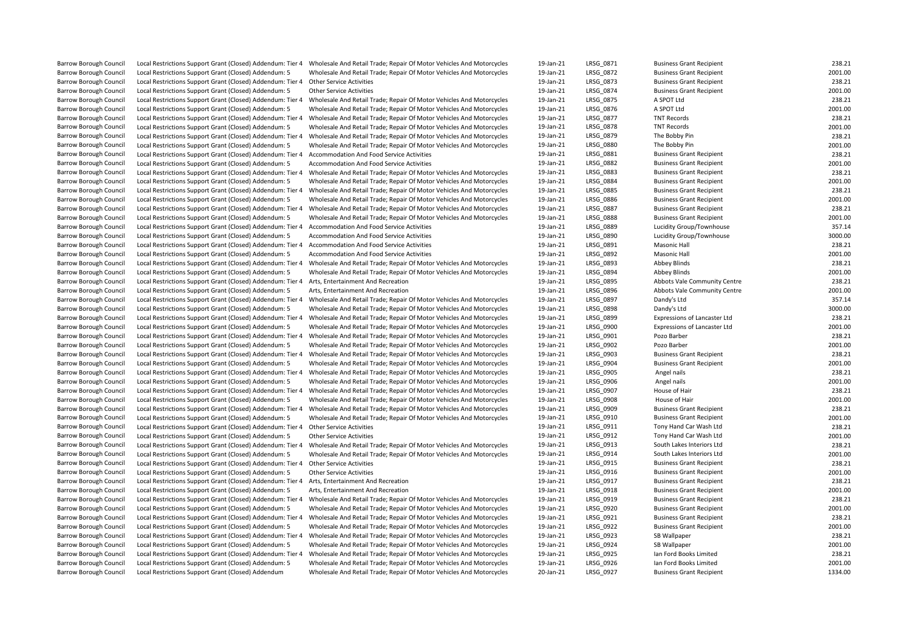| | | | | | | |
|---|---|---|---|---|---|---|
| Barrow Borough Council | Local Restrictions Support Grant (Closed) Addendum: Tier 4 | Wholesale And Retail Trade; Repair Of Motor Vehicles And Motorcycles | 19-Jan-21 | LRSG_0871 | Business Grant Recipient | 238.21 |
| Barrow Borough Council | Local Restrictions Support Grant (Closed) Addendum: 5 | Wholesale And Retail Trade; Repair Of Motor Vehicles And Motorcycles | 19-Jan-21 | LRSG_0872 | Business Grant Recipient | 2001.00 |
| Barrow Borough Council | Local Restrictions Support Grant (Closed) Addendum: Tier 4 | Other Service Activities | 19-Jan-21 | LRSG_0873 | Business Grant Recipient | 238.21 |
| Barrow Borough Council | Local Restrictions Support Grant (Closed) Addendum: 5 | Other Service Activities | 19-Jan-21 | LRSG_0874 | Business Grant Recipient | 2001.00 |
| Barrow Borough Council | Local Restrictions Support Grant (Closed) Addendum: Tier 4 | Wholesale And Retail Trade; Repair Of Motor Vehicles And Motorcycles | 19-Jan-21 | LRSG_0875 | A SPOT Ltd | 238.21 |
| Barrow Borough Council | Local Restrictions Support Grant (Closed) Addendum: 5 | Wholesale And Retail Trade; Repair Of Motor Vehicles And Motorcycles | 19-Jan-21 | LRSG_0876 | A SPOT Ltd | 2001.00 |
| Barrow Borough Council | Local Restrictions Support Grant (Closed) Addendum: Tier 4 | Wholesale And Retail Trade; Repair Of Motor Vehicles And Motorcycles | 19-Jan-21 | LRSG_0877 | TNT Records | 238.21 |
| Barrow Borough Council | Local Restrictions Support Grant (Closed) Addendum: 5 | Wholesale And Retail Trade; Repair Of Motor Vehicles And Motorcycles | 19-Jan-21 | LRSG_0878 | TNT Records | 2001.00 |
| Barrow Borough Council | Local Restrictions Support Grant (Closed) Addendum: Tier 4 | Wholesale And Retail Trade; Repair Of Motor Vehicles And Motorcycles | 19-Jan-21 | LRSG_0879 | The Bobby Pin | 238.21 |
| Barrow Borough Council | Local Restrictions Support Grant (Closed) Addendum: 5 | Wholesale And Retail Trade; Repair Of Motor Vehicles And Motorcycles | 19-Jan-21 | LRSG_0880 | The Bobby Pin | 2001.00 |
| Barrow Borough Council | Local Restrictions Support Grant (Closed) Addendum: Tier 4 | Accommodation And Food Service Activities | 19-Jan-21 | LRSG_0881 | Business Grant Recipient | 238.21 |
| Barrow Borough Council | Local Restrictions Support Grant (Closed) Addendum: 5 | Accommodation And Food Service Activities | 19-Jan-21 | LRSG_0882 | Business Grant Recipient | 2001.00 |
| Barrow Borough Council | Local Restrictions Support Grant (Closed) Addendum: Tier 4 | Wholesale And Retail Trade; Repair Of Motor Vehicles And Motorcycles | 19-Jan-21 | LRSG_0883 | Business Grant Recipient | 238.21 |
| Barrow Borough Council | Local Restrictions Support Grant (Closed) Addendum: 5 | Wholesale And Retail Trade; Repair Of Motor Vehicles And Motorcycles | 19-Jan-21 | LRSG_0884 | Business Grant Recipient | 2001.00 |
| Barrow Borough Council | Local Restrictions Support Grant (Closed) Addendum: Tier 4 | Wholesale And Retail Trade; Repair Of Motor Vehicles And Motorcycles | 19-Jan-21 | LRSG_0885 | Business Grant Recipient | 238.21 |
| Barrow Borough Council | Local Restrictions Support Grant (Closed) Addendum: 5 | Wholesale And Retail Trade; Repair Of Motor Vehicles And Motorcycles | 19-Jan-21 | LRSG_0886 | Business Grant Recipient | 2001.00 |
| Barrow Borough Council | Local Restrictions Support Grant (Closed) Addendum: Tier 4 | Wholesale And Retail Trade; Repair Of Motor Vehicles And Motorcycles | 19-Jan-21 | LRSG_0887 | Business Grant Recipient | 238.21 |
| Barrow Borough Council | Local Restrictions Support Grant (Closed) Addendum: 5 | Wholesale And Retail Trade; Repair Of Motor Vehicles And Motorcycles | 19-Jan-21 | LRSG_0888 | Business Grant Recipient | 2001.00 |
| Barrow Borough Council | Local Restrictions Support Grant (Closed) Addendum: Tier 4 | Accommodation And Food Service Activities | 19-Jan-21 | LRSG_0889 | Lucidity Group/Townhouse | 357.14 |
| Barrow Borough Council | Local Restrictions Support Grant (Closed) Addendum: 5 | Accommodation And Food Service Activities | 19-Jan-21 | LRSG_0890 | Lucidity Group/Townhouse | 3000.00 |
| Barrow Borough Council | Local Restrictions Support Grant (Closed) Addendum: Tier 4 | Accommodation And Food Service Activities | 19-Jan-21 | LRSG_0891 | Masonic Hall | 238.21 |
| Barrow Borough Council | Local Restrictions Support Grant (Closed) Addendum: 5 | Accommodation And Food Service Activities | 19-Jan-21 | LRSG_0892 | Masonic Hall | 2001.00 |
| Barrow Borough Council | Local Restrictions Support Grant (Closed) Addendum: Tier 4 | Wholesale And Retail Trade; Repair Of Motor Vehicles And Motorcycles | 19-Jan-21 | LRSG_0893 | Abbey Blinds | 238.21 |
| Barrow Borough Council | Local Restrictions Support Grant (Closed) Addendum: 5 | Wholesale And Retail Trade; Repair Of Motor Vehicles And Motorcycles | 19-Jan-21 | LRSG_0894 | Abbey Blinds | 2001.00 |
| Barrow Borough Council | Local Restrictions Support Grant (Closed) Addendum: Tier 4 | Arts, Entertainment And Recreation | 19-Jan-21 | LRSG_0895 | Abbots Vale Community Centre | 238.21 |
| Barrow Borough Council | Local Restrictions Support Grant (Closed) Addendum: 5 | Arts, Entertainment And Recreation | 19-Jan-21 | LRSG_0896 | Abbots Vale Community Centre | 2001.00 |
| Barrow Borough Council | Local Restrictions Support Grant (Closed) Addendum: Tier 4 | Wholesale And Retail Trade; Repair Of Motor Vehicles And Motorcycles | 19-Jan-21 | LRSG_0897 | Dandy's Ltd | 357.14 |
| Barrow Borough Council | Local Restrictions Support Grant (Closed) Addendum: 5 | Wholesale And Retail Trade; Repair Of Motor Vehicles And Motorcycles | 19-Jan-21 | LRSG_0898 | Dandy's Ltd | 3000.00 |
| Barrow Borough Council | Local Restrictions Support Grant (Closed) Addendum: Tier 4 | Wholesale And Retail Trade; Repair Of Motor Vehicles And Motorcycles | 19-Jan-21 | LRSG_0899 | Expressions of Lancaster Ltd | 238.21 |
| Barrow Borough Council | Local Restrictions Support Grant (Closed) Addendum: 5 | Wholesale And Retail Trade; Repair Of Motor Vehicles And Motorcycles | 19-Jan-21 | LRSG_0900 | Expressions of Lancaster Ltd | 2001.00 |
| Barrow Borough Council | Local Restrictions Support Grant (Closed) Addendum: Tier 4 | Wholesale And Retail Trade; Repair Of Motor Vehicles And Motorcycles | 19-Jan-21 | LRSG_0901 | Pozo Barber | 238.21 |
| Barrow Borough Council | Local Restrictions Support Grant (Closed) Addendum: 5 | Wholesale And Retail Trade; Repair Of Motor Vehicles And Motorcycles | 19-Jan-21 | LRSG_0902 | Pozo Barber | 2001.00 |
| Barrow Borough Council | Local Restrictions Support Grant (Closed) Addendum: Tier 4 | Wholesale And Retail Trade; Repair Of Motor Vehicles And Motorcycles | 19-Jan-21 | LRSG_0903 | Business Grant Recipient | 238.21 |
| Barrow Borough Council | Local Restrictions Support Grant (Closed) Addendum: 5 | Wholesale And Retail Trade; Repair Of Motor Vehicles And Motorcycles | 19-Jan-21 | LRSG_0904 | Business Grant Recipient | 2001.00 |
| Barrow Borough Council | Local Restrictions Support Grant (Closed) Addendum: Tier 4 | Wholesale And Retail Trade; Repair Of Motor Vehicles And Motorcycles | 19-Jan-21 | LRSG_0905 | Angel nails | 238.21 |
| Barrow Borough Council | Local Restrictions Support Grant (Closed) Addendum: 5 | Wholesale And Retail Trade; Repair Of Motor Vehicles And Motorcycles | 19-Jan-21 | LRSG_0906 | Angel nails | 2001.00 |
| Barrow Borough Council | Local Restrictions Support Grant (Closed) Addendum: Tier 4 | Wholesale And Retail Trade; Repair Of Motor Vehicles And Motorcycles | 19-Jan-21 | LRSG_0907 | House of Hair | 238.21 |
| Barrow Borough Council | Local Restrictions Support Grant (Closed) Addendum: 5 | Wholesale And Retail Trade; Repair Of Motor Vehicles And Motorcycles | 19-Jan-21 | LRSG_0908 | House of Hair | 2001.00 |
| Barrow Borough Council | Local Restrictions Support Grant (Closed) Addendum: Tier 4 | Wholesale And Retail Trade; Repair Of Motor Vehicles And Motorcycles | 19-Jan-21 | LRSG_0909 | Business Grant Recipient | 238.21 |
| Barrow Borough Council | Local Restrictions Support Grant (Closed) Addendum: 5 | Wholesale And Retail Trade; Repair Of Motor Vehicles And Motorcycles | 19-Jan-21 | LRSG_0910 | Business Grant Recipient | 2001.00 |
| Barrow Borough Council | Local Restrictions Support Grant (Closed) Addendum: Tier 4 | Other Service Activities | 19-Jan-21 | LRSG_0911 | Tony Hand Car Wash Ltd | 238.21 |
| Barrow Borough Council | Local Restrictions Support Grant (Closed) Addendum: 5 | Other Service Activities | 19-Jan-21 | LRSG_0912 | Tony Hand Car Wash Ltd | 2001.00 |
| Barrow Borough Council | Local Restrictions Support Grant (Closed) Addendum: Tier 4 | Wholesale And Retail Trade; Repair Of Motor Vehicles And Motorcycles | 19-Jan-21 | LRSG_0913 | South Lakes Interiors Ltd | 238.21 |
| Barrow Borough Council | Local Restrictions Support Grant (Closed) Addendum: 5 | Wholesale And Retail Trade; Repair Of Motor Vehicles And Motorcycles | 19-Jan-21 | LRSG_0914 | South Lakes Interiors Ltd | 2001.00 |
| Barrow Borough Council | Local Restrictions Support Grant (Closed) Addendum: Tier 4 | Other Service Activities | 19-Jan-21 | LRSG_0915 | Business Grant Recipient | 238.21 |
| Barrow Borough Council | Local Restrictions Support Grant (Closed) Addendum: 5 | Other Service Activities | 19-Jan-21 | LRSG_0916 | Business Grant Recipient | 2001.00 |
| Barrow Borough Council | Local Restrictions Support Grant (Closed) Addendum: Tier 4 | Arts, Entertainment And Recreation | 19-Jan-21 | LRSG_0917 | Business Grant Recipient | 238.21 |
| Barrow Borough Council | Local Restrictions Support Grant (Closed) Addendum: 5 | Arts, Entertainment And Recreation | 19-Jan-21 | LRSG_0918 | Business Grant Recipient | 2001.00 |
| Barrow Borough Council | Local Restrictions Support Grant (Closed) Addendum: Tier 4 | Wholesale And Retail Trade; Repair Of Motor Vehicles And Motorcycles | 19-Jan-21 | LRSG_0919 | Business Grant Recipient | 238.21 |
| Barrow Borough Council | Local Restrictions Support Grant (Closed) Addendum: 5 | Wholesale And Retail Trade; Repair Of Motor Vehicles And Motorcycles | 19-Jan-21 | LRSG_0920 | Business Grant Recipient | 2001.00 |
| Barrow Borough Council | Local Restrictions Support Grant (Closed) Addendum: Tier 4 | Wholesale And Retail Trade; Repair Of Motor Vehicles And Motorcycles | 19-Jan-21 | LRSG_0921 | Business Grant Recipient | 238.21 |
| Barrow Borough Council | Local Restrictions Support Grant (Closed) Addendum: 5 | Wholesale And Retail Trade; Repair Of Motor Vehicles And Motorcycles | 19-Jan-21 | LRSG_0922 | Business Grant Recipient | 2001.00 |
| Barrow Borough Council | Local Restrictions Support Grant (Closed) Addendum: Tier 4 | Wholesale And Retail Trade; Repair Of Motor Vehicles And Motorcycles | 19-Jan-21 | LRSG_0923 | SB Wallpaper | 238.21 |
| Barrow Borough Council | Local Restrictions Support Grant (Closed) Addendum: 5 | Wholesale And Retail Trade; Repair Of Motor Vehicles And Motorcycles | 19-Jan-21 | LRSG_0924 | SB Wallpaper | 2001.00 |
| Barrow Borough Council | Local Restrictions Support Grant (Closed) Addendum: Tier 4 | Wholesale And Retail Trade; Repair Of Motor Vehicles And Motorcycles | 19-Jan-21 | LRSG_0925 | Ian Ford Books Limited | 238.21 |
| Barrow Borough Council | Local Restrictions Support Grant (Closed) Addendum: 5 | Wholesale And Retail Trade; Repair Of Motor Vehicles And Motorcycles | 19-Jan-21 | LRSG_0926 | Ian Ford Books Limited | 2001.00 |
| Barrow Borough Council | Local Restrictions Support Grant (Closed) Addendum | Wholesale And Retail Trade; Repair Of Motor Vehicles And Motorcycles | 20-Jan-21 | LRSG_0927 | Business Grant Recipient | 1334.00 |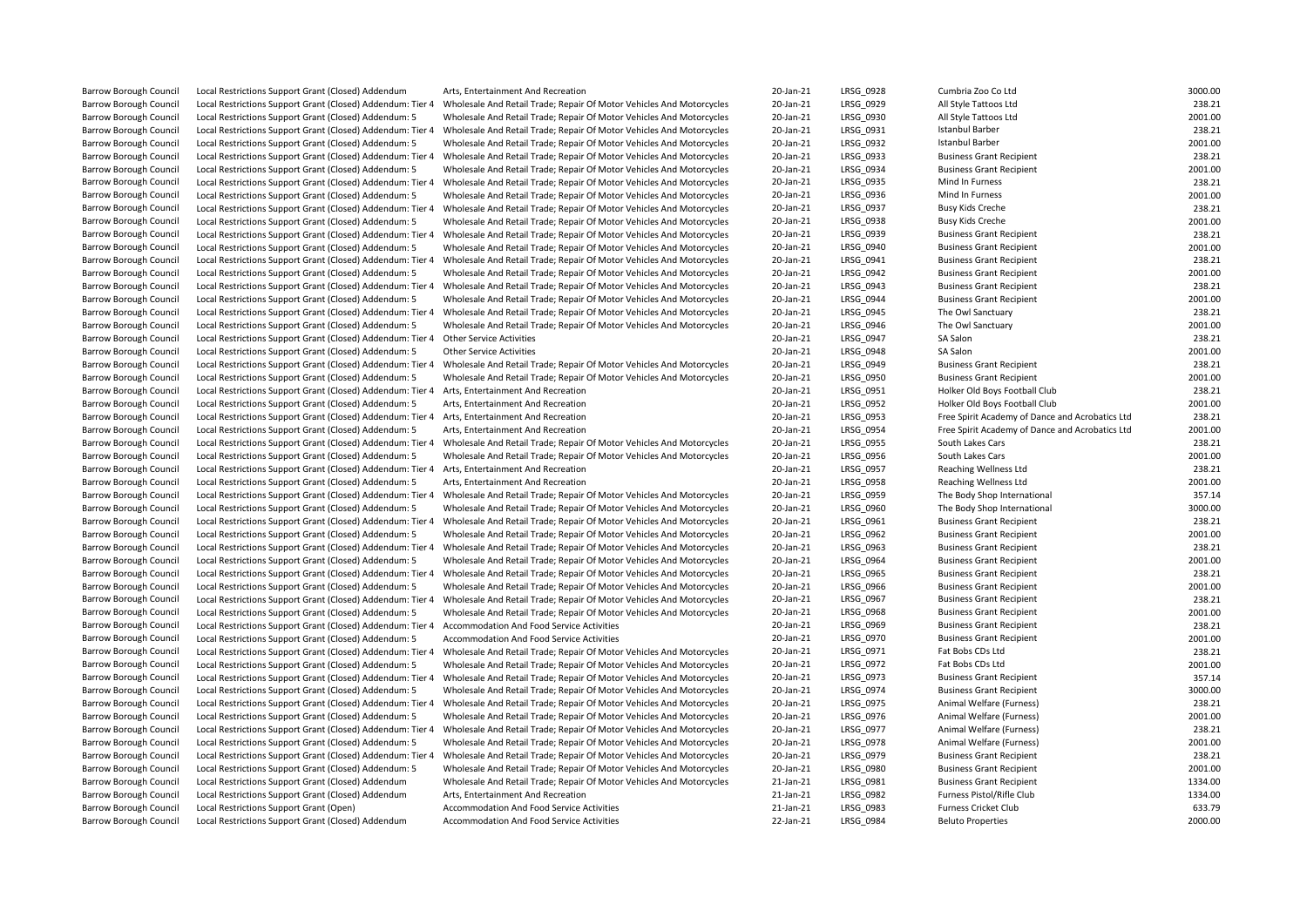| | | | | | | |
|---|---|---|---|---|---|---|
| Barrow Borough Council | Local Restrictions Support Grant (Closed) Addendum | Arts, Entertainment And Recreation | 20-Jan-21 | LRSG_0928 | Cumbria Zoo Co Ltd | 3000.00 |
| Barrow Borough Council | Local Restrictions Support Grant (Closed) Addendum: Tier 4 | Wholesale And Retail Trade; Repair Of Motor Vehicles And Motorcycles | 20-Jan-21 | LRSG_0929 | All Style Tattoos Ltd | 238.21 |
| Barrow Borough Council | Local Restrictions Support Grant (Closed) Addendum: 5 | Wholesale And Retail Trade; Repair Of Motor Vehicles And Motorcycles | 20-Jan-21 | LRSG_0930 | All Style Tattoos Ltd | 2001.00 |
| Barrow Borough Council | Local Restrictions Support Grant (Closed) Addendum: Tier 4 | Wholesale And Retail Trade; Repair Of Motor Vehicles And Motorcycles | 20-Jan-21 | LRSG_0931 | Istanbul Barber | 238.21 |
| Barrow Borough Council | Local Restrictions Support Grant (Closed) Addendum: 5 | Wholesale And Retail Trade; Repair Of Motor Vehicles And Motorcycles | 20-Jan-21 | LRSG_0932 | Istanbul Barber | 2001.00 |
| Barrow Borough Council | Local Restrictions Support Grant (Closed) Addendum: Tier 4 | Wholesale And Retail Trade; Repair Of Motor Vehicles And Motorcycles | 20-Jan-21 | LRSG_0933 | Business Grant Recipient | 238.21 |
| Barrow Borough Council | Local Restrictions Support Grant (Closed) Addendum: 5 | Wholesale And Retail Trade; Repair Of Motor Vehicles And Motorcycles | 20-Jan-21 | LRSG_0934 | Business Grant Recipient | 2001.00 |
| Barrow Borough Council | Local Restrictions Support Grant (Closed) Addendum: Tier 4 | Wholesale And Retail Trade; Repair Of Motor Vehicles And Motorcycles | 20-Jan-21 | LRSG_0935 | Mind In Furness | 238.21 |
| Barrow Borough Council | Local Restrictions Support Grant (Closed) Addendum: 5 | Wholesale And Retail Trade; Repair Of Motor Vehicles And Motorcycles | 20-Jan-21 | LRSG_0936 | Mind In Furness | 2001.00 |
| Barrow Borough Council | Local Restrictions Support Grant (Closed) Addendum: Tier 4 | Wholesale And Retail Trade; Repair Of Motor Vehicles And Motorcycles | 20-Jan-21 | LRSG_0937 | Busy Kids Creche | 238.21 |
| Barrow Borough Council | Local Restrictions Support Grant (Closed) Addendum: 5 | Wholesale And Retail Trade; Repair Of Motor Vehicles And Motorcycles | 20-Jan-21 | LRSG_0938 | Busy Kids Creche | 2001.00 |
| Barrow Borough Council | Local Restrictions Support Grant (Closed) Addendum: Tier 4 | Wholesale And Retail Trade; Repair Of Motor Vehicles And Motorcycles | 20-Jan-21 | LRSG_0939 | Business Grant Recipient | 238.21 |
| Barrow Borough Council | Local Restrictions Support Grant (Closed) Addendum: 5 | Wholesale And Retail Trade; Repair Of Motor Vehicles And Motorcycles | 20-Jan-21 | LRSG_0940 | Business Grant Recipient | 2001.00 |
| Barrow Borough Council | Local Restrictions Support Grant (Closed) Addendum: Tier 4 | Wholesale And Retail Trade; Repair Of Motor Vehicles And Motorcycles | 20-Jan-21 | LRSG_0941 | Business Grant Recipient | 238.21 |
| Barrow Borough Council | Local Restrictions Support Grant (Closed) Addendum: 5 | Wholesale And Retail Trade; Repair Of Motor Vehicles And Motorcycles | 20-Jan-21 | LRSG_0942 | Business Grant Recipient | 2001.00 |
| Barrow Borough Council | Local Restrictions Support Grant (Closed) Addendum: Tier 4 | Wholesale And Retail Trade; Repair Of Motor Vehicles And Motorcycles | 20-Jan-21 | LRSG_0943 | Business Grant Recipient | 238.21 |
| Barrow Borough Council | Local Restrictions Support Grant (Closed) Addendum: 5 | Wholesale And Retail Trade; Repair Of Motor Vehicles And Motorcycles | 20-Jan-21 | LRSG_0944 | Business Grant Recipient | 2001.00 |
| Barrow Borough Council | Local Restrictions Support Grant (Closed) Addendum: Tier 4 | Wholesale And Retail Trade; Repair Of Motor Vehicles And Motorcycles | 20-Jan-21 | LRSG_0945 | The Owl Sanctuary | 238.21 |
| Barrow Borough Council | Local Restrictions Support Grant (Closed) Addendum: 5 | Wholesale And Retail Trade; Repair Of Motor Vehicles And Motorcycles | 20-Jan-21 | LRSG_0946 | The Owl Sanctuary | 2001.00 |
| Barrow Borough Council | Local Restrictions Support Grant (Closed) Addendum: Tier 4 | Other Service Activities | 20-Jan-21 | LRSG_0947 | SA Salon | 238.21 |
| Barrow Borough Council | Local Restrictions Support Grant (Closed) Addendum: 5 | Other Service Activities | 20-Jan-21 | LRSG_0948 | SA Salon | 2001.00 |
| Barrow Borough Council | Local Restrictions Support Grant (Closed) Addendum: Tier 4 | Wholesale And Retail Trade; Repair Of Motor Vehicles And Motorcycles | 20-Jan-21 | LRSG_0949 | Business Grant Recipient | 238.21 |
| Barrow Borough Council | Local Restrictions Support Grant (Closed) Addendum: 5 | Wholesale And Retail Trade; Repair Of Motor Vehicles And Motorcycles | 20-Jan-21 | LRSG_0950 | Business Grant Recipient | 2001.00 |
| Barrow Borough Council | Local Restrictions Support Grant (Closed) Addendum: Tier 4 | Arts, Entertainment And Recreation | 20-Jan-21 | LRSG_0951 | Holker Old Boys Football Club | 238.21 |
| Barrow Borough Council | Local Restrictions Support Grant (Closed) Addendum: 5 | Arts, Entertainment And Recreation | 20-Jan-21 | LRSG_0952 | Holker Old Boys Football Club | 2001.00 |
| Barrow Borough Council | Local Restrictions Support Grant (Closed) Addendum: Tier 4 | Arts, Entertainment And Recreation | 20-Jan-21 | LRSG_0953 | Free Spirit Academy of Dance and Acrobatics Ltd | 238.21 |
| Barrow Borough Council | Local Restrictions Support Grant (Closed) Addendum: 5 | Arts, Entertainment And Recreation | 20-Jan-21 | LRSG_0954 | Free Spirit Academy of Dance and Acrobatics Ltd | 2001.00 |
| Barrow Borough Council | Local Restrictions Support Grant (Closed) Addendum: Tier 4 | Wholesale And Retail Trade; Repair Of Motor Vehicles And Motorcycles | 20-Jan-21 | LRSG_0955 | South Lakes Cars | 238.21 |
| Barrow Borough Council | Local Restrictions Support Grant (Closed) Addendum: 5 | Wholesale And Retail Trade; Repair Of Motor Vehicles And Motorcycles | 20-Jan-21 | LRSG_0956 | South Lakes Cars | 2001.00 |
| Barrow Borough Council | Local Restrictions Support Grant (Closed) Addendum: Tier 4 | Arts, Entertainment And Recreation | 20-Jan-21 | LRSG_0957 | Reaching Wellness Ltd | 238.21 |
| Barrow Borough Council | Local Restrictions Support Grant (Closed) Addendum: 5 | Arts, Entertainment And Recreation | 20-Jan-21 | LRSG_0958 | Reaching Wellness Ltd | 2001.00 |
| Barrow Borough Council | Local Restrictions Support Grant (Closed) Addendum: Tier 4 | Wholesale And Retail Trade; Repair Of Motor Vehicles And Motorcycles | 20-Jan-21 | LRSG_0959 | The Body Shop International | 357.14 |
| Barrow Borough Council | Local Restrictions Support Grant (Closed) Addendum: 5 | Wholesale And Retail Trade; Repair Of Motor Vehicles And Motorcycles | 20-Jan-21 | LRSG_0960 | The Body Shop International | 3000.00 |
| Barrow Borough Council | Local Restrictions Support Grant (Closed) Addendum: Tier 4 | Wholesale And Retail Trade; Repair Of Motor Vehicles And Motorcycles | 20-Jan-21 | LRSG_0961 | Business Grant Recipient | 238.21 |
| Barrow Borough Council | Local Restrictions Support Grant (Closed) Addendum: 5 | Wholesale And Retail Trade; Repair Of Motor Vehicles And Motorcycles | 20-Jan-21 | LRSG_0962 | Business Grant Recipient | 2001.00 |
| Barrow Borough Council | Local Restrictions Support Grant (Closed) Addendum: Tier 4 | Wholesale And Retail Trade; Repair Of Motor Vehicles And Motorcycles | 20-Jan-21 | LRSG_0963 | Business Grant Recipient | 238.21 |
| Barrow Borough Council | Local Restrictions Support Grant (Closed) Addendum: 5 | Wholesale And Retail Trade; Repair Of Motor Vehicles And Motorcycles | 20-Jan-21 | LRSG_0964 | Business Grant Recipient | 2001.00 |
| Barrow Borough Council | Local Restrictions Support Grant (Closed) Addendum: Tier 4 | Wholesale And Retail Trade; Repair Of Motor Vehicles And Motorcycles | 20-Jan-21 | LRSG_0965 | Business Grant Recipient | 238.21 |
| Barrow Borough Council | Local Restrictions Support Grant (Closed) Addendum: 5 | Wholesale And Retail Trade; Repair Of Motor Vehicles And Motorcycles | 20-Jan-21 | LRSG_0966 | Business Grant Recipient | 2001.00 |
| Barrow Borough Council | Local Restrictions Support Grant (Closed) Addendum: Tier 4 | Wholesale And Retail Trade; Repair Of Motor Vehicles And Motorcycles | 20-Jan-21 | LRSG_0967 | Business Grant Recipient | 238.21 |
| Barrow Borough Council | Local Restrictions Support Grant (Closed) Addendum: 5 | Wholesale And Retail Trade; Repair Of Motor Vehicles And Motorcycles | 20-Jan-21 | LRSG_0968 | Business Grant Recipient | 2001.00 |
| Barrow Borough Council | Local Restrictions Support Grant (Closed) Addendum: Tier 4 | Accommodation And Food Service Activities | 20-Jan-21 | LRSG_0969 | Business Grant Recipient | 238.21 |
| Barrow Borough Council | Local Restrictions Support Grant (Closed) Addendum: 5 | Accommodation And Food Service Activities | 20-Jan-21 | LRSG_0970 | Business Grant Recipient | 2001.00 |
| Barrow Borough Council | Local Restrictions Support Grant (Closed) Addendum: Tier 4 | Wholesale And Retail Trade; Repair Of Motor Vehicles And Motorcycles | 20-Jan-21 | LRSG_0971 | Fat Bobs CDs Ltd | 238.21 |
| Barrow Borough Council | Local Restrictions Support Grant (Closed) Addendum: 5 | Wholesale And Retail Trade; Repair Of Motor Vehicles And Motorcycles | 20-Jan-21 | LRSG_0972 | Fat Bobs CDs Ltd | 2001.00 |
| Barrow Borough Council | Local Restrictions Support Grant (Closed) Addendum: Tier 4 | Wholesale And Retail Trade; Repair Of Motor Vehicles And Motorcycles | 20-Jan-21 | LRSG_0973 | Business Grant Recipient | 357.14 |
| Barrow Borough Council | Local Restrictions Support Grant (Closed) Addendum: 5 | Wholesale And Retail Trade; Repair Of Motor Vehicles And Motorcycles | 20-Jan-21 | LRSG_0974 | Business Grant Recipient | 3000.00 |
| Barrow Borough Council | Local Restrictions Support Grant (Closed) Addendum: Tier 4 | Wholesale And Retail Trade; Repair Of Motor Vehicles And Motorcycles | 20-Jan-21 | LRSG_0975 | Animal Welfare (Furness) | 238.21 |
| Barrow Borough Council | Local Restrictions Support Grant (Closed) Addendum: 5 | Wholesale And Retail Trade; Repair Of Motor Vehicles And Motorcycles | 20-Jan-21 | LRSG_0976 | Animal Welfare (Furness) | 2001.00 |
| Barrow Borough Council | Local Restrictions Support Grant (Closed) Addendum: Tier 4 | Wholesale And Retail Trade; Repair Of Motor Vehicles And Motorcycles | 20-Jan-21 | LRSG_0977 | Animal Welfare (Furness) | 238.21 |
| Barrow Borough Council | Local Restrictions Support Grant (Closed) Addendum: 5 | Wholesale And Retail Trade; Repair Of Motor Vehicles And Motorcycles | 20-Jan-21 | LRSG_0978 | Animal Welfare (Furness) | 2001.00 |
| Barrow Borough Council | Local Restrictions Support Grant (Closed) Addendum: Tier 4 | Wholesale And Retail Trade; Repair Of Motor Vehicles And Motorcycles | 20-Jan-21 | LRSG_0979 | Business Grant Recipient | 238.21 |
| Barrow Borough Council | Local Restrictions Support Grant (Closed) Addendum: 5 | Wholesale And Retail Trade; Repair Of Motor Vehicles And Motorcycles | 20-Jan-21 | LRSG_0980 | Business Grant Recipient | 2001.00 |
| Barrow Borough Council | Local Restrictions Support Grant (Closed) Addendum | Wholesale And Retail Trade; Repair Of Motor Vehicles And Motorcycles | 21-Jan-21 | LRSG_0981 | Business Grant Recipient | 1334.00 |
| Barrow Borough Council | Local Restrictions Support Grant (Closed) Addendum | Arts, Entertainment And Recreation | 21-Jan-21 | LRSG_0982 | Furness Pistol/Rifle Club | 1334.00 |
| Barrow Borough Council | Local Restrictions Support Grant (Open) | Accommodation And Food Service Activities | 21-Jan-21 | LRSG_0983 | Furness Cricket Club | 633.79 |
| Barrow Borough Council | Local Restrictions Support Grant (Closed) Addendum | Accommodation And Food Service Activities | 22-Jan-21 | LRSG_0984 | Beluto Properties | 2000.00 |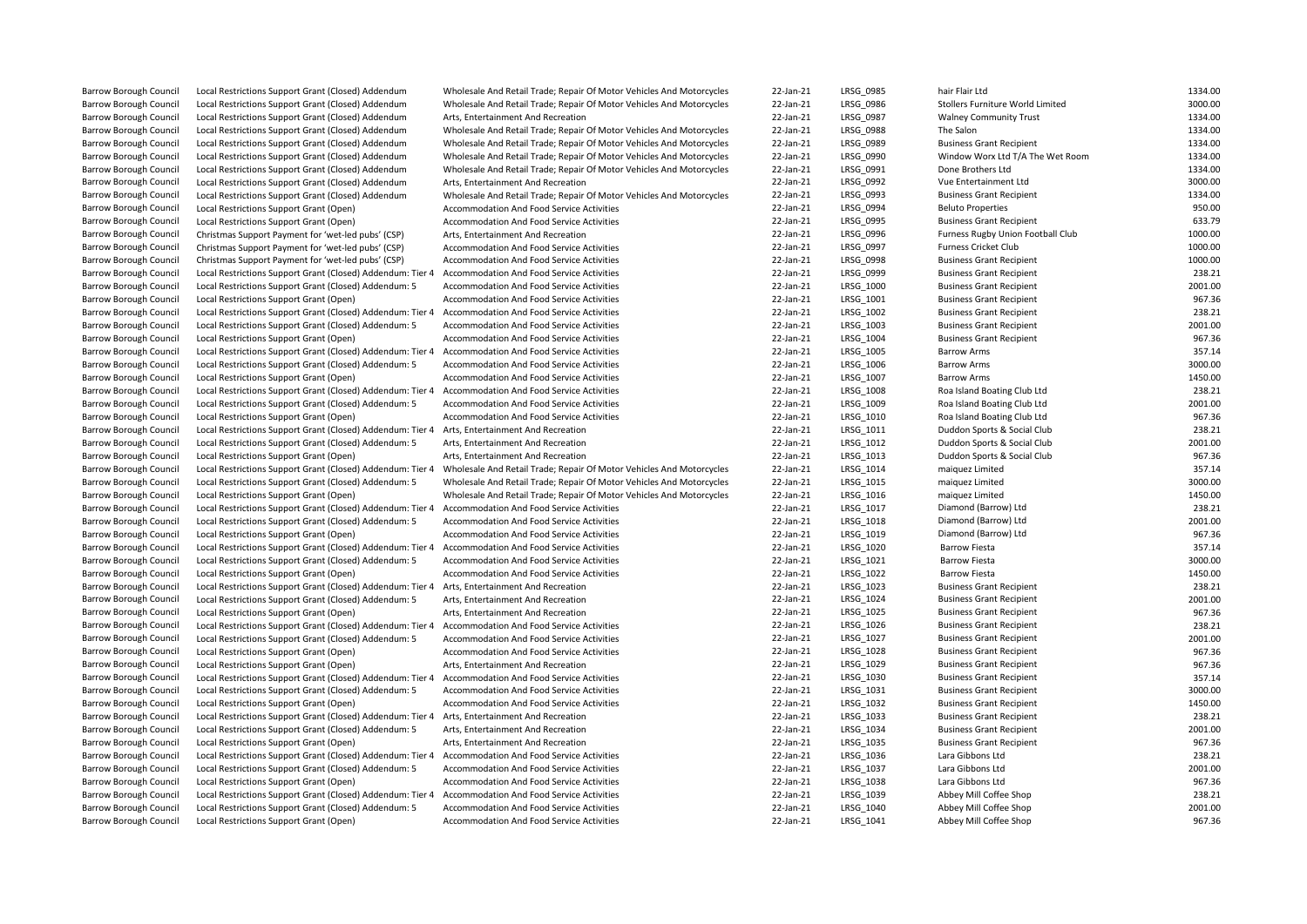| | | | | | | |
|---|---|---|---|---|---|---|
| Barrow Borough Council | Local Restrictions Support Grant (Closed) Addendum | Wholesale And Retail Trade; Repair Of Motor Vehicles And Motorcycles | 22-Jan-21 | LRSG_0985 | hair Flair Ltd | 1334.00 |
| Barrow Borough Council | Local Restrictions Support Grant (Closed) Addendum | Wholesale And Retail Trade; Repair Of Motor Vehicles And Motorcycles | 22-Jan-21 | LRSG_0986 | Stollers Furniture World Limited | 3000.00 |
| Barrow Borough Council | Local Restrictions Support Grant (Closed) Addendum | Arts, Entertainment And Recreation | 22-Jan-21 | LRSG_0987 | Walney Community Trust | 1334.00 |
| Barrow Borough Council | Local Restrictions Support Grant (Closed) Addendum | Wholesale And Retail Trade; Repair Of Motor Vehicles And Motorcycles | 22-Jan-21 | LRSG_0988 | The Salon | 1334.00 |
| Barrow Borough Council | Local Restrictions Support Grant (Closed) Addendum | Wholesale And Retail Trade; Repair Of Motor Vehicles And Motorcycles | 22-Jan-21 | LRSG_0989 | Business Grant Recipient | 1334.00 |
| Barrow Borough Council | Local Restrictions Support Grant (Closed) Addendum | Wholesale And Retail Trade; Repair Of Motor Vehicles And Motorcycles | 22-Jan-21 | LRSG_0990 | Window Worx Ltd T/A The Wet Room | 1334.00 |
| Barrow Borough Council | Local Restrictions Support Grant (Closed) Addendum | Wholesale And Retail Trade; Repair Of Motor Vehicles And Motorcycles | 22-Jan-21 | LRSG_0991 | Done Brothers Ltd | 1334.00 |
| Barrow Borough Council | Local Restrictions Support Grant (Closed) Addendum | Arts, Entertainment And Recreation | 22-Jan-21 | LRSG_0992 | Vue Entertainment Ltd | 3000.00 |
| Barrow Borough Council | Local Restrictions Support Grant (Closed) Addendum | Wholesale And Retail Trade; Repair Of Motor Vehicles And Motorcycles | 22-Jan-21 | LRSG_0993 | Business Grant Recipient | 1334.00 |
| Barrow Borough Council | Local Restrictions Support Grant (Open) | Accommodation And Food Service Activities | 22-Jan-21 | LRSG_0994 | Beluto Properties | 950.00 |
| Barrow Borough Council | Local Restrictions Support Grant (Open) | Accommodation And Food Service Activities | 22-Jan-21 | LRSG_0995 | Business Grant Recipient | 633.79 |
| Barrow Borough Council | Christmas Support Payment for 'wet-led pubs' (CSP) | Arts, Entertainment And Recreation | 22-Jan-21 | LRSG_0996 | Furness Rugby Union Football Club | 1000.00 |
| Barrow Borough Council | Christmas Support Payment for 'wet-led pubs' (CSP) | Accommodation And Food Service Activities | 22-Jan-21 | LRSG_0997 | Furness Cricket Club | 1000.00 |
| Barrow Borough Council | Christmas Support Payment for 'wet-led pubs' (CSP) | Accommodation And Food Service Activities | 22-Jan-21 | LRSG_0998 | Business Grant Recipient | 1000.00 |
| Barrow Borough Council | Local Restrictions Support Grant (Closed) Addendum: Tier 4 | Accommodation And Food Service Activities | 22-Jan-21 | LRSG_0999 | Business Grant Recipient | 238.21 |
| Barrow Borough Council | Local Restrictions Support Grant (Closed) Addendum: 5 | Accommodation And Food Service Activities | 22-Jan-21 | LRSG_1000 | Business Grant Recipient | 2001.00 |
| Barrow Borough Council | Local Restrictions Support Grant (Open) | Accommodation And Food Service Activities | 22-Jan-21 | LRSG_1001 | Business Grant Recipient | 967.36 |
| Barrow Borough Council | Local Restrictions Support Grant (Closed) Addendum: Tier 4 | Accommodation And Food Service Activities | 22-Jan-21 | LRSG_1002 | Business Grant Recipient | 238.21 |
| Barrow Borough Council | Local Restrictions Support Grant (Closed) Addendum: 5 | Accommodation And Food Service Activities | 22-Jan-21 | LRSG_1003 | Business Grant Recipient | 2001.00 |
| Barrow Borough Council | Local Restrictions Support Grant (Open) | Accommodation And Food Service Activities | 22-Jan-21 | LRSG_1004 | Business Grant Recipient | 967.36 |
| Barrow Borough Council | Local Restrictions Support Grant (Closed) Addendum: Tier 4 | Accommodation And Food Service Activities | 22-Jan-21 | LRSG_1005 | Barrow Arms | 357.14 |
| Barrow Borough Council | Local Restrictions Support Grant (Closed) Addendum: 5 | Accommodation And Food Service Activities | 22-Jan-21 | LRSG_1006 | Barrow Arms | 3000.00 |
| Barrow Borough Council | Local Restrictions Support Grant (Open) | Accommodation And Food Service Activities | 22-Jan-21 | LRSG_1007 | Barrow Arms | 1450.00 |
| Barrow Borough Council | Local Restrictions Support Grant (Closed) Addendum: Tier 4 | Accommodation And Food Service Activities | 22-Jan-21 | LRSG_1008 | Roa Island Boating Club Ltd | 238.21 |
| Barrow Borough Council | Local Restrictions Support Grant (Closed) Addendum: 5 | Accommodation And Food Service Activities | 22-Jan-21 | LRSG_1009 | Roa Island Boating Club Ltd | 2001.00 |
| Barrow Borough Council | Local Restrictions Support Grant (Open) | Accommodation And Food Service Activities | 22-Jan-21 | LRSG_1010 | Roa Island Boating Club Ltd | 967.36 |
| Barrow Borough Council | Local Restrictions Support Grant (Closed) Addendum: Tier 4 | Arts, Entertainment And Recreation | 22-Jan-21 | LRSG_1011 | Duddon Sports & Social Club | 238.21 |
| Barrow Borough Council | Local Restrictions Support Grant (Closed) Addendum: 5 | Arts, Entertainment And Recreation | 22-Jan-21 | LRSG_1012 | Duddon Sports & Social Club | 2001.00 |
| Barrow Borough Council | Local Restrictions Support Grant (Open) | Arts, Entertainment And Recreation | 22-Jan-21 | LRSG_1013 | Duddon Sports & Social Club | 967.36 |
| Barrow Borough Council | Local Restrictions Support Grant (Closed) Addendum: Tier 4 | Wholesale And Retail Trade; Repair Of Motor Vehicles And Motorcycles | 22-Jan-21 | LRSG_1014 | maiquez Limited | 357.14 |
| Barrow Borough Council | Local Restrictions Support Grant (Closed) Addendum: 5 | Wholesale And Retail Trade; Repair Of Motor Vehicles And Motorcycles | 22-Jan-21 | LRSG_1015 | maiquez Limited | 3000.00 |
| Barrow Borough Council | Local Restrictions Support Grant (Open) | Wholesale And Retail Trade; Repair Of Motor Vehicles And Motorcycles | 22-Jan-21 | LRSG_1016 | maiquez Limited | 1450.00 |
| Barrow Borough Council | Local Restrictions Support Grant (Closed) Addendum: Tier 4 | Accommodation And Food Service Activities | 22-Jan-21 | LRSG_1017 | Diamond (Barrow) Ltd | 238.21 |
| Barrow Borough Council | Local Restrictions Support Grant (Closed) Addendum: 5 | Accommodation And Food Service Activities | 22-Jan-21 | LRSG_1018 | Diamond (Barrow) Ltd | 2001.00 |
| Barrow Borough Council | Local Restrictions Support Grant (Open) | Accommodation And Food Service Activities | 22-Jan-21 | LRSG_1019 | Diamond (Barrow) Ltd | 967.36 |
| Barrow Borough Council | Local Restrictions Support Grant (Closed) Addendum: Tier 4 | Accommodation And Food Service Activities | 22-Jan-21 | LRSG_1020 | Barrow Fiesta | 357.14 |
| Barrow Borough Council | Local Restrictions Support Grant (Closed) Addendum: 5 | Accommodation And Food Service Activities | 22-Jan-21 | LRSG_1021 | Barrow Fiesta | 3000.00 |
| Barrow Borough Council | Local Restrictions Support Grant (Open) | Accommodation And Food Service Activities | 22-Jan-21 | LRSG_1022 | Barrow Fiesta | 1450.00 |
| Barrow Borough Council | Local Restrictions Support Grant (Closed) Addendum: Tier 4 | Arts, Entertainment And Recreation | 22-Jan-21 | LRSG_1023 | Business Grant Recipient | 238.21 |
| Barrow Borough Council | Local Restrictions Support Grant (Closed) Addendum: 5 | Arts, Entertainment And Recreation | 22-Jan-21 | LRSG_1024 | Business Grant Recipient | 2001.00 |
| Barrow Borough Council | Local Restrictions Support Grant (Open) | Arts, Entertainment And Recreation | 22-Jan-21 | LRSG_1025 | Business Grant Recipient | 967.36 |
| Barrow Borough Council | Local Restrictions Support Grant (Closed) Addendum: Tier 4 | Accommodation And Food Service Activities | 22-Jan-21 | LRSG_1026 | Business Grant Recipient | 238.21 |
| Barrow Borough Council | Local Restrictions Support Grant (Closed) Addendum: 5 | Accommodation And Food Service Activities | 22-Jan-21 | LRSG_1027 | Business Grant Recipient | 2001.00 |
| Barrow Borough Council | Local Restrictions Support Grant (Open) | Accommodation And Food Service Activities | 22-Jan-21 | LRSG_1028 | Business Grant Recipient | 967.36 |
| Barrow Borough Council | Local Restrictions Support Grant (Open) | Arts, Entertainment And Recreation | 22-Jan-21 | LRSG_1029 | Business Grant Recipient | 967.36 |
| Barrow Borough Council | Local Restrictions Support Grant (Closed) Addendum: Tier 4 | Accommodation And Food Service Activities | 22-Jan-21 | LRSG_1030 | Business Grant Recipient | 357.14 |
| Barrow Borough Council | Local Restrictions Support Grant (Closed) Addendum: 5 | Accommodation And Food Service Activities | 22-Jan-21 | LRSG_1031 | Business Grant Recipient | 3000.00 |
| Barrow Borough Council | Local Restrictions Support Grant (Open) | Accommodation And Food Service Activities | 22-Jan-21 | LRSG_1032 | Business Grant Recipient | 1450.00 |
| Barrow Borough Council | Local Restrictions Support Grant (Closed) Addendum: Tier 4 | Arts, Entertainment And Recreation | 22-Jan-21 | LRSG_1033 | Business Grant Recipient | 238.21 |
| Barrow Borough Council | Local Restrictions Support Grant (Closed) Addendum: 5 | Arts, Entertainment And Recreation | 22-Jan-21 | LRSG_1034 | Business Grant Recipient | 2001.00 |
| Barrow Borough Council | Local Restrictions Support Grant (Open) | Arts, Entertainment And Recreation | 22-Jan-21 | LRSG_1035 | Business Grant Recipient | 967.36 |
| Barrow Borough Council | Local Restrictions Support Grant (Closed) Addendum: Tier 4 | Accommodation And Food Service Activities | 22-Jan-21 | LRSG_1036 | Lara Gibbons Ltd | 238.21 |
| Barrow Borough Council | Local Restrictions Support Grant (Closed) Addendum: 5 | Accommodation And Food Service Activities | 22-Jan-21 | LRSG_1037 | Lara Gibbons Ltd | 2001.00 |
| Barrow Borough Council | Local Restrictions Support Grant (Open) | Accommodation And Food Service Activities | 22-Jan-21 | LRSG_1038 | Lara Gibbons Ltd | 967.36 |
| Barrow Borough Council | Local Restrictions Support Grant (Closed) Addendum: Tier 4 | Accommodation And Food Service Activities | 22-Jan-21 | LRSG_1039 | Abbey Mill Coffee Shop | 238.21 |
| Barrow Borough Council | Local Restrictions Support Grant (Closed) Addendum: 5 | Accommodation And Food Service Activities | 22-Jan-21 | LRSG_1040 | Abbey Mill Coffee Shop | 2001.00 |
| Barrow Borough Council | Local Restrictions Support Grant (Open) | Accommodation And Food Service Activities | 22-Jan-21 | LRSG_1041 | Abbey Mill Coffee Shop | 967.36 |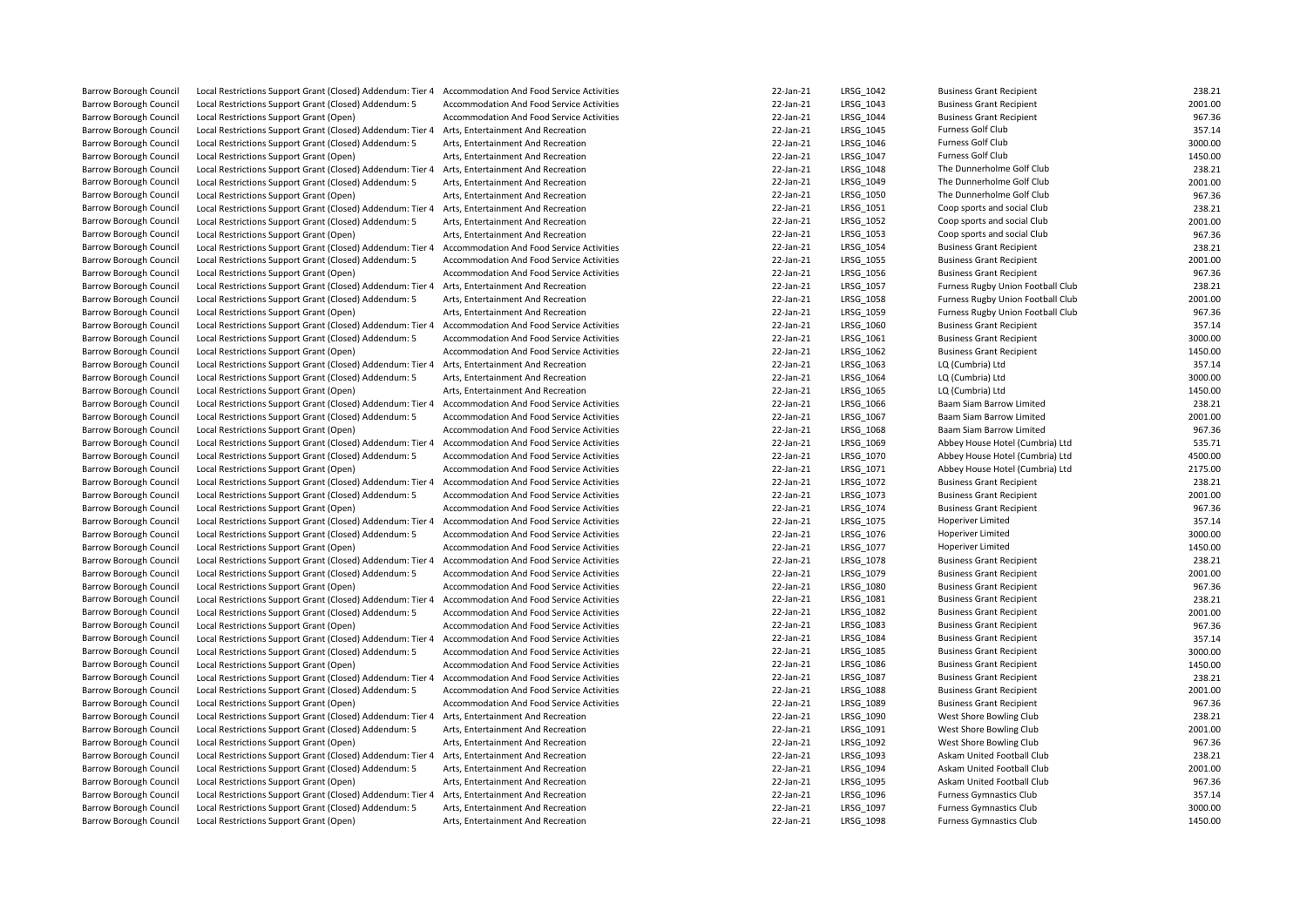| | | | | | | |
|---|---|---|---|---|---|---|
| Barrow Borough Council | Local Restrictions Support Grant (Closed) Addendum: Tier 4 | Accommodation And Food Service Activities | 22-Jan-21 | LRSG_1042 | Business Grant Recipient | 238.21 |
| Barrow Borough Council | Local Restrictions Support Grant (Closed) Addendum: 5 | Accommodation And Food Service Activities | 22-Jan-21 | LRSG_1043 | Business Grant Recipient | 2001.00 |
| Barrow Borough Council | Local Restrictions Support Grant (Open) | Accommodation And Food Service Activities | 22-Jan-21 | LRSG_1044 | Business Grant Recipient | 967.36 |
| Barrow Borough Council | Local Restrictions Support Grant (Closed) Addendum: Tier 4 | Arts, Entertainment And Recreation | 22-Jan-21 | LRSG_1045 | Furness Golf Club | 357.14 |
| Barrow Borough Council | Local Restrictions Support Grant (Closed) Addendum: 5 | Arts, Entertainment And Recreation | 22-Jan-21 | LRSG_1046 | Furness Golf Club | 3000.00 |
| Barrow Borough Council | Local Restrictions Support Grant (Open) | Arts, Entertainment And Recreation | 22-Jan-21 | LRSG_1047 | Furness Golf Club | 1450.00 |
| Barrow Borough Council | Local Restrictions Support Grant (Closed) Addendum: Tier 4 | Arts, Entertainment And Recreation | 22-Jan-21 | LRSG_1048 | The Dunnerholme Golf Club | 238.21 |
| Barrow Borough Council | Local Restrictions Support Grant (Closed) Addendum: 5 | Arts, Entertainment And Recreation | 22-Jan-21 | LRSG_1049 | The Dunnerholme Golf Club | 2001.00 |
| Barrow Borough Council | Local Restrictions Support Grant (Open) | Arts, Entertainment And Recreation | 22-Jan-21 | LRSG_1050 | The Dunnerholme Golf Club | 967.36 |
| Barrow Borough Council | Local Restrictions Support Grant (Closed) Addendum: Tier 4 | Arts, Entertainment And Recreation | 22-Jan-21 | LRSG_1051 | Coop sports and social Club | 238.21 |
| Barrow Borough Council | Local Restrictions Support Grant (Closed) Addendum: 5 | Arts, Entertainment And Recreation | 22-Jan-21 | LRSG_1052 | Coop sports and social Club | 2001.00 |
| Barrow Borough Council | Local Restrictions Support Grant (Open) | Arts, Entertainment And Recreation | 22-Jan-21 | LRSG_1053 | Coop sports and social Club | 967.36 |
| Barrow Borough Council | Local Restrictions Support Grant (Closed) Addendum: Tier 4 | Accommodation And Food Service Activities | 22-Jan-21 | LRSG_1054 | Business Grant Recipient | 238.21 |
| Barrow Borough Council | Local Restrictions Support Grant (Closed) Addendum: 5 | Accommodation And Food Service Activities | 22-Jan-21 | LRSG_1055 | Business Grant Recipient | 2001.00 |
| Barrow Borough Council | Local Restrictions Support Grant (Open) | Accommodation And Food Service Activities | 22-Jan-21 | LRSG_1056 | Business Grant Recipient | 967.36 |
| Barrow Borough Council | Local Restrictions Support Grant (Closed) Addendum: Tier 4 | Arts, Entertainment And Recreation | 22-Jan-21 | LRSG_1057 | Furness Rugby Union Football Club | 238.21 |
| Barrow Borough Council | Local Restrictions Support Grant (Closed) Addendum: 5 | Arts, Entertainment And Recreation | 22-Jan-21 | LRSG_1058 | Furness Rugby Union Football Club | 2001.00 |
| Barrow Borough Council | Local Restrictions Support Grant (Open) | Arts, Entertainment And Recreation | 22-Jan-21 | LRSG_1059 | Furness Rugby Union Football Club | 967.36 |
| Barrow Borough Council | Local Restrictions Support Grant (Closed) Addendum: Tier 4 | Accommodation And Food Service Activities | 22-Jan-21 | LRSG_1060 | Business Grant Recipient | 357.14 |
| Barrow Borough Council | Local Restrictions Support Grant (Closed) Addendum: 5 | Accommodation And Food Service Activities | 22-Jan-21 | LRSG_1061 | Business Grant Recipient | 3000.00 |
| Barrow Borough Council | Local Restrictions Support Grant (Open) | Accommodation And Food Service Activities | 22-Jan-21 | LRSG_1062 | Business Grant Recipient | 1450.00 |
| Barrow Borough Council | Local Restrictions Support Grant (Closed) Addendum: Tier 4 | Arts, Entertainment And Recreation | 22-Jan-21 | LRSG_1063 | LQ (Cumbria) Ltd | 357.14 |
| Barrow Borough Council | Local Restrictions Support Grant (Closed) Addendum: 5 | Arts, Entertainment And Recreation | 22-Jan-21 | LRSG_1064 | LQ (Cumbria) Ltd | 3000.00 |
| Barrow Borough Council | Local Restrictions Support Grant (Open) | Arts, Entertainment And Recreation | 22-Jan-21 | LRSG_1065 | LQ (Cumbria) Ltd | 1450.00 |
| Barrow Borough Council | Local Restrictions Support Grant (Closed) Addendum: Tier 4 | Accommodation And Food Service Activities | 22-Jan-21 | LRSG_1066 | Baam Siam Barrow Limited | 238.21 |
| Barrow Borough Council | Local Restrictions Support Grant (Closed) Addendum: 5 | Accommodation And Food Service Activities | 22-Jan-21 | LRSG_1067 | Baam Siam Barrow Limited | 2001.00 |
| Barrow Borough Council | Local Restrictions Support Grant (Open) | Accommodation And Food Service Activities | 22-Jan-21 | LRSG_1068 | Baam Siam Barrow Limited | 967.36 |
| Barrow Borough Council | Local Restrictions Support Grant (Closed) Addendum: Tier 4 | Accommodation And Food Service Activities | 22-Jan-21 | LRSG_1069 | Abbey House Hotel (Cumbria) Ltd | 535.71 |
| Barrow Borough Council | Local Restrictions Support Grant (Closed) Addendum: 5 | Accommodation And Food Service Activities | 22-Jan-21 | LRSG_1070 | Abbey House Hotel (Cumbria) Ltd | 4500.00 |
| Barrow Borough Council | Local Restrictions Support Grant (Open) | Accommodation And Food Service Activities | 22-Jan-21 | LRSG_1071 | Abbey House Hotel (Cumbria) Ltd | 2175.00 |
| Barrow Borough Council | Local Restrictions Support Grant (Closed) Addendum: Tier 4 | Accommodation And Food Service Activities | 22-Jan-21 | LRSG_1072 | Business Grant Recipient | 238.21 |
| Barrow Borough Council | Local Restrictions Support Grant (Closed) Addendum: 5 | Accommodation And Food Service Activities | 22-Jan-21 | LRSG_1073 | Business Grant Recipient | 2001.00 |
| Barrow Borough Council | Local Restrictions Support Grant (Open) | Accommodation And Food Service Activities | 22-Jan-21 | LRSG_1074 | Business Grant Recipient | 967.36 |
| Barrow Borough Council | Local Restrictions Support Grant (Closed) Addendum: Tier 4 | Accommodation And Food Service Activities | 22-Jan-21 | LRSG_1075 | Hoperiver Limited | 357.14 |
| Barrow Borough Council | Local Restrictions Support Grant (Closed) Addendum: 5 | Accommodation And Food Service Activities | 22-Jan-21 | LRSG_1076 | Hoperiver Limited | 3000.00 |
| Barrow Borough Council | Local Restrictions Support Grant (Open) | Accommodation And Food Service Activities | 22-Jan-21 | LRSG_1077 | Hoperiver Limited | 1450.00 |
| Barrow Borough Council | Local Restrictions Support Grant (Closed) Addendum: Tier 4 | Accommodation And Food Service Activities | 22-Jan-21 | LRSG_1078 | Business Grant Recipient | 238.21 |
| Barrow Borough Council | Local Restrictions Support Grant (Closed) Addendum: 5 | Accommodation And Food Service Activities | 22-Jan-21 | LRSG_1079 | Business Grant Recipient | 2001.00 |
| Barrow Borough Council | Local Restrictions Support Grant (Open) | Accommodation And Food Service Activities | 22-Jan-21 | LRSG_1080 | Business Grant Recipient | 967.36 |
| Barrow Borough Council | Local Restrictions Support Grant (Closed) Addendum: Tier 4 | Accommodation And Food Service Activities | 22-Jan-21 | LRSG_1081 | Business Grant Recipient | 238.21 |
| Barrow Borough Council | Local Restrictions Support Grant (Closed) Addendum: 5 | Accommodation And Food Service Activities | 22-Jan-21 | LRSG_1082 | Business Grant Recipient | 2001.00 |
| Barrow Borough Council | Local Restrictions Support Grant (Open) | Accommodation And Food Service Activities | 22-Jan-21 | LRSG_1083 | Business Grant Recipient | 967.36 |
| Barrow Borough Council | Local Restrictions Support Grant (Closed) Addendum: Tier 4 | Accommodation And Food Service Activities | 22-Jan-21 | LRSG_1084 | Business Grant Recipient | 357.14 |
| Barrow Borough Council | Local Restrictions Support Grant (Closed) Addendum: 5 | Accommodation And Food Service Activities | 22-Jan-21 | LRSG_1085 | Business Grant Recipient | 3000.00 |
| Barrow Borough Council | Local Restrictions Support Grant (Open) | Accommodation And Food Service Activities | 22-Jan-21 | LRSG_1086 | Business Grant Recipient | 1450.00 |
| Barrow Borough Council | Local Restrictions Support Grant (Closed) Addendum: Tier 4 | Accommodation And Food Service Activities | 22-Jan-21 | LRSG_1087 | Business Grant Recipient | 238.21 |
| Barrow Borough Council | Local Restrictions Support Grant (Closed) Addendum: 5 | Accommodation And Food Service Activities | 22-Jan-21 | LRSG_1088 | Business Grant Recipient | 2001.00 |
| Barrow Borough Council | Local Restrictions Support Grant (Open) | Accommodation And Food Service Activities | 22-Jan-21 | LRSG_1089 | Business Grant Recipient | 967.36 |
| Barrow Borough Council | Local Restrictions Support Grant (Closed) Addendum: Tier 4 | Arts, Entertainment And Recreation | 22-Jan-21 | LRSG_1090 | West Shore Bowling Club | 238.21 |
| Barrow Borough Council | Local Restrictions Support Grant (Closed) Addendum: 5 | Arts, Entertainment And Recreation | 22-Jan-21 | LRSG_1091 | West Shore Bowling Club | 2001.00 |
| Barrow Borough Council | Local Restrictions Support Grant (Open) | Arts, Entertainment And Recreation | 22-Jan-21 | LRSG_1092 | West Shore Bowling Club | 967.36 |
| Barrow Borough Council | Local Restrictions Support Grant (Closed) Addendum: Tier 4 | Arts, Entertainment And Recreation | 22-Jan-21 | LRSG_1093 | Askam United Football Club | 238.21 |
| Barrow Borough Council | Local Restrictions Support Grant (Closed) Addendum: 5 | Arts, Entertainment And Recreation | 22-Jan-21 | LRSG_1094 | Askam United Football Club | 2001.00 |
| Barrow Borough Council | Local Restrictions Support Grant (Open) | Arts, Entertainment And Recreation | 22-Jan-21 | LRSG_1095 | Askam United Football Club | 967.36 |
| Barrow Borough Council | Local Restrictions Support Grant (Closed) Addendum: Tier 4 | Arts, Entertainment And Recreation | 22-Jan-21 | LRSG_1096 | Furness Gymnastics Club | 357.14 |
| Barrow Borough Council | Local Restrictions Support Grant (Closed) Addendum: 5 | Arts, Entertainment And Recreation | 22-Jan-21 | LRSG_1097 | Furness Gymnastics Club | 3000.00 |
| Barrow Borough Council | Local Restrictions Support Grant (Open) | Arts, Entertainment And Recreation | 22-Jan-21 | LRSG_1098 | Furness Gymnastics Club | 1450.00 |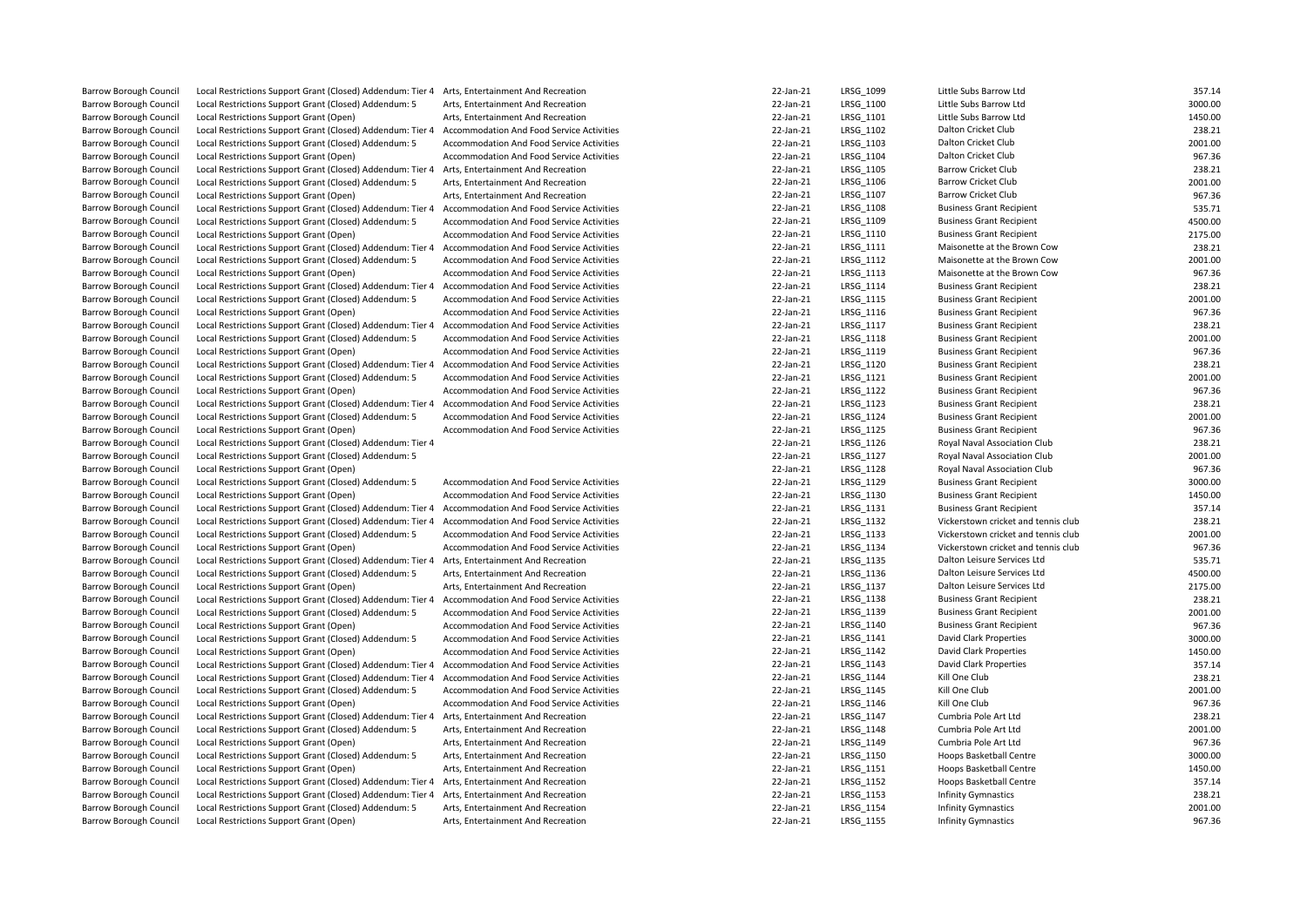| | | | | | | |
|---|---|---|---|---|---|---|
| Barrow Borough Council | Local Restrictions Support Grant (Closed) Addendum: Tier 4 | Arts, Entertainment And Recreation | 22-Jan-21 | LRSG_1099 | Little Subs Barrow Ltd | 357.14 |
| Barrow Borough Council | Local Restrictions Support Grant (Closed) Addendum: 5 | Arts, Entertainment And Recreation | 22-Jan-21 | LRSG_1100 | Little Subs Barrow Ltd | 3000.00 |
| Barrow Borough Council | Local Restrictions Support Grant (Open) | Arts, Entertainment And Recreation | 22-Jan-21 | LRSG_1101 | Little Subs Barrow Ltd | 1450.00 |
| Barrow Borough Council | Local Restrictions Support Grant (Closed) Addendum: Tier 4 | Accommodation And Food Service Activities | 22-Jan-21 | LRSG_1102 | Dalton Cricket Club | 238.21 |
| Barrow Borough Council | Local Restrictions Support Grant (Closed) Addendum: 5 | Accommodation And Food Service Activities | 22-Jan-21 | LRSG_1103 | Dalton Cricket Club | 2001.00 |
| Barrow Borough Council | Local Restrictions Support Grant (Open) | Accommodation And Food Service Activities | 22-Jan-21 | LRSG_1104 | Dalton Cricket Club | 967.36 |
| Barrow Borough Council | Local Restrictions Support Grant (Closed) Addendum: Tier 4 | Arts, Entertainment And Recreation | 22-Jan-21 | LRSG_1105 | Barrow Cricket Club | 238.21 |
| Barrow Borough Council | Local Restrictions Support Grant (Closed) Addendum: 5 | Arts, Entertainment And Recreation | 22-Jan-21 | LRSG_1106 | Barrow Cricket Club | 2001.00 |
| Barrow Borough Council | Local Restrictions Support Grant (Open) | Arts, Entertainment And Recreation | 22-Jan-21 | LRSG_1107 | Barrow Cricket Club | 967.36 |
| Barrow Borough Council | Local Restrictions Support Grant (Closed) Addendum: Tier 4 | Accommodation And Food Service Activities | 22-Jan-21 | LRSG_1108 | Business Grant Recipient | 535.71 |
| Barrow Borough Council | Local Restrictions Support Grant (Closed) Addendum: 5 | Accommodation And Food Service Activities | 22-Jan-21 | LRSG_1109 | Business Grant Recipient | 4500.00 |
| Barrow Borough Council | Local Restrictions Support Grant (Open) | Accommodation And Food Service Activities | 22-Jan-21 | LRSG_1110 | Business Grant Recipient | 2175.00 |
| Barrow Borough Council | Local Restrictions Support Grant (Closed) Addendum: Tier 4 | Accommodation And Food Service Activities | 22-Jan-21 | LRSG_1111 | Maisonette at the Brown Cow | 238.21 |
| Barrow Borough Council | Local Restrictions Support Grant (Closed) Addendum: 5 | Accommodation And Food Service Activities | 22-Jan-21 | LRSG_1112 | Maisonette at the Brown Cow | 2001.00 |
| Barrow Borough Council | Local Restrictions Support Grant (Open) | Accommodation And Food Service Activities | 22-Jan-21 | LRSG_1113 | Maisonette at the Brown Cow | 967.36 |
| Barrow Borough Council | Local Restrictions Support Grant (Closed) Addendum: Tier 4 | Accommodation And Food Service Activities | 22-Jan-21 | LRSG_1114 | Business Grant Recipient | 238.21 |
| Barrow Borough Council | Local Restrictions Support Grant (Closed) Addendum: 5 | Accommodation And Food Service Activities | 22-Jan-21 | LRSG_1115 | Business Grant Recipient | 2001.00 |
| Barrow Borough Council | Local Restrictions Support Grant (Open) | Accommodation And Food Service Activities | 22-Jan-21 | LRSG_1116 | Business Grant Recipient | 967.36 |
| Barrow Borough Council | Local Restrictions Support Grant (Closed) Addendum: Tier 4 | Accommodation And Food Service Activities | 22-Jan-21 | LRSG_1117 | Business Grant Recipient | 238.21 |
| Barrow Borough Council | Local Restrictions Support Grant (Closed) Addendum: 5 | Accommodation And Food Service Activities | 22-Jan-21 | LRSG_1118 | Business Grant Recipient | 2001.00 |
| Barrow Borough Council | Local Restrictions Support Grant (Open) | Accommodation And Food Service Activities | 22-Jan-21 | LRSG_1119 | Business Grant Recipient | 967.36 |
| Barrow Borough Council | Local Restrictions Support Grant (Closed) Addendum: Tier 4 | Accommodation And Food Service Activities | 22-Jan-21 | LRSG_1120 | Business Grant Recipient | 238.21 |
| Barrow Borough Council | Local Restrictions Support Grant (Closed) Addendum: 5 | Accommodation And Food Service Activities | 22-Jan-21 | LRSG_1121 | Business Grant Recipient | 2001.00 |
| Barrow Borough Council | Local Restrictions Support Grant (Open) | Accommodation And Food Service Activities | 22-Jan-21 | LRSG_1122 | Business Grant Recipient | 967.36 |
| Barrow Borough Council | Local Restrictions Support Grant (Closed) Addendum: Tier 4 | Accommodation And Food Service Activities | 22-Jan-21 | LRSG_1123 | Business Grant Recipient | 238.21 |
| Barrow Borough Council | Local Restrictions Support Grant (Closed) Addendum: 5 | Accommodation And Food Service Activities | 22-Jan-21 | LRSG_1124 | Business Grant Recipient | 2001.00 |
| Barrow Borough Council | Local Restrictions Support Grant (Open) | Accommodation And Food Service Activities | 22-Jan-21 | LRSG_1125 | Business Grant Recipient | 967.36 |
| Barrow Borough Council | Local Restrictions Support Grant (Closed) Addendum: Tier 4 | | 22-Jan-21 | LRSG_1126 | Royal Naval Association Club | 238.21 |
| Barrow Borough Council | Local Restrictions Support Grant (Closed) Addendum: 5 | | 22-Jan-21 | LRSG_1127 | Royal Naval Association Club | 2001.00 |
| Barrow Borough Council | Local Restrictions Support Grant (Open) | | 22-Jan-21 | LRSG_1128 | Royal Naval Association Club | 967.36 |
| Barrow Borough Council | Local Restrictions Support Grant (Closed) Addendum: 5 | Accommodation And Food Service Activities | 22-Jan-21 | LRSG_1129 | Business Grant Recipient | 3000.00 |
| Barrow Borough Council | Local Restrictions Support Grant (Open) | Accommodation And Food Service Activities | 22-Jan-21 | LRSG_1130 | Business Grant Recipient | 1450.00 |
| Barrow Borough Council | Local Restrictions Support Grant (Closed) Addendum: Tier 4 | Accommodation And Food Service Activities | 22-Jan-21 | LRSG_1131 | Business Grant Recipient | 357.14 |
| Barrow Borough Council | Local Restrictions Support Grant (Closed) Addendum: Tier 4 | Accommodation And Food Service Activities | 22-Jan-21 | LRSG_1132 | Vickerstown cricket and tennis club | 238.21 |
| Barrow Borough Council | Local Restrictions Support Grant (Closed) Addendum: 5 | Accommodation And Food Service Activities | 22-Jan-21 | LRSG_1133 | Vickerstown cricket and tennis club | 2001.00 |
| Barrow Borough Council | Local Restrictions Support Grant (Open) | Accommodation And Food Service Activities | 22-Jan-21 | LRSG_1134 | Vickerstown cricket and tennis club | 967.36 |
| Barrow Borough Council | Local Restrictions Support Grant (Closed) Addendum: Tier 4 | Arts, Entertainment And Recreation | 22-Jan-21 | LRSG_1135 | Dalton Leisure Services Ltd | 535.71 |
| Barrow Borough Council | Local Restrictions Support Grant (Closed) Addendum: 5 | Arts, Entertainment And Recreation | 22-Jan-21 | LRSG_1136 | Dalton Leisure Services Ltd | 4500.00 |
| Barrow Borough Council | Local Restrictions Support Grant (Open) | Arts, Entertainment And Recreation | 22-Jan-21 | LRSG_1137 | Dalton Leisure Services Ltd | 2175.00 |
| Barrow Borough Council | Local Restrictions Support Grant (Closed) Addendum: Tier 4 | Accommodation And Food Service Activities | 22-Jan-21 | LRSG_1138 | Business Grant Recipient | 238.21 |
| Barrow Borough Council | Local Restrictions Support Grant (Closed) Addendum: 5 | Accommodation And Food Service Activities | 22-Jan-21 | LRSG_1139 | Business Grant Recipient | 2001.00 |
| Barrow Borough Council | Local Restrictions Support Grant (Open) | Accommodation And Food Service Activities | 22-Jan-21 | LRSG_1140 | Business Grant Recipient | 967.36 |
| Barrow Borough Council | Local Restrictions Support Grant (Closed) Addendum: 5 | Accommodation And Food Service Activities | 22-Jan-21 | LRSG_1141 | David Clark Properties | 3000.00 |
| Barrow Borough Council | Local Restrictions Support Grant (Open) | Accommodation And Food Service Activities | 22-Jan-21 | LRSG_1142 | David Clark Properties | 1450.00 |
| Barrow Borough Council | Local Restrictions Support Grant (Closed) Addendum: Tier 4 | Accommodation And Food Service Activities | 22-Jan-21 | LRSG_1143 | David Clark Properties | 357.14 |
| Barrow Borough Council | Local Restrictions Support Grant (Closed) Addendum: Tier 4 | Accommodation And Food Service Activities | 22-Jan-21 | LRSG_1144 | Kill One Club | 238.21 |
| Barrow Borough Council | Local Restrictions Support Grant (Closed) Addendum: 5 | Accommodation And Food Service Activities | 22-Jan-21 | LRSG_1145 | Kill One Club | 2001.00 |
| Barrow Borough Council | Local Restrictions Support Grant (Open) | Accommodation And Food Service Activities | 22-Jan-21 | LRSG_1146 | Kill One Club | 967.36 |
| Barrow Borough Council | Local Restrictions Support Grant (Closed) Addendum: Tier 4 | Arts, Entertainment And Recreation | 22-Jan-21 | LRSG_1147 | Cumbria Pole Art Ltd | 238.21 |
| Barrow Borough Council | Local Restrictions Support Grant (Closed) Addendum: 5 | Arts, Entertainment And Recreation | 22-Jan-21 | LRSG_1148 | Cumbria Pole Art Ltd | 2001.00 |
| Barrow Borough Council | Local Restrictions Support Grant (Open) | Arts, Entertainment And Recreation | 22-Jan-21 | LRSG_1149 | Cumbria Pole Art Ltd | 967.36 |
| Barrow Borough Council | Local Restrictions Support Grant (Closed) Addendum: 5 | Arts, Entertainment And Recreation | 22-Jan-21 | LRSG_1150 | Hoops Basketball Centre | 3000.00 |
| Barrow Borough Council | Local Restrictions Support Grant (Open) | Arts, Entertainment And Recreation | 22-Jan-21 | LRSG_1151 | Hoops Basketball Centre | 1450.00 |
| Barrow Borough Council | Local Restrictions Support Grant (Closed) Addendum: Tier 4 | Arts, Entertainment And Recreation | 22-Jan-21 | LRSG_1152 | Hoops Basketball Centre | 357.14 |
| Barrow Borough Council | Local Restrictions Support Grant (Closed) Addendum: Tier 4 | Arts, Entertainment And Recreation | 22-Jan-21 | LRSG_1153 | Infinity Gymnastics | 238.21 |
| Barrow Borough Council | Local Restrictions Support Grant (Closed) Addendum: 5 | Arts, Entertainment And Recreation | 22-Jan-21 | LRSG_1154 | Infinity Gymnastics | 2001.00 |
| Barrow Borough Council | Local Restrictions Support Grant (Open) | Arts, Entertainment And Recreation | 22-Jan-21 | LRSG_1155 | Infinity Gymnastics | 967.36 |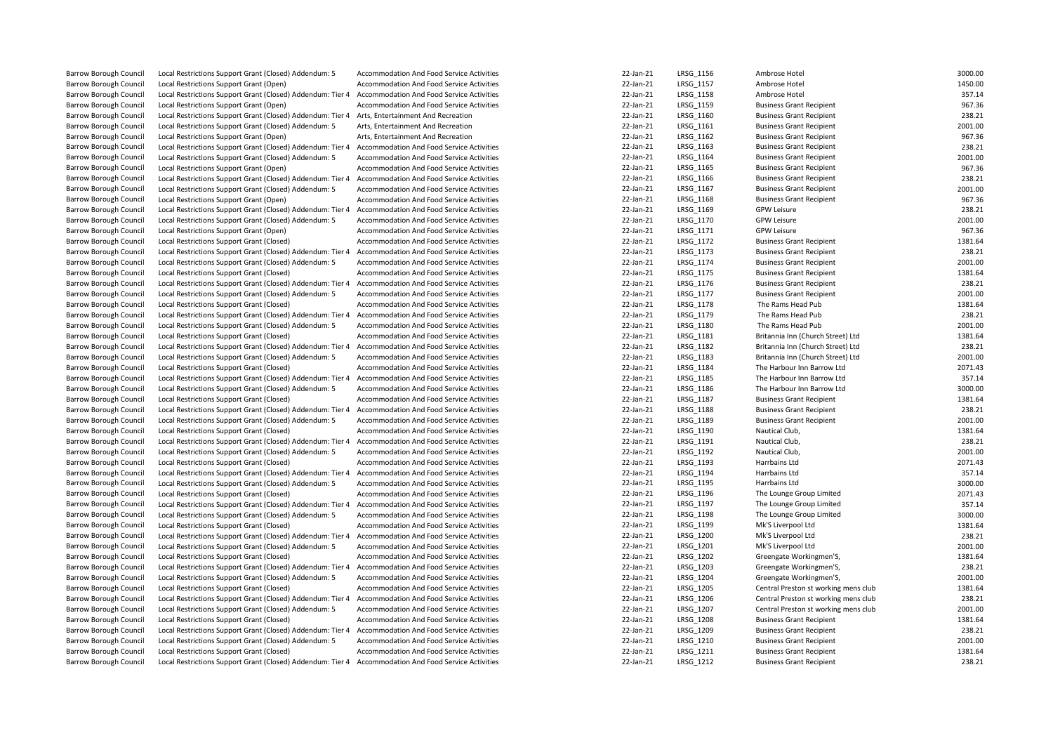| | | | | | | |
|---|---|---|---|---|---|---|
| Barrow Borough Council | Local Restrictions Support Grant (Closed) Addendum: 5 | Accommodation And Food Service Activities | 22-Jan-21 | LRSG_1156 | Ambrose Hotel | 3000.00 |
| Barrow Borough Council | Local Restrictions Support Grant (Open) | Accommodation And Food Service Activities | 22-Jan-21 | LRSG_1157 | Ambrose Hotel | 1450.00 |
| Barrow Borough Council | Local Restrictions Support Grant (Closed) Addendum: Tier 4 | Accommodation And Food Service Activities | 22-Jan-21 | LRSG_1158 | Ambrose Hotel | 357.14 |
| Barrow Borough Council | Local Restrictions Support Grant (Open) | Accommodation And Food Service Activities | 22-Jan-21 | LRSG_1159 | Business Grant Recipient | 967.36 |
| Barrow Borough Council | Local Restrictions Support Grant (Closed) Addendum: Tier 4 | Arts, Entertainment And Recreation | 22-Jan-21 | LRSG_1160 | Business Grant Recipient | 238.21 |
| Barrow Borough Council | Local Restrictions Support Grant (Closed) Addendum: 5 | Arts, Entertainment And Recreation | 22-Jan-21 | LRSG_1161 | Business Grant Recipient | 2001.00 |
| Barrow Borough Council | Local Restrictions Support Grant (Open) | Arts, Entertainment And Recreation | 22-Jan-21 | LRSG_1162 | Business Grant Recipient | 967.36 |
| Barrow Borough Council | Local Restrictions Support Grant (Closed) Addendum: Tier 4 | Accommodation And Food Service Activities | 22-Jan-21 | LRSG_1163 | Business Grant Recipient | 238.21 |
| Barrow Borough Council | Local Restrictions Support Grant (Closed) Addendum: 5 | Accommodation And Food Service Activities | 22-Jan-21 | LRSG_1164 | Business Grant Recipient | 2001.00 |
| Barrow Borough Council | Local Restrictions Support Grant (Open) | Accommodation And Food Service Activities | 22-Jan-21 | LRSG_1165 | Business Grant Recipient | 967.36 |
| Barrow Borough Council | Local Restrictions Support Grant (Closed) Addendum: Tier 4 | Accommodation And Food Service Activities | 22-Jan-21 | LRSG_1166 | Business Grant Recipient | 238.21 |
| Barrow Borough Council | Local Restrictions Support Grant (Closed) Addendum: 5 | Accommodation And Food Service Activities | 22-Jan-21 | LRSG_1167 | Business Grant Recipient | 2001.00 |
| Barrow Borough Council | Local Restrictions Support Grant (Open) | Accommodation And Food Service Activities | 22-Jan-21 | LRSG_1168 | Business Grant Recipient | 967.36 |
| Barrow Borough Council | Local Restrictions Support Grant (Closed) Addendum: Tier 4 | Accommodation And Food Service Activities | 22-Jan-21 | LRSG_1169 | GPW Leisure | 238.21 |
| Barrow Borough Council | Local Restrictions Support Grant (Closed) Addendum: 5 | Accommodation And Food Service Activities | 22-Jan-21 | LRSG_1170 | GPW Leisure | 2001.00 |
| Barrow Borough Council | Local Restrictions Support Grant (Open) | Accommodation And Food Service Activities | 22-Jan-21 | LRSG_1171 | GPW Leisure | 967.36 |
| Barrow Borough Council | Local Restrictions Support Grant (Closed) | Accommodation And Food Service Activities | 22-Jan-21 | LRSG_1172 | Business Grant Recipient | 1381.64 |
| Barrow Borough Council | Local Restrictions Support Grant (Closed) Addendum: Tier 4 | Accommodation And Food Service Activities | 22-Jan-21 | LRSG_1173 | Business Grant Recipient | 238.21 |
| Barrow Borough Council | Local Restrictions Support Grant (Closed) Addendum: 5 | Accommodation And Food Service Activities | 22-Jan-21 | LRSG_1174 | Business Grant Recipient | 2001.00 |
| Barrow Borough Council | Local Restrictions Support Grant (Closed) | Accommodation And Food Service Activities | 22-Jan-21 | LRSG_1175 | Business Grant Recipient | 1381.64 |
| Barrow Borough Council | Local Restrictions Support Grant (Closed) Addendum: Tier 4 | Accommodation And Food Service Activities | 22-Jan-21 | LRSG_1176 | Business Grant Recipient | 238.21 |
| Barrow Borough Council | Local Restrictions Support Grant (Closed) Addendum: 5 | Accommodation And Food Service Activities | 22-Jan-21 | LRSG_1177 | Business Grant Recipient | 2001.00 |
| Barrow Borough Council | Local Restrictions Support Grant (Closed) | Accommodation And Food Service Activities | 22-Jan-21 | LRSG_1178 | The Rams Head Pub | 1381.64 |
| Barrow Borough Council | Local Restrictions Support Grant (Closed) Addendum: Tier 4 | Accommodation And Food Service Activities | 22-Jan-21 | LRSG_1179 | The Rams Head Pub | 238.21 |
| Barrow Borough Council | Local Restrictions Support Grant (Closed) Addendum: 5 | Accommodation And Food Service Activities | 22-Jan-21 | LRSG_1180 | The Rams Head Pub | 2001.00 |
| Barrow Borough Council | Local Restrictions Support Grant (Closed) | Accommodation And Food Service Activities | 22-Jan-21 | LRSG_1181 | Britannia Inn (Church Street) Ltd | 1381.64 |
| Barrow Borough Council | Local Restrictions Support Grant (Closed) Addendum: Tier 4 | Accommodation And Food Service Activities | 22-Jan-21 | LRSG_1182 | Britannia Inn (Church Street) Ltd | 238.21 |
| Barrow Borough Council | Local Restrictions Support Grant (Closed) Addendum: 5 | Accommodation And Food Service Activities | 22-Jan-21 | LRSG_1183 | Britannia Inn (Church Street) Ltd | 2001.00 |
| Barrow Borough Council | Local Restrictions Support Grant (Closed) | Accommodation And Food Service Activities | 22-Jan-21 | LRSG_1184 | The Harbour Inn Barrow Ltd | 2071.43 |
| Barrow Borough Council | Local Restrictions Support Grant (Closed) Addendum: Tier 4 | Accommodation And Food Service Activities | 22-Jan-21 | LRSG_1185 | The Harbour Inn Barrow Ltd | 357.14 |
| Barrow Borough Council | Local Restrictions Support Grant (Closed) Addendum: 5 | Accommodation And Food Service Activities | 22-Jan-21 | LRSG_1186 | The Harbour Inn Barrow Ltd | 3000.00 |
| Barrow Borough Council | Local Restrictions Support Grant (Closed) | Accommodation And Food Service Activities | 22-Jan-21 | LRSG_1187 | Business Grant Recipient | 1381.64 |
| Barrow Borough Council | Local Restrictions Support Grant (Closed) Addendum: Tier 4 | Accommodation And Food Service Activities | 22-Jan-21 | LRSG_1188 | Business Grant Recipient | 238.21 |
| Barrow Borough Council | Local Restrictions Support Grant (Closed) Addendum: 5 | Accommodation And Food Service Activities | 22-Jan-21 | LRSG_1189 | Business Grant Recipient | 2001.00 |
| Barrow Borough Council | Local Restrictions Support Grant (Closed) | Accommodation And Food Service Activities | 22-Jan-21 | LRSG_1190 | Nautical Club, | 1381.64 |
| Barrow Borough Council | Local Restrictions Support Grant (Closed) Addendum: Tier 4 | Accommodation And Food Service Activities | 22-Jan-21 | LRSG_1191 | Nautical Club, | 238.21 |
| Barrow Borough Council | Local Restrictions Support Grant (Closed) Addendum: 5 | Accommodation And Food Service Activities | 22-Jan-21 | LRSG_1192 | Nautical Club, | 2001.00 |
| Barrow Borough Council | Local Restrictions Support Grant (Closed) | Accommodation And Food Service Activities | 22-Jan-21 | LRSG_1193 | Harrbains Ltd | 2071.43 |
| Barrow Borough Council | Local Restrictions Support Grant (Closed) Addendum: Tier 4 | Accommodation And Food Service Activities | 22-Jan-21 | LRSG_1194 | Harrbains Ltd | 357.14 |
| Barrow Borough Council | Local Restrictions Support Grant (Closed) Addendum: 5 | Accommodation And Food Service Activities | 22-Jan-21 | LRSG_1195 | Harrbains Ltd | 3000.00 |
| Barrow Borough Council | Local Restrictions Support Grant (Closed) | Accommodation And Food Service Activities | 22-Jan-21 | LRSG_1196 | The Lounge Group Limited | 2071.43 |
| Barrow Borough Council | Local Restrictions Support Grant (Closed) Addendum: Tier 4 | Accommodation And Food Service Activities | 22-Jan-21 | LRSG_1197 | The Lounge Group Limited | 357.14 |
| Barrow Borough Council | Local Restrictions Support Grant (Closed) Addendum: 5 | Accommodation And Food Service Activities | 22-Jan-21 | LRSG_1198 | The Lounge Group Limited | 3000.00 |
| Barrow Borough Council | Local Restrictions Support Grant (Closed) | Accommodation And Food Service Activities | 22-Jan-21 | LRSG_1199 | Mk'S Liverpool Ltd | 1381.64 |
| Barrow Borough Council | Local Restrictions Support Grant (Closed) Addendum: Tier 4 | Accommodation And Food Service Activities | 22-Jan-21 | LRSG_1200 | Mk'S Liverpool Ltd | 238.21 |
| Barrow Borough Council | Local Restrictions Support Grant (Closed) Addendum: 5 | Accommodation And Food Service Activities | 22-Jan-21 | LRSG_1201 | Mk'S Liverpool Ltd | 2001.00 |
| Barrow Borough Council | Local Restrictions Support Grant (Closed) | Accommodation And Food Service Activities | 22-Jan-21 | LRSG_1202 | Greengate Workingmen'S, | 1381.64 |
| Barrow Borough Council | Local Restrictions Support Grant (Closed) Addendum: Tier 4 | Accommodation And Food Service Activities | 22-Jan-21 | LRSG_1203 | Greengate Workingmen'S, | 238.21 |
| Barrow Borough Council | Local Restrictions Support Grant (Closed) Addendum: 5 | Accommodation And Food Service Activities | 22-Jan-21 | LRSG_1204 | Greengate Workingmen'S, | 2001.00 |
| Barrow Borough Council | Local Restrictions Support Grant (Closed) | Accommodation And Food Service Activities | 22-Jan-21 | LRSG_1205 | Central Preston st working mens club | 1381.64 |
| Barrow Borough Council | Local Restrictions Support Grant (Closed) Addendum: Tier 4 | Accommodation And Food Service Activities | 22-Jan-21 | LRSG_1206 | Central Preston st working mens club | 238.21 |
| Barrow Borough Council | Local Restrictions Support Grant (Closed) Addendum: 5 | Accommodation And Food Service Activities | 22-Jan-21 | LRSG_1207 | Central Preston st working mens club | 2001.00 |
| Barrow Borough Council | Local Restrictions Support Grant (Closed) | Accommodation And Food Service Activities | 22-Jan-21 | LRSG_1208 | Business Grant Recipient | 1381.64 |
| Barrow Borough Council | Local Restrictions Support Grant (Closed) Addendum: Tier 4 | Accommodation And Food Service Activities | 22-Jan-21 | LRSG_1209 | Business Grant Recipient | 238.21 |
| Barrow Borough Council | Local Restrictions Support Grant (Closed) Addendum: 5 | Accommodation And Food Service Activities | 22-Jan-21 | LRSG_1210 | Business Grant Recipient | 2001.00 |
| Barrow Borough Council | Local Restrictions Support Grant (Closed) | Accommodation And Food Service Activities | 22-Jan-21 | LRSG_1211 | Business Grant Recipient | 1381.64 |
| Barrow Borough Council | Local Restrictions Support Grant (Closed) Addendum: Tier 4 | Accommodation And Food Service Activities | 22-Jan-21 | LRSG_1212 | Business Grant Recipient | 238.21 |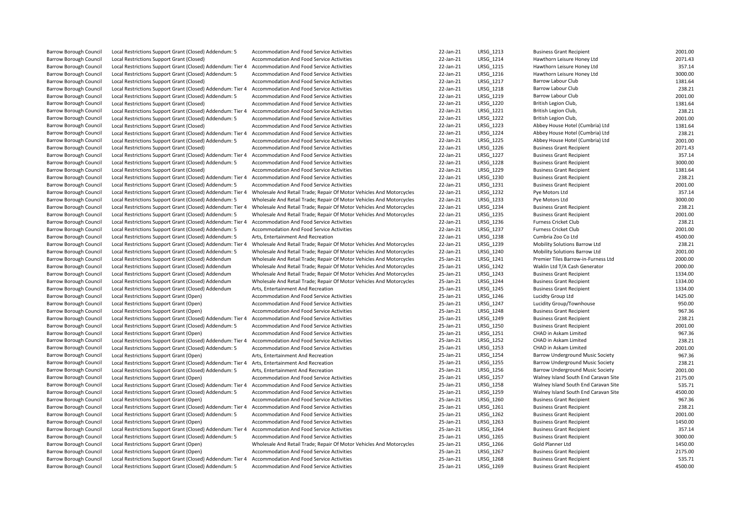| | | | | | | |
|---|---|---|---|---|---|---|
| Barrow Borough Council | Local Restrictions Support Grant (Closed) Addendum: 5 | Accommodation And Food Service Activities | 22-Jan-21 | LRSG_1213 | Business Grant Recipient | 2001.00 |
| Barrow Borough Council | Local Restrictions Support Grant (Closed) | Accommodation And Food Service Activities | 22-Jan-21 | LRSG_1214 | Hawthorn Leisure Honey Ltd | 2071.43 |
| Barrow Borough Council | Local Restrictions Support Grant (Closed) Addendum: Tier 4 | Accommodation And Food Service Activities | 22-Jan-21 | LRSG_1215 | Hawthorn Leisure Honey Ltd | 357.14 |
| Barrow Borough Council | Local Restrictions Support Grant (Closed) Addendum: 5 | Accommodation And Food Service Activities | 22-Jan-21 | LRSG_1216 | Hawthorn Leisure Honey Ltd | 3000.00 |
| Barrow Borough Council | Local Restrictions Support Grant (Closed) | Accommodation And Food Service Activities | 22-Jan-21 | LRSG_1217 | Barrow Labour Club | 1381.64 |
| Barrow Borough Council | Local Restrictions Support Grant (Closed) Addendum: Tier 4 | Accommodation And Food Service Activities | 22-Jan-21 | LRSG_1218 | Barrow Labour Club | 238.21 |
| Barrow Borough Council | Local Restrictions Support Grant (Closed) Addendum: 5 | Accommodation And Food Service Activities | 22-Jan-21 | LRSG_1219 | Barrow Labour Club | 2001.00 |
| Barrow Borough Council | Local Restrictions Support Grant (Closed) | Accommodation And Food Service Activities | 22-Jan-21 | LRSG_1220 | British Legion Club, | 1381.64 |
| Barrow Borough Council | Local Restrictions Support Grant (Closed) Addendum: Tier 4 | Accommodation And Food Service Activities | 22-Jan-21 | LRSG_1221 | British Legion Club, | 238.21 |
| Barrow Borough Council | Local Restrictions Support Grant (Closed) Addendum: 5 | Accommodation And Food Service Activities | 22-Jan-21 | LRSG_1222 | British Legion Club, | 2001.00 |
| Barrow Borough Council | Local Restrictions Support Grant (Closed) | Accommodation And Food Service Activities | 22-Jan-21 | LRSG_1223 | Abbey House Hotel (Cumbria) Ltd | 1381.64 |
| Barrow Borough Council | Local Restrictions Support Grant (Closed) Addendum: Tier 4 | Accommodation And Food Service Activities | 22-Jan-21 | LRSG_1224 | Abbey House Hotel (Cumbria) Ltd | 238.21 |
| Barrow Borough Council | Local Restrictions Support Grant (Closed) Addendum: 5 | Accommodation And Food Service Activities | 22-Jan-21 | LRSG_1225 | Abbey House Hotel (Cumbria) Ltd | 2001.00 |
| Barrow Borough Council | Local Restrictions Support Grant (Closed) | Accommodation And Food Service Activities | 22-Jan-21 | LRSG_1226 | Business Grant Recipient | 2071.43 |
| Barrow Borough Council | Local Restrictions Support Grant (Closed) Addendum: Tier 4 | Accommodation And Food Service Activities | 22-Jan-21 | LRSG_1227 | Business Grant Recipient | 357.14 |
| Barrow Borough Council | Local Restrictions Support Grant (Closed) Addendum: 5 | Accommodation And Food Service Activities | 22-Jan-21 | LRSG_1228 | Business Grant Recipient | 3000.00 |
| Barrow Borough Council | Local Restrictions Support Grant (Closed) | Accommodation And Food Service Activities | 22-Jan-21 | LRSG_1229 | Business Grant Recipient | 1381.64 |
| Barrow Borough Council | Local Restrictions Support Grant (Closed) Addendum: Tier 4 | Accommodation And Food Service Activities | 22-Jan-21 | LRSG_1230 | Business Grant Recipient | 238.21 |
| Barrow Borough Council | Local Restrictions Support Grant (Closed) Addendum: 5 | Accommodation And Food Service Activities | 22-Jan-21 | LRSG_1231 | Business Grant Recipient | 2001.00 |
| Barrow Borough Council | Local Restrictions Support Grant (Closed) Addendum: Tier 4 | Wholesale And Retail Trade; Repair Of Motor Vehicles And Motorcycles | 22-Jan-21 | LRSG_1232 | Pye Motors Ltd | 357.14 |
| Barrow Borough Council | Local Restrictions Support Grant (Closed) Addendum: 5 | Wholesale And Retail Trade; Repair Of Motor Vehicles And Motorcycles | 22-Jan-21 | LRSG_1233 | Pye Motors Ltd | 3000.00 |
| Barrow Borough Council | Local Restrictions Support Grant (Closed) Addendum: Tier 4 | Wholesale And Retail Trade; Repair Of Motor Vehicles And Motorcycles | 22-Jan-21 | LRSG_1234 | Business Grant Recipient | 238.21 |
| Barrow Borough Council | Local Restrictions Support Grant (Closed) Addendum: 5 | Wholesale And Retail Trade; Repair Of Motor Vehicles And Motorcycles | 22-Jan-21 | LRSG_1235 | Business Grant Recipient | 2001.00 |
| Barrow Borough Council | Local Restrictions Support Grant (Closed) Addendum: Tier 4 | Accommodation And Food Service Activities | 22-Jan-21 | LRSG_1236 | Furness Cricket Club | 238.21 |
| Barrow Borough Council | Local Restrictions Support Grant (Closed) Addendum: 5 | Accommodation And Food Service Activities | 22-Jan-21 | LRSG_1237 | Furness Cricket Club | 2001.00 |
| Barrow Borough Council | Local Restrictions Support Grant (Closed) Addendum: 5 | Arts, Entertainment And Recreation | 22-Jan-21 | LRSG_1238 | Cumbria Zoo Co Ltd | 4500.00 |
| Barrow Borough Council | Local Restrictions Support Grant (Closed) Addendum: Tier 4 | Wholesale And Retail Trade; Repair Of Motor Vehicles And Motorcycles | 22-Jan-21 | LRSG_1239 | Mobility Solutions Barrow Ltd | 238.21 |
| Barrow Borough Council | Local Restrictions Support Grant (Closed) Addendum: 5 | Wholesale And Retail Trade; Repair Of Motor Vehicles And Motorcycles | 22-Jan-21 | LRSG_1240 | Mobility Solutions Barrow Ltd | 2001.00 |
| Barrow Borough Council | Local Restrictions Support Grant (Closed) Addendum | Wholesale And Retail Trade; Repair Of Motor Vehicles And Motorcycles | 25-Jan-21 | LRSG_1241 | Premier Tiles Barrow-in-Furness Ltd | 2000.00 |
| Barrow Borough Council | Local Restrictions Support Grant (Closed) Addendum | Wholesale And Retail Trade; Repair Of Motor Vehicles And Motorcycles | 25-Jan-21 | LRSG_1242 | Waklin Ltd T/A Cash Generator | 2000.00 |
| Barrow Borough Council | Local Restrictions Support Grant (Closed) Addendum | Wholesale And Retail Trade; Repair Of Motor Vehicles And Motorcycles | 25-Jan-21 | LRSG_1243 | Business Grant Recipient | 1334.00 |
| Barrow Borough Council | Local Restrictions Support Grant (Closed) Addendum | Wholesale And Retail Trade; Repair Of Motor Vehicles And Motorcycles | 25-Jan-21 | LRSG_1244 | Business Grant Recipient | 1334.00 |
| Barrow Borough Council | Local Restrictions Support Grant (Closed) Addendum | Arts, Entertainment And Recreation | 25-Jan-21 | LRSG_1245 | Business Grant Recipient | 1334.00 |
| Barrow Borough Council | Local Restrictions Support Grant (Open) | Accommodation And Food Service Activities | 25-Jan-21 | LRSG_1246 | Lucidty Group Ltd | 1425.00 |
| Barrow Borough Council | Local Restrictions Support Grant (Open) | Accommodation And Food Service Activities | 25-Jan-21 | LRSG_1247 | Lucidity Group/Townhouse | 950.00 |
| Barrow Borough Council | Local Restrictions Support Grant (Open) | Accommodation And Food Service Activities | 25-Jan-21 | LRSG_1248 | Business Grant Recipient | 967.36 |
| Barrow Borough Council | Local Restrictions Support Grant (Closed) Addendum: Tier 4 | Accommodation And Food Service Activities | 25-Jan-21 | LRSG_1249 | Business Grant Recipient | 238.21 |
| Barrow Borough Council | Local Restrictions Support Grant (Closed) Addendum: 5 | Accommodation And Food Service Activities | 25-Jan-21 | LRSG_1250 | Business Grant Recipient | 2001.00 |
| Barrow Borough Council | Local Restrictions Support Grant (Open) | Accommodation And Food Service Activities | 25-Jan-21 | LRSG_1251 | CHAD in Askam Limited | 967.36 |
| Barrow Borough Council | Local Restrictions Support Grant (Closed) Addendum: Tier 4 | Accommodation And Food Service Activities | 25-Jan-21 | LRSG_1252 | CHAD in Askam Limited | 238.21 |
| Barrow Borough Council | Local Restrictions Support Grant (Closed) Addendum: 5 | Accommodation And Food Service Activities | 25-Jan-21 | LRSG_1253 | CHAD in Askam Limited | 2001.00 |
| Barrow Borough Council | Local Restrictions Support Grant (Open) | Arts, Entertainment And Recreation | 25-Jan-21 | LRSG_1254 | Barrow Underground Music Society | 967.36 |
| Barrow Borough Council | Local Restrictions Support Grant (Closed) Addendum: Tier 4 | Arts, Entertainment And Recreation | 25-Jan-21 | LRSG_1255 | Barrow Underground Music Society | 238.21 |
| Barrow Borough Council | Local Restrictions Support Grant (Closed) Addendum: 5 | Arts, Entertainment And Recreation | 25-Jan-21 | LRSG_1256 | Barrow Underground Music Society | 2001.00 |
| Barrow Borough Council | Local Restrictions Support Grant (Open) | Accommodation And Food Service Activities | 25-Jan-21 | LRSG_1257 | Walney Island South End Caravan Site | 2175.00 |
| Barrow Borough Council | Local Restrictions Support Grant (Closed) Addendum: Tier 4 | Accommodation And Food Service Activities | 25-Jan-21 | LRSG_1258 | Walney Island South End Caravan Site | 535.71 |
| Barrow Borough Council | Local Restrictions Support Grant (Closed) Addendum: 5 | Accommodation And Food Service Activities | 25-Jan-21 | LRSG_1259 | Walney Island South End Caravan Site | 4500.00 |
| Barrow Borough Council | Local Restrictions Support Grant (Open) | Accommodation And Food Service Activities | 25-Jan-21 | LRSG_1260 | Business Grant Recipient | 967.36 |
| Barrow Borough Council | Local Restrictions Support Grant (Closed) Addendum: Tier 4 | Accommodation And Food Service Activities | 25-Jan-21 | LRSG_1261 | Business Grant Recipient | 238.21 |
| Barrow Borough Council | Local Restrictions Support Grant (Closed) Addendum: 5 | Accommodation And Food Service Activities | 25-Jan-21 | LRSG_1262 | Business Grant Recipient | 2001.00 |
| Barrow Borough Council | Local Restrictions Support Grant (Open) | Accommodation And Food Service Activities | 25-Jan-21 | LRSG_1263 | Business Grant Recipient | 1450.00 |
| Barrow Borough Council | Local Restrictions Support Grant (Closed) Addendum: Tier 4 | Accommodation And Food Service Activities | 25-Jan-21 | LRSG_1264 | Business Grant Recipient | 357.14 |
| Barrow Borough Council | Local Restrictions Support Grant (Closed) Addendum: 5 | Accommodation And Food Service Activities | 25-Jan-21 | LRSG_1265 | Business Grant Recipient | 3000.00 |
| Barrow Borough Council | Local Restrictions Support Grant (Open) | Wholesale And Retail Trade; Repair Of Motor Vehicles And Motorcycles | 25-Jan-21 | LRSG_1266 | Gold Planner Ltd | 1450.00 |
| Barrow Borough Council | Local Restrictions Support Grant (Open) | Accommodation And Food Service Activities | 25-Jan-21 | LRSG_1267 | Business Grant Recipient | 2175.00 |
| Barrow Borough Council | Local Restrictions Support Grant (Closed) Addendum: Tier 4 | Accommodation And Food Service Activities | 25-Jan-21 | LRSG_1268 | Business Grant Recipient | 535.71 |
| Barrow Borough Council | Local Restrictions Support Grant (Closed) Addendum: 5 | Accommodation And Food Service Activities | 25-Jan-21 | LRSG_1269 | Business Grant Recipient | 4500.00 |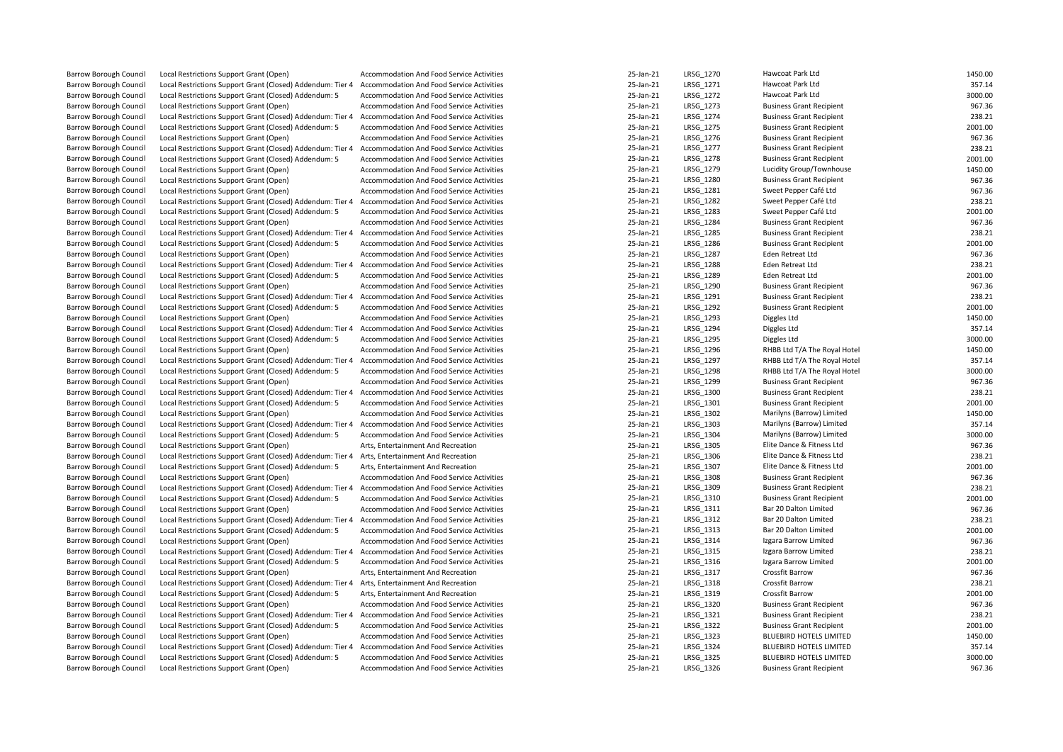| | | | | | | |
|---|---|---|---|---|---|---|
| Barrow Borough Council | Local Restrictions Support Grant (Open) | Accommodation And Food Service Activities | 25-Jan-21 | LRSG_1270 | Hawcoat Park Ltd | 1450.00 |
| Barrow Borough Council | Local Restrictions Support Grant (Closed) Addendum: Tier 4 | Accommodation And Food Service Activities | 25-Jan-21 | LRSG_1271 | Hawcoat Park Ltd | 357.14 |
| Barrow Borough Council | Local Restrictions Support Grant (Closed) Addendum: 5 | Accommodation And Food Service Activities | 25-Jan-21 | LRSG_1272 | Hawcoat Park Ltd | 3000.00 |
| Barrow Borough Council | Local Restrictions Support Grant (Open) | Accommodation And Food Service Activities | 25-Jan-21 | LRSG_1273 | Business Grant Recipient | 967.36 |
| Barrow Borough Council | Local Restrictions Support Grant (Closed) Addendum: Tier 4 | Accommodation And Food Service Activities | 25-Jan-21 | LRSG_1274 | Business Grant Recipient | 238.21 |
| Barrow Borough Council | Local Restrictions Support Grant (Closed) Addendum: 5 | Accommodation And Food Service Activities | 25-Jan-21 | LRSG_1275 | Business Grant Recipient | 2001.00 |
| Barrow Borough Council | Local Restrictions Support Grant (Open) | Accommodation And Food Service Activities | 25-Jan-21 | LRSG_1276 | Business Grant Recipient | 967.36 |
| Barrow Borough Council | Local Restrictions Support Grant (Closed) Addendum: Tier 4 | Accommodation And Food Service Activities | 25-Jan-21 | LRSG_1277 | Business Grant Recipient | 238.21 |
| Barrow Borough Council | Local Restrictions Support Grant (Closed) Addendum: 5 | Accommodation And Food Service Activities | 25-Jan-21 | LRSG_1278 | Business Grant Recipient | 2001.00 |
| Barrow Borough Council | Local Restrictions Support Grant (Open) | Accommodation And Food Service Activities | 25-Jan-21 | LRSG_1279 | Lucidity Group/Townhouse | 1450.00 |
| Barrow Borough Council | Local Restrictions Support Grant (Open) | Accommodation And Food Service Activities | 25-Jan-21 | LRSG_1280 | Business Grant Recipient | 967.36 |
| Barrow Borough Council | Local Restrictions Support Grant (Open) | Accommodation And Food Service Activities | 25-Jan-21 | LRSG_1281 | Sweet Pepper Café Ltd | 967.36 |
| Barrow Borough Council | Local Restrictions Support Grant (Closed) Addendum: Tier 4 | Accommodation And Food Service Activities | 25-Jan-21 | LRSG_1282 | Sweet Pepper Café Ltd | 238.21 |
| Barrow Borough Council | Local Restrictions Support Grant (Closed) Addendum: 5 | Accommodation And Food Service Activities | 25-Jan-21 | LRSG_1283 | Sweet Pepper Café Ltd | 2001.00 |
| Barrow Borough Council | Local Restrictions Support Grant (Open) | Accommodation And Food Service Activities | 25-Jan-21 | LRSG_1284 | Business Grant Recipient | 967.36 |
| Barrow Borough Council | Local Restrictions Support Grant (Closed) Addendum: Tier 4 | Accommodation And Food Service Activities | 25-Jan-21 | LRSG_1285 | Business Grant Recipient | 238.21 |
| Barrow Borough Council | Local Restrictions Support Grant (Closed) Addendum: 5 | Accommodation And Food Service Activities | 25-Jan-21 | LRSG_1286 | Business Grant Recipient | 2001.00 |
| Barrow Borough Council | Local Restrictions Support Grant (Open) | Accommodation And Food Service Activities | 25-Jan-21 | LRSG_1287 | Eden Retreat Ltd | 967.36 |
| Barrow Borough Council | Local Restrictions Support Grant (Closed) Addendum: Tier 4 | Accommodation And Food Service Activities | 25-Jan-21 | LRSG_1288 | Eden Retreat Ltd | 238.21 |
| Barrow Borough Council | Local Restrictions Support Grant (Closed) Addendum: 5 | Accommodation And Food Service Activities | 25-Jan-21 | LRSG_1289 | Eden Retreat Ltd | 2001.00 |
| Barrow Borough Council | Local Restrictions Support Grant (Open) | Accommodation And Food Service Activities | 25-Jan-21 | LRSG_1290 | Business Grant Recipient | 967.36 |
| Barrow Borough Council | Local Restrictions Support Grant (Closed) Addendum: Tier 4 | Accommodation And Food Service Activities | 25-Jan-21 | LRSG_1291 | Business Grant Recipient | 238.21 |
| Barrow Borough Council | Local Restrictions Support Grant (Closed) Addendum: 5 | Accommodation And Food Service Activities | 25-Jan-21 | LRSG_1292 | Business Grant Recipient | 2001.00 |
| Barrow Borough Council | Local Restrictions Support Grant (Open) | Accommodation And Food Service Activities | 25-Jan-21 | LRSG_1293 | Diggles Ltd | 1450.00 |
| Barrow Borough Council | Local Restrictions Support Grant (Closed) Addendum: Tier 4 | Accommodation And Food Service Activities | 25-Jan-21 | LRSG_1294 | Diggles Ltd | 357.14 |
| Barrow Borough Council | Local Restrictions Support Grant (Closed) Addendum: 5 | Accommodation And Food Service Activities | 25-Jan-21 | LRSG_1295 | Diggles Ltd | 3000.00 |
| Barrow Borough Council | Local Restrictions Support Grant (Open) | Accommodation And Food Service Activities | 25-Jan-21 | LRSG_1296 | RHBB Ltd T/A The Royal Hotel | 1450.00 |
| Barrow Borough Council | Local Restrictions Support Grant (Closed) Addendum: Tier 4 | Accommodation And Food Service Activities | 25-Jan-21 | LRSG_1297 | RHBB Ltd T/A The Royal Hotel | 357.14 |
| Barrow Borough Council | Local Restrictions Support Grant (Closed) Addendum: 5 | Accommodation And Food Service Activities | 25-Jan-21 | LRSG_1298 | RHBB Ltd T/A The Royal Hotel | 3000.00 |
| Barrow Borough Council | Local Restrictions Support Grant (Open) | Accommodation And Food Service Activities | 25-Jan-21 | LRSG_1299 | Business Grant Recipient | 967.36 |
| Barrow Borough Council | Local Restrictions Support Grant (Closed) Addendum: Tier 4 | Accommodation And Food Service Activities | 25-Jan-21 | LRSG_1300 | Business Grant Recipient | 238.21 |
| Barrow Borough Council | Local Restrictions Support Grant (Closed) Addendum: 5 | Accommodation And Food Service Activities | 25-Jan-21 | LRSG_1301 | Business Grant Recipient | 2001.00 |
| Barrow Borough Council | Local Restrictions Support Grant (Open) | Accommodation And Food Service Activities | 25-Jan-21 | LRSG_1302 | Marilyns (Barrow) Limited | 1450.00 |
| Barrow Borough Council | Local Restrictions Support Grant (Closed) Addendum: Tier 4 | Accommodation And Food Service Activities | 25-Jan-21 | LRSG_1303 | Marilyns (Barrow) Limited | 357.14 |
| Barrow Borough Council | Local Restrictions Support Grant (Closed) Addendum: 5 | Accommodation And Food Service Activities | 25-Jan-21 | LRSG_1304 | Marilyns (Barrow) Limited | 3000.00 |
| Barrow Borough Council | Local Restrictions Support Grant (Open) | Arts, Entertainment And Recreation | 25-Jan-21 | LRSG_1305 | Elite Dance & Fitness Ltd | 967.36 |
| Barrow Borough Council | Local Restrictions Support Grant (Closed) Addendum: Tier 4 | Arts, Entertainment And Recreation | 25-Jan-21 | LRSG_1306 | Elite Dance & Fitness Ltd | 238.21 |
| Barrow Borough Council | Local Restrictions Support Grant (Closed) Addendum: 5 | Arts, Entertainment And Recreation | 25-Jan-21 | LRSG_1307 | Elite Dance & Fitness Ltd | 2001.00 |
| Barrow Borough Council | Local Restrictions Support Grant (Open) | Accommodation And Food Service Activities | 25-Jan-21 | LRSG_1308 | Business Grant Recipient | 967.36 |
| Barrow Borough Council | Local Restrictions Support Grant (Closed) Addendum: Tier 4 | Accommodation And Food Service Activities | 25-Jan-21 | LRSG_1309 | Business Grant Recipient | 238.21 |
| Barrow Borough Council | Local Restrictions Support Grant (Closed) Addendum: 5 | Accommodation And Food Service Activities | 25-Jan-21 | LRSG_1310 | Business Grant Recipient | 2001.00 |
| Barrow Borough Council | Local Restrictions Support Grant (Open) | Accommodation And Food Service Activities | 25-Jan-21 | LRSG_1311 | Bar 20 Dalton Limited | 967.36 |
| Barrow Borough Council | Local Restrictions Support Grant (Closed) Addendum: Tier 4 | Accommodation And Food Service Activities | 25-Jan-21 | LRSG_1312 | Bar 20 Dalton Limited | 238.21 |
| Barrow Borough Council | Local Restrictions Support Grant (Closed) Addendum: 5 | Accommodation And Food Service Activities | 25-Jan-21 | LRSG_1313 | Bar 20 Dalton Limited | 2001.00 |
| Barrow Borough Council | Local Restrictions Support Grant (Open) | Accommodation And Food Service Activities | 25-Jan-21 | LRSG_1314 | Izgara Barrow Limited | 967.36 |
| Barrow Borough Council | Local Restrictions Support Grant (Closed) Addendum: Tier 4 | Accommodation And Food Service Activities | 25-Jan-21 | LRSG_1315 | Izgara Barrow Limited | 238.21 |
| Barrow Borough Council | Local Restrictions Support Grant (Closed) Addendum: 5 | Accommodation And Food Service Activities | 25-Jan-21 | LRSG_1316 | Izgara Barrow Limited | 2001.00 |
| Barrow Borough Council | Local Restrictions Support Grant (Open) | Arts, Entertainment And Recreation | 25-Jan-21 | LRSG_1317 | Crossfit Barrow | 967.36 |
| Barrow Borough Council | Local Restrictions Support Grant (Closed) Addendum: Tier 4 | Arts, Entertainment And Recreation | 25-Jan-21 | LRSG_1318 | Crossfit Barrow | 238.21 |
| Barrow Borough Council | Local Restrictions Support Grant (Closed) Addendum: 5 | Arts, Entertainment And Recreation | 25-Jan-21 | LRSG_1319 | Crossfit Barrow | 2001.00 |
| Barrow Borough Council | Local Restrictions Support Grant (Open) | Accommodation And Food Service Activities | 25-Jan-21 | LRSG_1320 | Business Grant Recipient | 967.36 |
| Barrow Borough Council | Local Restrictions Support Grant (Closed) Addendum: Tier 4 | Accommodation And Food Service Activities | 25-Jan-21 | LRSG_1321 | Business Grant Recipient | 238.21 |
| Barrow Borough Council | Local Restrictions Support Grant (Closed) Addendum: 5 | Accommodation And Food Service Activities | 25-Jan-21 | LRSG_1322 | Business Grant Recipient | 2001.00 |
| Barrow Borough Council | Local Restrictions Support Grant (Open) | Accommodation And Food Service Activities | 25-Jan-21 | LRSG_1323 | BLUEBIRD HOTELS LIMITED | 1450.00 |
| Barrow Borough Council | Local Restrictions Support Grant (Closed) Addendum: Tier 4 | Accommodation And Food Service Activities | 25-Jan-21 | LRSG_1324 | BLUEBIRD HOTELS LIMITED | 357.14 |
| Barrow Borough Council | Local Restrictions Support Grant (Closed) Addendum: 5 | Accommodation And Food Service Activities | 25-Jan-21 | LRSG_1325 | BLUEBIRD HOTELS LIMITED | 3000.00 |
| Barrow Borough Council | Local Restrictions Support Grant (Open) | Accommodation And Food Service Activities | 25-Jan-21 | LRSG_1326 | Business Grant Recipient | 967.36 |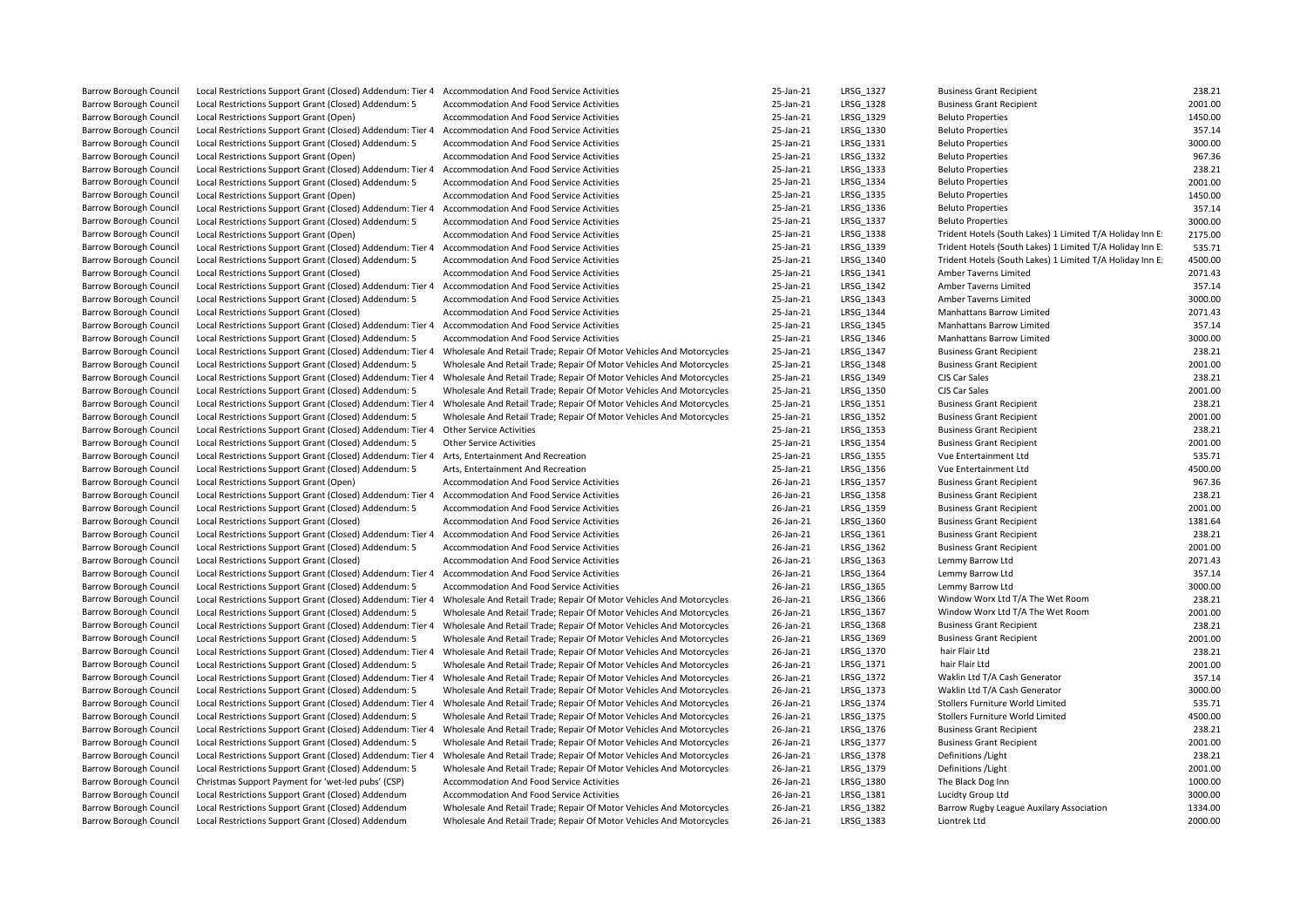| | | | | | | |
|---|---|---|---|---|---|---|
| Barrow Borough Council | Local Restrictions Support Grant (Closed) Addendum: Tier 4 | Accommodation And Food Service Activities | 25-Jan-21 | LRSG_1327 | Business Grant Recipient | 238.21 |
| Barrow Borough Council | Local Restrictions Support Grant (Closed) Addendum: 5 | Accommodation And Food Service Activities | 25-Jan-21 | LRSG_1328 | Business Grant Recipient | 2001.00 |
| Barrow Borough Council | Local Restrictions Support Grant (Open) | Accommodation And Food Service Activities | 25-Jan-21 | LRSG_1329 | Beluto Properties | 1450.00 |
| Barrow Borough Council | Local Restrictions Support Grant (Closed) Addendum: Tier 4 | Accommodation And Food Service Activities | 25-Jan-21 | LRSG_1330 | Beluto Properties | 357.14 |
| Barrow Borough Council | Local Restrictions Support Grant (Closed) Addendum: 5 | Accommodation And Food Service Activities | 25-Jan-21 | LRSG_1331 | Beluto Properties | 3000.00 |
| Barrow Borough Council | Local Restrictions Support Grant (Open) | Accommodation And Food Service Activities | 25-Jan-21 | LRSG_1332 | Beluto Properties | 967.36 |
| Barrow Borough Council | Local Restrictions Support Grant (Closed) Addendum: Tier 4 | Accommodation And Food Service Activities | 25-Jan-21 | LRSG_1333 | Beluto Properties | 238.21 |
| Barrow Borough Council | Local Restrictions Support Grant (Closed) Addendum: 5 | Accommodation And Food Service Activities | 25-Jan-21 | LRSG_1334 | Beluto Properties | 2001.00 |
| Barrow Borough Council | Local Restrictions Support Grant (Open) | Accommodation And Food Service Activities | 25-Jan-21 | LRSG_1335 | Beluto Properties | 1450.00 |
| Barrow Borough Council | Local Restrictions Support Grant (Closed) Addendum: Tier 4 | Accommodation And Food Service Activities | 25-Jan-21 | LRSG_1336 | Beluto Properties | 357.14 |
| Barrow Borough Council | Local Restrictions Support Grant (Closed) Addendum: 5 | Accommodation And Food Service Activities | 25-Jan-21 | LRSG_1337 | Beluto Properties | 3000.00 |
| Barrow Borough Council | Local Restrictions Support Grant (Open) | Accommodation And Food Service Activities | 25-Jan-21 | LRSG_1338 | Trident Hotels (South Lakes) 1 Limited T/A Holiday Inn E: | 2175.00 |
| Barrow Borough Council | Local Restrictions Support Grant (Closed) Addendum: Tier 4 | Accommodation And Food Service Activities | 25-Jan-21 | LRSG_1339 | Trident Hotels (South Lakes) 1 Limited T/A Holiday Inn E: | 535.71 |
| Barrow Borough Council | Local Restrictions Support Grant (Closed) Addendum: 5 | Accommodation And Food Service Activities | 25-Jan-21 | LRSG_1340 | Trident Hotels (South Lakes) 1 Limited T/A Holiday Inn E: | 4500.00 |
| Barrow Borough Council | Local Restrictions Support Grant (Closed) | Accommodation And Food Service Activities | 25-Jan-21 | LRSG_1341 | Amber Taverns Limited | 2071.43 |
| Barrow Borough Council | Local Restrictions Support Grant (Closed) Addendum: Tier 4 | Accommodation And Food Service Activities | 25-Jan-21 | LRSG_1342 | Amber Taverns Limited | 357.14 |
| Barrow Borough Council | Local Restrictions Support Grant (Closed) Addendum: 5 | Accommodation And Food Service Activities | 25-Jan-21 | LRSG_1343 | Amber Taverns Limited | 3000.00 |
| Barrow Borough Council | Local Restrictions Support Grant (Closed) | Accommodation And Food Service Activities | 25-Jan-21 | LRSG_1344 | Manhattans Barrow Limited | 2071.43 |
| Barrow Borough Council | Local Restrictions Support Grant (Closed) Addendum: Tier 4 | Accommodation And Food Service Activities | 25-Jan-21 | LRSG_1345 | Manhattans Barrow Limited | 357.14 |
| Barrow Borough Council | Local Restrictions Support Grant (Closed) Addendum: 5 | Accommodation And Food Service Activities | 25-Jan-21 | LRSG_1346 | Manhattans Barrow Limited | 3000.00 |
| Barrow Borough Council | Local Restrictions Support Grant (Closed) Addendum: Tier 4 | Wholesale And Retail Trade; Repair Of Motor Vehicles And Motorcycles | 25-Jan-21 | LRSG_1347 | Business Grant Recipient | 238.21 |
| Barrow Borough Council | Local Restrictions Support Grant (Closed) Addendum: 5 | Wholesale And Retail Trade; Repair Of Motor Vehicles And Motorcycles | 25-Jan-21 | LRSG_1348 | Business Grant Recipient | 2001.00 |
| Barrow Borough Council | Local Restrictions Support Grant (Closed) Addendum: Tier 4 | Wholesale And Retail Trade; Repair Of Motor Vehicles And Motorcycles | 25-Jan-21 | LRSG_1349 | CJS Car Sales | 238.21 |
| Barrow Borough Council | Local Restrictions Support Grant (Closed) Addendum: 5 | Wholesale And Retail Trade; Repair Of Motor Vehicles And Motorcycles | 25-Jan-21 | LRSG_1350 | CJS Car Sales | 2001.00 |
| Barrow Borough Council | Local Restrictions Support Grant (Closed) Addendum: Tier 4 | Wholesale And Retail Trade; Repair Of Motor Vehicles And Motorcycles | 25-Jan-21 | LRSG_1351 | Business Grant Recipient | 238.21 |
| Barrow Borough Council | Local Restrictions Support Grant (Closed) Addendum: 5 | Wholesale And Retail Trade; Repair Of Motor Vehicles And Motorcycles | 25-Jan-21 | LRSG_1352 | Business Grant Recipient | 2001.00 |
| Barrow Borough Council | Local Restrictions Support Grant (Closed) Addendum: Tier 4 | Other Service Activities | 25-Jan-21 | LRSG_1353 | Business Grant Recipient | 238.21 |
| Barrow Borough Council | Local Restrictions Support Grant (Closed) Addendum: 5 | Other Service Activities | 25-Jan-21 | LRSG_1354 | Business Grant Recipient | 2001.00 |
| Barrow Borough Council | Local Restrictions Support Grant (Closed) Addendum: Tier 4 | Arts, Entertainment And Recreation | 25-Jan-21 | LRSG_1355 | Vue Entertainment Ltd | 535.71 |
| Barrow Borough Council | Local Restrictions Support Grant (Closed) Addendum: 5 | Arts, Entertainment And Recreation | 25-Jan-21 | LRSG_1356 | Vue Entertainment Ltd | 4500.00 |
| Barrow Borough Council | Local Restrictions Support Grant (Open) | Accommodation And Food Service Activities | 26-Jan-21 | LRSG_1357 | Business Grant Recipient | 967.36 |
| Barrow Borough Council | Local Restrictions Support Grant (Closed) Addendum: Tier 4 | Accommodation And Food Service Activities | 26-Jan-21 | LRSG_1358 | Business Grant Recipient | 238.21 |
| Barrow Borough Council | Local Restrictions Support Grant (Closed) Addendum: 5 | Accommodation And Food Service Activities | 26-Jan-21 | LRSG_1359 | Business Grant Recipient | 2001.00 |
| Barrow Borough Council | Local Restrictions Support Grant (Closed) | Accommodation And Food Service Activities | 26-Jan-21 | LRSG_1360 | Business Grant Recipient | 1381.64 |
| Barrow Borough Council | Local Restrictions Support Grant (Closed) Addendum: Tier 4 | Accommodation And Food Service Activities | 26-Jan-21 | LRSG_1361 | Business Grant Recipient | 238.21 |
| Barrow Borough Council | Local Restrictions Support Grant (Closed) Addendum: 5 | Accommodation And Food Service Activities | 26-Jan-21 | LRSG_1362 | Business Grant Recipient | 2001.00 |
| Barrow Borough Council | Local Restrictions Support Grant (Closed) | Accommodation And Food Service Activities | 26-Jan-21 | LRSG_1363 | Lemmy Barrow Ltd | 2071.43 |
| Barrow Borough Council | Local Restrictions Support Grant (Closed) Addendum: Tier 4 | Accommodation And Food Service Activities | 26-Jan-21 | LRSG_1364 | Lemmy Barrow Ltd | 357.14 |
| Barrow Borough Council | Local Restrictions Support Grant (Closed) Addendum: 5 | Accommodation And Food Service Activities | 26-Jan-21 | LRSG_1365 | Lemmy Barrow Ltd | 3000.00 |
| Barrow Borough Council | Local Restrictions Support Grant (Closed) Addendum: Tier 4 | Wholesale And Retail Trade; Repair Of Motor Vehicles And Motorcycles | 26-Jan-21 | LRSG_1366 | Window Worx Ltd T/A The Wet Room | 238.21 |
| Barrow Borough Council | Local Restrictions Support Grant (Closed) Addendum: 5 | Wholesale And Retail Trade; Repair Of Motor Vehicles And Motorcycles | 26-Jan-21 | LRSG_1367 | Window Worx Ltd T/A The Wet Room | 2001.00 |
| Barrow Borough Council | Local Restrictions Support Grant (Closed) Addendum: Tier 4 | Wholesale And Retail Trade; Repair Of Motor Vehicles And Motorcycles | 26-Jan-21 | LRSG_1368 | Business Grant Recipient | 238.21 |
| Barrow Borough Council | Local Restrictions Support Grant (Closed) Addendum: 5 | Wholesale And Retail Trade; Repair Of Motor Vehicles And Motorcycles | 26-Jan-21 | LRSG_1369 | Business Grant Recipient | 2001.00 |
| Barrow Borough Council | Local Restrictions Support Grant (Closed) Addendum: Tier 4 | Wholesale And Retail Trade; Repair Of Motor Vehicles And Motorcycles | 26-Jan-21 | LRSG_1370 | hair Flair Ltd | 238.21 |
| Barrow Borough Council | Local Restrictions Support Grant (Closed) Addendum: 5 | Wholesale And Retail Trade; Repair Of Motor Vehicles And Motorcycles | 26-Jan-21 | LRSG_1371 | hair Flair Ltd | 2001.00 |
| Barrow Borough Council | Local Restrictions Support Grant (Closed) Addendum: Tier 4 | Wholesale And Retail Trade; Repair Of Motor Vehicles And Motorcycles | 26-Jan-21 | LRSG_1372 | Waklin Ltd T/A Cash Generator | 357.14 |
| Barrow Borough Council | Local Restrictions Support Grant (Closed) Addendum: 5 | Wholesale And Retail Trade; Repair Of Motor Vehicles And Motorcycles | 26-Jan-21 | LRSG_1373 | Waklin Ltd T/A Cash Generator | 3000.00 |
| Barrow Borough Council | Local Restrictions Support Grant (Closed) Addendum: Tier 4 | Wholesale And Retail Trade; Repair Of Motor Vehicles And Motorcycles | 26-Jan-21 | LRSG_1374 | Stollers Furniture World Limited | 535.71 |
| Barrow Borough Council | Local Restrictions Support Grant (Closed) Addendum: 5 | Wholesale And Retail Trade; Repair Of Motor Vehicles And Motorcycles | 26-Jan-21 | LRSG_1375 | Stollers Furniture World Limited | 4500.00 |
| Barrow Borough Council | Local Restrictions Support Grant (Closed) Addendum: Tier 4 | Wholesale And Retail Trade; Repair Of Motor Vehicles And Motorcycles | 26-Jan-21 | LRSG_1376 | Business Grant Recipient | 238.21 |
| Barrow Borough Council | Local Restrictions Support Grant (Closed) Addendum: 5 | Wholesale And Retail Trade; Repair Of Motor Vehicles And Motorcycles | 26-Jan-21 | LRSG_1377 | Business Grant Recipient | 2001.00 |
| Barrow Borough Council | Local Restrictions Support Grant (Closed) Addendum: Tier 4 | Wholesale And Retail Trade; Repair Of Motor Vehicles And Motorcycles | 26-Jan-21 | LRSG_1378 | Definitions /Light | 238.21 |
| Barrow Borough Council | Local Restrictions Support Grant (Closed) Addendum: 5 | Wholesale And Retail Trade; Repair Of Motor Vehicles And Motorcycles | 26-Jan-21 | LRSG_1379 | Definitions /Light | 2001.00 |
| Barrow Borough Council | Christmas Support Payment for 'wet-led pubs' (CSP) | Accommodation And Food Service Activities | 26-Jan-21 | LRSG_1380 | The Black Dog Inn | 1000.00 |
| Barrow Borough Council | Local Restrictions Support Grant (Closed) Addendum | Accommodation And Food Service Activities | 26-Jan-21 | LRSG_1381 | Lucidty Group Ltd | 3000.00 |
| Barrow Borough Council | Local Restrictions Support Grant (Closed) Addendum | Wholesale And Retail Trade; Repair Of Motor Vehicles And Motorcycles | 26-Jan-21 | LRSG_1382 | Barrow Rugby League Auxilary Association | 1334.00 |
| Barrow Borough Council | Local Restrictions Support Grant (Closed) Addendum | Wholesale And Retail Trade; Repair Of Motor Vehicles And Motorcycles | 26-Jan-21 | LRSG_1383 | Liontrek Ltd | 2000.00 |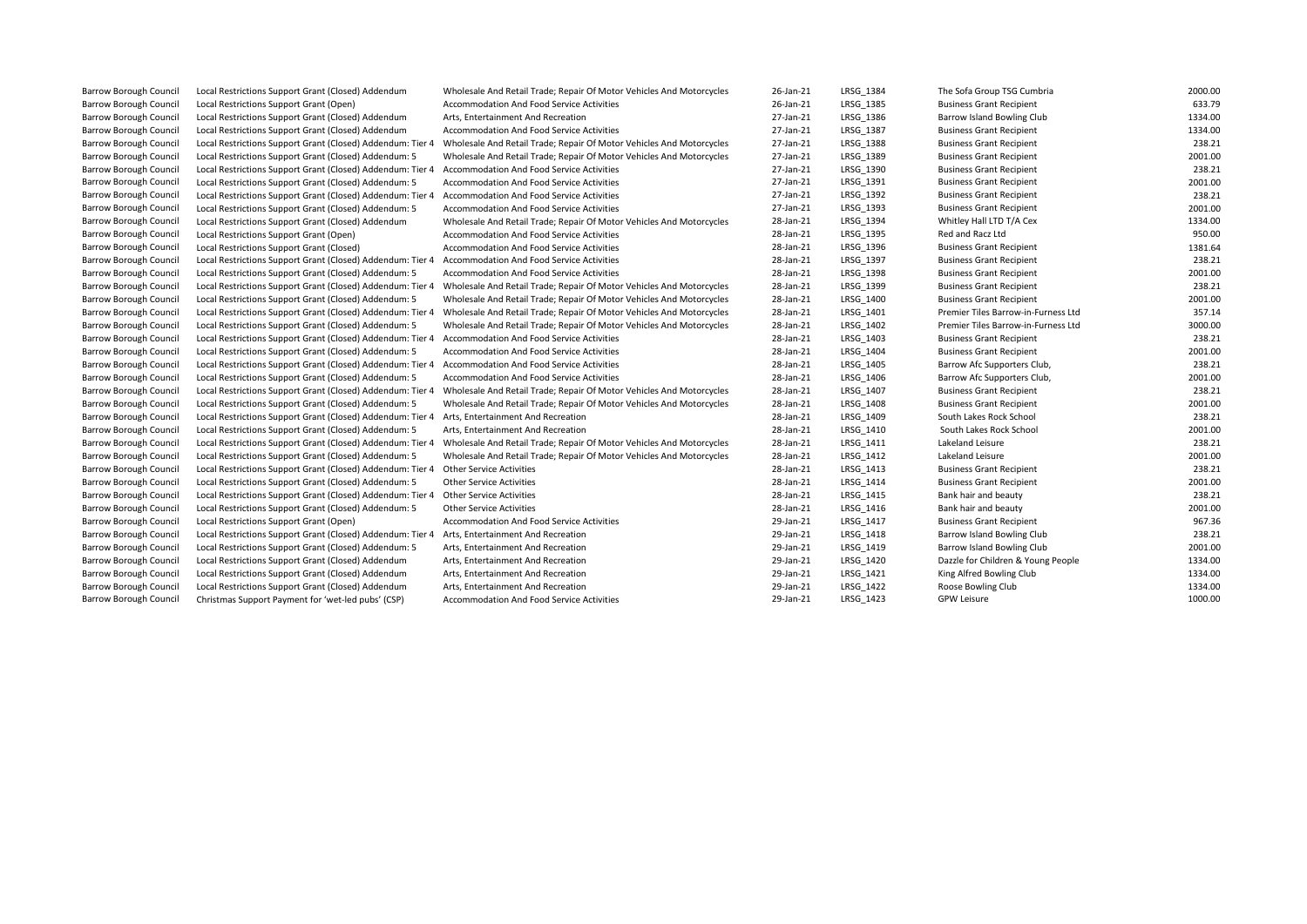| | | | | | | |
|---|---|---|---|---|---|---|
| Barrow Borough Council | Local Restrictions Support Grant (Closed) Addendum | Wholesale And Retail Trade; Repair Of Motor Vehicles And Motorcycles | 26-Jan-21 | LRSG_1384 | The Sofa Group TSG Cumbria | 2000.00 |
| Barrow Borough Council | Local Restrictions Support Grant (Open) | Accommodation And Food Service Activities | 26-Jan-21 | LRSG_1385 | Business Grant Recipient | 633.79 |
| Barrow Borough Council | Local Restrictions Support Grant (Closed) Addendum | Arts, Entertainment And Recreation | 27-Jan-21 | LRSG_1386 | Barrow Island Bowling Club | 1334.00 |
| Barrow Borough Council | Local Restrictions Support Grant (Closed) Addendum | Accommodation And Food Service Activities | 27-Jan-21 | LRSG_1387 | Business Grant Recipient | 1334.00 |
| Barrow Borough Council | Local Restrictions Support Grant (Closed) Addendum: Tier 4 | Wholesale And Retail Trade; Repair Of Motor Vehicles And Motorcycles | 27-Jan-21 | LRSG_1388 | Business Grant Recipient | 238.21 |
| Barrow Borough Council | Local Restrictions Support Grant (Closed) Addendum: 5 | Wholesale And Retail Trade; Repair Of Motor Vehicles And Motorcycles | 27-Jan-21 | LRSG_1389 | Business Grant Recipient | 2001.00 |
| Barrow Borough Council | Local Restrictions Support Grant (Closed) Addendum: Tier 4 | Accommodation And Food Service Activities | 27-Jan-21 | LRSG_1390 | Business Grant Recipient | 238.21 |
| Barrow Borough Council | Local Restrictions Support Grant (Closed) Addendum: 5 | Accommodation And Food Service Activities | 27-Jan-21 | LRSG_1391 | Business Grant Recipient | 2001.00 |
| Barrow Borough Council | Local Restrictions Support Grant (Closed) Addendum: Tier 4 | Accommodation And Food Service Activities | 27-Jan-21 | LRSG_1392 | Business Grant Recipient | 238.21 |
| Barrow Borough Council | Local Restrictions Support Grant (Closed) Addendum: 5 | Accommodation And Food Service Activities | 27-Jan-21 | LRSG_1393 | Business Grant Recipient | 2001.00 |
| Barrow Borough Council | Local Restrictions Support Grant (Closed) Addendum | Wholesale And Retail Trade; Repair Of Motor Vehicles And Motorcycles | 28-Jan-21 | LRSG_1394 | Whitley Hall LTD T/A Cex | 1334.00 |
| Barrow Borough Council | Local Restrictions Support Grant (Open) | Accommodation And Food Service Activities | 28-Jan-21 | LRSG_1395 | Red and Racz Ltd | 950.00 |
| Barrow Borough Council | Local Restrictions Support Grant (Closed) | Accommodation And Food Service Activities | 28-Jan-21 | LRSG_1396 | Business Grant Recipient | 1381.64 |
| Barrow Borough Council | Local Restrictions Support Grant (Closed) Addendum: Tier 4 | Accommodation And Food Service Activities | 28-Jan-21 | LRSG_1397 | Business Grant Recipient | 238.21 |
| Barrow Borough Council | Local Restrictions Support Grant (Closed) Addendum: 5 | Accommodation And Food Service Activities | 28-Jan-21 | LRSG_1398 | Business Grant Recipient | 2001.00 |
| Barrow Borough Council | Local Restrictions Support Grant (Closed) Addendum: Tier 4 | Wholesale And Retail Trade; Repair Of Motor Vehicles And Motorcycles | 28-Jan-21 | LRSG_1399 | Business Grant Recipient | 238.21 |
| Barrow Borough Council | Local Restrictions Support Grant (Closed) Addendum: 5 | Wholesale And Retail Trade; Repair Of Motor Vehicles And Motorcycles | 28-Jan-21 | LRSG_1400 | Business Grant Recipient | 2001.00 |
| Barrow Borough Council | Local Restrictions Support Grant (Closed) Addendum: Tier 4 | Wholesale And Retail Trade; Repair Of Motor Vehicles And Motorcycles | 28-Jan-21 | LRSG_1401 | Premier Tiles Barrow-in-Furness Ltd | 357.14 |
| Barrow Borough Council | Local Restrictions Support Grant (Closed) Addendum: 5 | Wholesale And Retail Trade; Repair Of Motor Vehicles And Motorcycles | 28-Jan-21 | LRSG_1402 | Premier Tiles Barrow-in-Furness Ltd | 3000.00 |
| Barrow Borough Council | Local Restrictions Support Grant (Closed) Addendum: Tier 4 | Accommodation And Food Service Activities | 28-Jan-21 | LRSG_1403 | Business Grant Recipient | 238.21 |
| Barrow Borough Council | Local Restrictions Support Grant (Closed) Addendum: 5 | Accommodation And Food Service Activities | 28-Jan-21 | LRSG_1404 | Business Grant Recipient | 2001.00 |
| Barrow Borough Council | Local Restrictions Support Grant (Closed) Addendum: Tier 4 | Accommodation And Food Service Activities | 28-Jan-21 | LRSG_1405 | Barrow Afc Supporters Club, | 238.21 |
| Barrow Borough Council | Local Restrictions Support Grant (Closed) Addendum: 5 | Accommodation And Food Service Activities | 28-Jan-21 | LRSG_1406 | Barrow Afc Supporters Club, | 2001.00 |
| Barrow Borough Council | Local Restrictions Support Grant (Closed) Addendum: Tier 4 | Wholesale And Retail Trade; Repair Of Motor Vehicles And Motorcycles | 28-Jan-21 | LRSG_1407 | Business Grant Recipient | 238.21 |
| Barrow Borough Council | Local Restrictions Support Grant (Closed) Addendum: 5 | Wholesale And Retail Trade; Repair Of Motor Vehicles And Motorcycles | 28-Jan-21 | LRSG_1408 | Business Grant Recipient | 2001.00 |
| Barrow Borough Council | Local Restrictions Support Grant (Closed) Addendum: Tier 4 | Arts, Entertainment And Recreation | 28-Jan-21 | LRSG_1409 | South Lakes Rock School | 238.21 |
| Barrow Borough Council | Local Restrictions Support Grant (Closed) Addendum: 5 | Arts, Entertainment And Recreation | 28-Jan-21 | LRSG_1410 | South Lakes Rock School | 2001.00 |
| Barrow Borough Council | Local Restrictions Support Grant (Closed) Addendum: Tier 4 | Wholesale And Retail Trade; Repair Of Motor Vehicles And Motorcycles | 28-Jan-21 | LRSG_1411 | Lakeland Leisure | 238.21 |
| Barrow Borough Council | Local Restrictions Support Grant (Closed) Addendum: 5 | Wholesale And Retail Trade; Repair Of Motor Vehicles And Motorcycles | 28-Jan-21 | LRSG_1412 | Lakeland Leisure | 2001.00 |
| Barrow Borough Council | Local Restrictions Support Grant (Closed) Addendum: Tier 4 | Other Service Activities | 28-Jan-21 | LRSG_1413 | Business Grant Recipient | 238.21 |
| Barrow Borough Council | Local Restrictions Support Grant (Closed) Addendum: 5 | Other Service Activities | 28-Jan-21 | LRSG_1414 | Business Grant Recipient | 2001.00 |
| Barrow Borough Council | Local Restrictions Support Grant (Closed) Addendum: Tier 4 | Other Service Activities | 28-Jan-21 | LRSG_1415 | Bank hair and beauty | 238.21 |
| Barrow Borough Council | Local Restrictions Support Grant (Closed) Addendum: 5 | Other Service Activities | 28-Jan-21 | LRSG_1416 | Bank hair and beauty | 2001.00 |
| Barrow Borough Council | Local Restrictions Support Grant (Open) | Accommodation And Food Service Activities | 29-Jan-21 | LRSG_1417 | Business Grant Recipient | 967.36 |
| Barrow Borough Council | Local Restrictions Support Grant (Closed) Addendum: Tier 4 | Arts, Entertainment And Recreation | 29-Jan-21 | LRSG_1418 | Barrow Island Bowling Club | 238.21 |
| Barrow Borough Council | Local Restrictions Support Grant (Closed) Addendum: 5 | Arts, Entertainment And Recreation | 29-Jan-21 | LRSG_1419 | Barrow Island Bowling Club | 2001.00 |
| Barrow Borough Council | Local Restrictions Support Grant (Closed) Addendum | Arts, Entertainment And Recreation | 29-Jan-21 | LRSG_1420 | Dazzle for Children & Young People | 1334.00 |
| Barrow Borough Council | Local Restrictions Support Grant (Closed) Addendum | Arts, Entertainment And Recreation | 29-Jan-21 | LRSG_1421 | King Alfred Bowling Club | 1334.00 |
| Barrow Borough Council | Local Restrictions Support Grant (Closed) Addendum | Arts, Entertainment And Recreation | 29-Jan-21 | LRSG_1422 | Roose Bowling Club | 1334.00 |
| Barrow Borough Council | Christmas Support Payment for 'wet-led pubs' (CSP) | Accommodation And Food Service Activities | 29-Jan-21 | LRSG_1423 | GPW Leisure | 1000.00 |